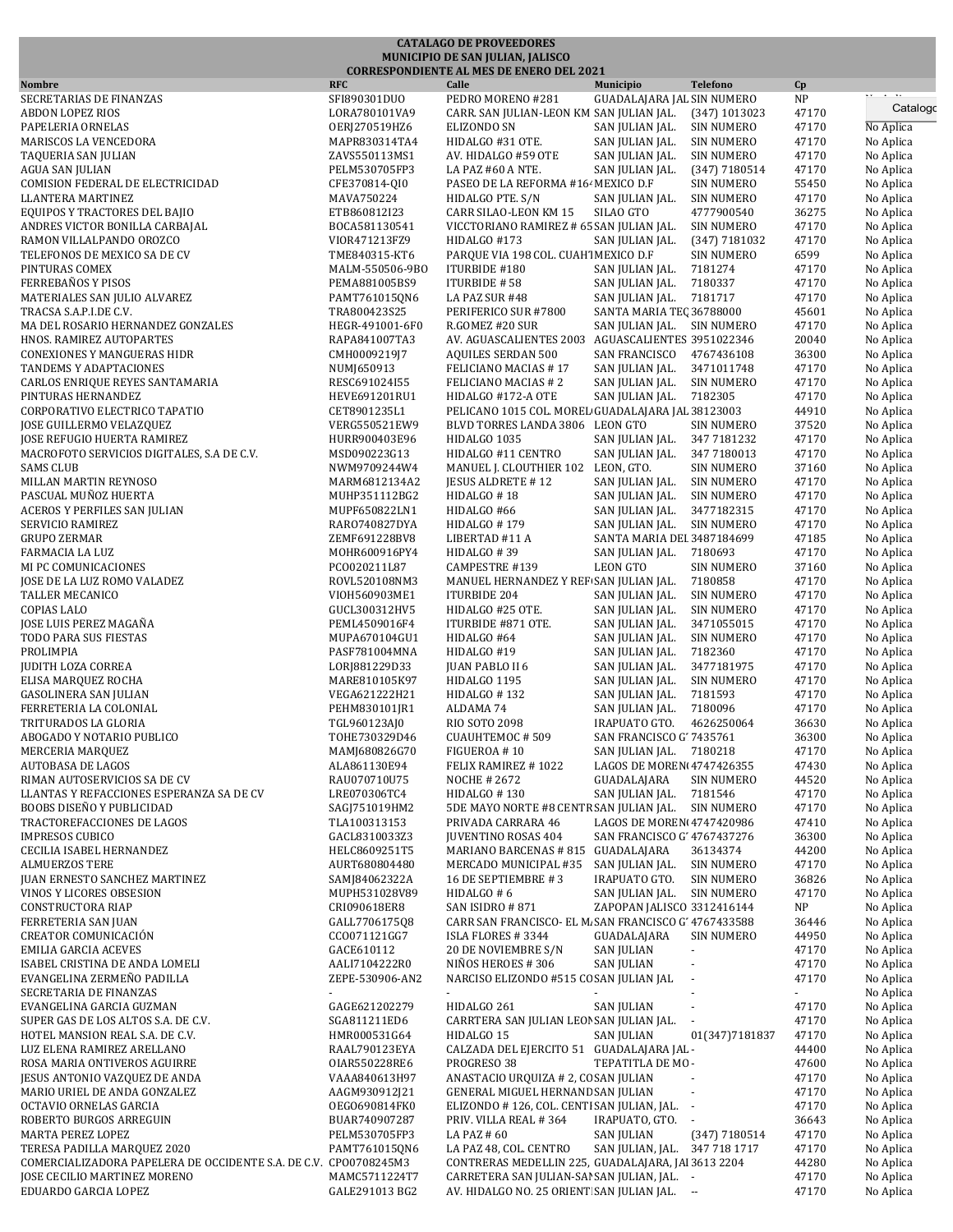**CATALAGO DE PROVEEDORES**
**MUNICIPIO DE SAN JULIAN, JALISCO**
**CORRESPONDIENTE AL MES DE ENERO DEL 2021**

| Nombre | RFC | Calle | Municipio | Telefono | Cp | |
|---|---|---|---|---|---|---|
| SECRETARIAS DE FINANZAS | SFI890301DUO | PEDRO MORENO #281 | GUADALAJARA JAL | SIN NUMERO | NP | |
| ABDON LOPEZ RIOS | LORA780101VA9 | CARR. SAN JULIAN-LEON KM | SAN JULIAN JAL. | (347) 1013023 | 47170 | |
| PAPELERIA ORNELAS | OERJ270519HZ6 | ELIZONDO SN | SAN JULIAN JAL. | SIN NUMERO | 47170 | No Aplica |
| MARISCOS LA VENCEDORA | MAPR830314TA4 | HIDALGO #31 OTE. | SAN JULIAN JAL. | SIN NUMERO | 47170 | No Aplica |
| TAQUERIA SAN JULIAN | ZAVS550113MS1 | AV. HIDALGO #59 OTE | SAN JULIAN JAL. | SIN NUMERO | 47170 | No Aplica |
| AGUA SAN JULIAN | PELM530705FP3 | LA PAZ #60 A NTE. | SAN JULIAN JAL. | (347) 7180514 | 47170 | No Aplica |
| COMISION FEDERAL DE ELECTRICIDAD | CFE370814-QI0 | PASEO DE LA REFORMA #164 | MEXICO D.F | SIN NUMERO | 55450 | No Aplica |
| LLANTERA MARTINEZ | MAVA750224 | HIDALGO PTE. S/N | SAN JULIAN JAL. | SIN NUMERO | 47170 | No Aplica |
| EQUIPOS Y TRACTORES DEL BAJIO | ETB860812I23 | CARR SILAO-LEON KM 15 | SILAO GTO | 4777900540 | 36275 | No Aplica |
| ANDRES VICTOR BONILLA CARBAJAL | BOCA581130541 | VICCTORIANO RAMIREZ # 65 | SAN JULIAN JAL. | SIN NUMERO | 47170 | No Aplica |
| RAMON VILLALPANDO OROZCO | VIOR471213FZ9 | HIDALGO #173 | SAN JULIAN JAL. | (347) 7181032 | 47170 | No Aplica |
| TELEFONOS DE MEXICO SA DE CV | TME840315-KT6 | PARQUE VIA 198 COL. CUAHT | MEXICO D.F | SIN NUMERO | 6599 | No Aplica |
| PINTURAS COMEX | MALM-550506-9BO | ITURBIDE #180 | SAN JULIAN JAL. | 7181274 | 47170 | No Aplica |
| FERREBAÑOS Y PISOS | PEMA881005BS9 | ITURBIDE # 58 | SAN JULIAN JAL. | 7180337 | 47170 | No Aplica |
| MATERIALES SAN JULIO ALVAREZ | PAMT761015QN6 | LA PAZ SUR #48 | SAN JULIAN JAL. | 7181717 | 47170 | No Aplica |
| TRACSA S.A.P.I.DE C.V. | TRA800423S25 | PERIFERICO SUR #7800 | SANTA MARIA TEC | 36788000 | 45601 | No Aplica |
| MA DEL ROSARIO HERNANDEZ GONZALES | HEGR-491001-6F0 | R.GOMEZ #20 SUR | SAN JULIAN JAL. | SIN NUMERO | 47170 | No Aplica |
| HNOS. RAMIREZ AUTOPARTES | RAPA841007TA3 | AV. AGUASCALIENTES 2003 | AGUASCALIENTES | 3951022346 | 20040 | No Aplica |
| CONEXIONES Y MANGUERAS HIDR | CMH0009219J7 | AQUILES SERDAN 500 | SAN FRANCISCO | 4767436108 | 36300 | No Aplica |
| TANDEMS Y ADAPTACIONES | NUMJ650913 | FELICIANO MACIAS # 17 | SAN JULIAN JAL. | 3471011748 | 47170 | No Aplica |
| CARLOS ENRIQUE REYES SANTAMARIA | RESC691024I55 | FELICIANO MACIAS # 2 | SAN JULIAN JAL. | SIN NUMERO | 47170 | No Aplica |
| PINTURAS HERNANDEZ | HEVE691201RU1 | HIDALGO #172-A OTE | SAN JULIAN JAL. | 7182305 | 47170 | No Aplica |
| CORPORATIVO ELECTRICO TAPATIO | CET8901235L1 | PELICANO 1015 COL. MOREL | GUADALAJARA JAL | 38123003 | 44910 | No Aplica |
| JOSE GUILLERMO VELAZQUEZ | VERG550521EW9 | BLVD TORRES LANDA 3806 | LEON GTO | SIN NUMERO | 37520 | No Aplica |
| JOSE REFUGIO HUERTA RAMIREZ | HURR900403E96 | HIDALGO 1035 | SAN JULIAN JAL. | 347 7181232 | 47170 | No Aplica |
| MACROFOTO SERVICIOS DIGITALES, S.A DE C.V. | MSD090223G13 | HIDALGO #11 CENTRO | SAN JULIAN JAL. | 347 7180013 | 47170 | No Aplica |
| SAMS CLUB | NWM9709244W4 | MANUEL J. CLOUTHIER 102 | LEON, GTO. | SIN NUMERO | 37160 | No Aplica |
| MILLAN MARTIN REYNOSO | MARM6812134A2 | JESUS ALDRETE # 12 | SAN JULIAN JAL. | SIN NUMERO | 47170 | No Aplica |
| PASCUAL MUÑOZ HUERTA | MUHP351112BG2 | HIDALGO # 18 | SAN JULIAN JAL. | SIN NUMERO | 47170 | No Aplica |
| ACEROS Y PERFILES SAN JULIAN | MUPF650822LN1 | HIDALGO #66 | SAN JULIAN JAL. | 3477182315 | 47170 | No Aplica |
| SERVICIO RAMIREZ | RARO740827DYA | HIDALGO # 179 | SAN JULIAN JAL. | SIN NUMERO | 47170 | No Aplica |
| GRUPO ZERMAR | ZEMF691228BV8 | LIBERTAD #11 A | SANTA MARIA DEL | 3487184699 | 47185 | No Aplica |
| FARMACIA LA LUZ | MOHR600916PY4 | HIDALGO # 39 | SAN JULIAN JAL. | 7180693 | 47170 | No Aplica |
| MI PC COMUNICACIONES | PCO020211L87 | CAMPESTRE #139 | LEON GTO | SIN NUMERO | 37160 | No Aplica |
| JOSE DE LA LUZ ROMO VALADEZ | ROVL520108NM3 | MANUEL HERNANDEZ Y REF | SAN JULIAN JAL. | 7180858 | 47170 | No Aplica |
| TALLER MECANICO | VIOH560903ME1 | ITURBIDE 204 | SAN JULIAN JAL. | SIN NUMERO | 47170 | No Aplica |
| COPIAS LALO | GUCL300312HV5 | HIDALGO #25 OTE. | SAN JULIAN JAL. | SIN NUMERO | 47170 | No Aplica |
| JOSE LUIS PEREZ MAGAÑA | PEML4509016F4 | ITURBIDE #871 OTE. | SAN JULIAN JAL. | 3471055015 | 47170 | No Aplica |
| TODO PARA SUS FIESTAS | MUPA670104GU1 | HIDALGO #64 | SAN JULIAN JAL. | SIN NUMERO | 47170 | No Aplica |
| PROLIMPIA | PASF781004MNA | HIDALGO #19 | SAN JULIAN JAL. | 7182360 | 47170 | No Aplica |
| JUDITH LOZA CORREA | LORJ881229D33 | JUAN PABLO II 6 | SAN JULIAN JAL. | 3477181975 | 47170 | No Aplica |
| ELISA MARQUEZ ROCHA | MARE810105K97 | HIDALGO 1195 | SAN JULIAN JAL. | SIN NUMERO | 47170 | No Aplica |
| GASOLINERA SAN JULIAN | VEGA621222H21 | HIDALGO # 132 | SAN JULIAN JAL. | 7181593 | 47170 | No Aplica |
| FERRETERIA LA COLONIAL | PEHM830101JR1 | ALDAMA 74 | SAN JULIAN JAL. | 7180096 | 47170 | No Aplica |
| TRITURADOS LA GLORIA | TGL960123AJ0 | RIO SOTO 2098 | IRAPUATO GTO. | 4626250064 | 36630 | No Aplica |
| ABOGADO Y NOTARIO PUBLICO | TOHE730329D46 | CUAUHTEMOC # 509 | SAN FRANCISCO G | 7435761 | 36300 | No Aplica |
| MERCERIA MARQUEZ | MAMJ680826G70 | FIGUEROA # 10 | SAN JULIAN JAL. | 7180218 | 47170 | No Aplica |
| AUTOBASA DE LAGOS | ALA861130E94 | FELIX RAMIREZ # 1022 | LAGOS DE MOREN | 4747426355 | 47430 | No Aplica |
| RIMAN AUTOSERVICIOS SA DE CV | RAU070710U75 | NOCHE # 2672 | GUADALAJARA | SIN NUMERO | 44520 | No Aplica |
| LLANTAS Y REFACCIONES ESPERANZA SA DE CV | LRE070306TC4 | HIDALGO # 130 | SAN JULIAN JAL. | 7181546 | 47170 | No Aplica |
| BOOBS DISEÑO Y PUBLICIDAD | SAGJ751019HM2 | 5DE MAYO NORTE #8 CENTR | SAN JULIAN JAL. | SIN NUMERO | 47170 | No Aplica |
| TRACTOREFACCIONES DE LAGOS | TLA100313153 | PRIVADA CARRARA 46 | LAGOS DE MOREN | 4747420986 | 47410 | No Aplica |
| IMPRESOS CUBICO | GACL8310033Z3 | JUVENTINO ROSAS 404 | SAN FRANCISCO G | 4767437276 | 36300 | No Aplica |
| CECILIA ISABEL HERNANDEZ | HELC8609251T5 | MARIANO BARCENAS # 815 | GUADALAJARA | 36134374 | 44200 | No Aplica |
| ALMUERZOS TERE | AURT680804480 | MERCADO MUNICIPAL #35 | SAN JULIAN JAL. | SIN NUMERO | 47170 | No Aplica |
| JUAN ERNESTO SANCHEZ MARTINEZ | SAMJ84062322A | 16 DE SEPTIEMBRE # 3 | IRAPUATO GTO. | SIN NUMERO | 36826 | No Aplica |
| VINOS Y LICORES OBSESION | MUPH531028V89 | HIDALGO # 6 | SAN JULIAN JAL. | SIN NUMERO | 47170 | No Aplica |
| CONSTRUCTORA RIAP | CRI090618ER8 | SAN ISIDRO # 871 | ZAPOPAN JALISCO | 3312416144 | NP | No Aplica |
| FERRETERIA SAN JUAN | GALL7706175Q8 | CARR SAN FRANCISCO- EL M | SAN FRANCISCO G | 4767433588 | 36446 | No Aplica |
| CREATOR COMUNICACIÓN | CCO071121GG7 | ISLA FLORES # 3344 | GUADALAJARA | SIN NUMERO | 44950 | No Aplica |
| EMILIA GARCIA ACEVES | GACE610112 | 20 DE NOVIEMBRE S/N | SAN JULIAN | - | 47170 | No Aplica |
| ISABEL CRISTINA DE ANDA LOMELI | AALI7104222R0 | NIÑOS HEROES # 306 | SAN JULIAN | - | 47170 | No Aplica |
| EVANGELINA ZERMEÑO PADILLA | ZEPE-530906-AN2 | NARCISO ELIZONDO #515 CO | SAN JULIAN JAL | - | 47170 | No Aplica |
| SECRETARIA DE FINANZAS | - | - | - | - | - | No Aplica |
| EVANGELINA GARCIA GUZMAN | GAGE621202279 | HIDALGO 261 | SAN JULIAN | - | 47170 | No Aplica |
| SUPER GAS DE LOS ALTOS S.A. DE C.V. | SGA811211ED6 | CARRTERA SAN JULIAN LEON | SAN JULIAN JAL. | - | 47170 | No Aplica |
| HOTEL MANSION REAL S.A. DE C.V. | HMR000531G64 | HIDALGO 15 | SAN JULIAN | 01(347)7181837 | 47170 | No Aplica |
| LUZ ELENA RAMIREZ ARELLANO | RAAL790123EYA | CALZADA DEL EJERCITO 51 | GUADALAJARA JAL | - | 44400 | No Aplica |
| ROSA MARIA ONTIVEROS AGUIRRE | OIAR550228RE6 | PROGRESO 38 | TEPATITLA DE MO | - | 47600 | No Aplica |
| JESUS ANTONIO VAZQUEZ DE ANDA | VAAA840613H97 | ANASTACIO URQUIZA # 2, CO | SAN JULIAN | - | 47170 | No Aplica |
| MARIO URIEL DE ANDA GONZALEZ | AAGM930912J21 | GENERAL MIGUEL HERNAND | SAN JULIAN | - | 47170 | No Aplica |
| OCTAVIO ORNELAS GARCIA | OEGO690814FK0 | ELIZONDO # 126, COL. CENTI | SAN JULIAN, JAL. | - | 47170 | No Aplica |
| ROBERTO BURGOS ARREGUIN | BUAR740907287 | PRIV. VILLA REAL # 364 | IRAPUATO, GTO. | - | 36643 | No Aplica |
| MARTA PEREZ LOPEZ | PELM530705FP3 | LA PAZ # 60 | SAN JULIAN | (347) 7180514 | 47170 | No Aplica |
| TERESA PADILLA MARQUEZ 2020 | PAMT761015QN6 | LA PAZ 48, COL. CENTRO | SAN JULIAN, JAL. | 347 718 1717 | 47170 | No Aplica |
| COMERCIALIZADORA PAPELERA DE OCCIDENTE S.A. DE C.V. | CPO0708245M3 | CONTRERAS MEDELLIN 225, | GUADALAJARA, JAL | 3613 2204 | 44280 | No Aplica |
| JOSE CECILIO MARTINEZ MORENO | MAMC5711224T7 | CARRETERA SAN JULIAN-SAN | SAN JULIAN, JAL. | - | 47170 | No Aplica |
| EDUARDO GARCIA LOPEZ | GALE291013 BG2 | AV. HIDALGO NO. 25 ORIENT | SAN JULIAN JAL. | -- | 47170 | No Aplica |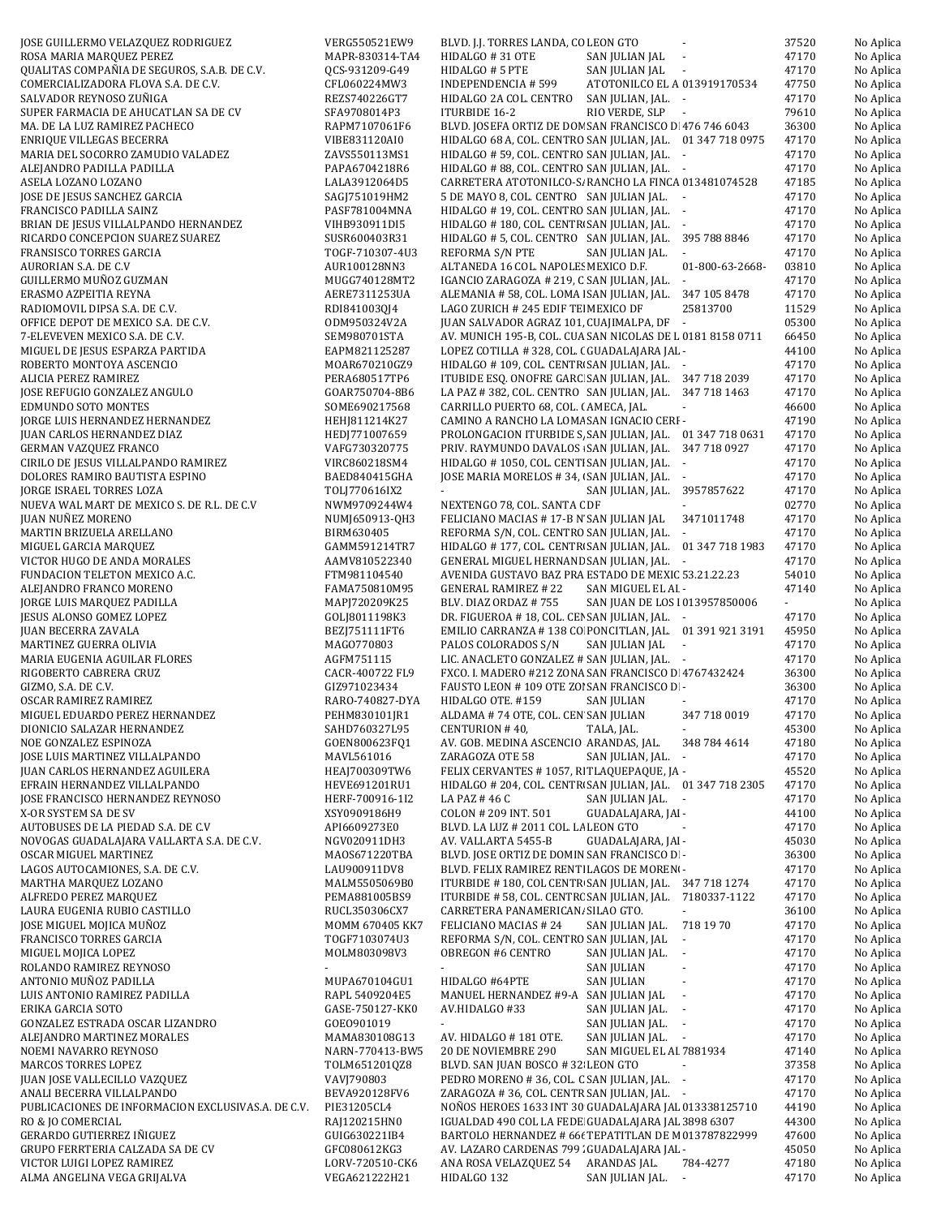| | | | | | | |
|---|---|---|---|---|---|---|
| JOSE GUILLERMO VELAZQUEZ RODRIGUEZ | VERG550521EW9 | BLVD. J.J. TORRES LANDA, CO | LEON GTO | - | 37520 | No Aplica |
| ROSA MARIA MARQUEZ PEREZ | MAPR-830314-TA4 | HIDALGO # 31 OTE | SAN JULIAN JAL | - | 47170 | No Aplica |
| QUALITAS COMPAÑIA DE SEGUROS, S.A.B. DE C.V. | QCS-931209-G49 | HIDALGO # 5 PTE | SAN JULIAN JAL | - | 47170 | No Aplica |
| COMERCIALIZADORA FLOVA S.A. DE C.V. | CFL060224MW3 | INDEPENDENCIA # 599 | ATOTONILCO EL A | 013919170534 | 47750 | No Aplica |
| SALVADOR REYNOSO ZUÑIGA | REZS740226GT7 | HIDALGO 2A COL. CENTRO | SAN JULIAN, JAL. | - | 47170 | No Aplica |
| SUPER FARMACIA DE AHUCATLAN SA DE CV | SFA9708014P3 | ITURBIDE 16-2 | RIO VERDE, SLP | - | 79610 | No Aplica |
| MA. DE LA LUZ RAMIREZ PACHECO | RAPM7107061F6 | BLVD. JOSEFA ORTIZ DE DOM | SAN FRANCISCO D | 476 746 6043 | 36300 | No Aplica |
| ENRIQUE VILLEGAS BECERRA | VIBE831120AI0 | HIDALGO 68 A, COL. CENTRO | SAN JULIAN, JAL. | 01 347 718 0975 | 47170 | No Aplica |
| MARIA DEL SOCORRO ZAMUDIO VALADEZ | ZAVS550113MS1 | HIDALGO # 59, COL. CENTRO | SAN JULIAN, JAL. | - | 47170 | No Aplica |
| ALEJANDRO PADILLA PADILLA | PAPA6704218R6 | HIDALGO # 88, COL. CENTRO | SAN JULIAN, JAL. | - | 47170 | No Aplica |
| ASELA LOZANO LOZANO | LALA3912064D5 | CARRETERA ATOTONILCO-SA | RANCHO LA FINCA | 013481074528 | 47185 | No Aplica |
| JOSE DE JESUS SANCHEZ GARCIA | SAGJ751019HM2 | 5 DE MAYO 8, COL. CENTRO | SAN JULIAN, JAL. | - | 47170 | No Aplica |
| FRANCISCO PADILLA SAINZ | PASF781004MNA | HIDALGO # 19, COL. CENTRO | SAN JULIAN, JAL. | - | 47170 | No Aplica |
| BRIAN DE JESUS VILLALPANDO HERNANDEZ | VIHB930911DI5 | HIDALGO # 180, COL. CENTR | SAN JULIAN, JAL. | - | 47170 | No Aplica |
| RICARDO CONCEPCION SUAREZ SUAREZ | SUSR600403R31 | HIDALGO # 5, COL. CENTRO | SAN JULIAN, JAL. | 395 788 8846 | 47170 | No Aplica |
| FRANSISCO TORRES GARCIA | TOGF-710307-4U3 | REFORMA S/N PTE | SAN JULIAN JAL. | - | 47170 | No Aplica |
| AURORIAN S.A. DE C.V | AUR100128NN3 | ALTANEDA 16 COL. NAPOLES | MEXICO D.F. | 01-800-63-2668- | 03810 | No Aplica |
| GUILLERMO MUÑOZ GUZMAN | MUGG740128MT2 | IGANCIO ZARAGOZA # 219, C | SAN JULIAN, JAL. | - | 47170 | No Aplica |
| ERASMO AZPEITIA REYNA | AERE7311253UA | ALEMANIA # 58, COL. LOMA | SAN JULIAN, JAL. | 347 105 8478 | 47170 | No Aplica |
| RADIOMOVIL DIPSA S.A. DE C.V. | RDI841003QJ4 | LAGO ZURICH # 245 EDIF TEI | MEXICO DF | 25813700 | 11529 | No Aplica |
| OFFICE DEPOT DE MEXICO S.A. DE C.V. | ODM950324V2A | JUAN SALVADOR AGRAZ 101, | CUAJIMALPA, DF | - | 05300 | No Aplica |
| 7-ELEVEVEN MEXICO S.A. DE C.V. | SEM980701STA | AV. MUNICH 195-B, COL. CUA | SAN NICOLAS DE L | 0181 8158 0711 | 66450 | No Aplica |
| MIGUEL DE JESUS ESPARZA PARTIDA | EAPM821125287 | LOPEZ COTILLA # 328, COL. C | GUADALAJARA JAL | - | 44100 | No Aplica |
| ROBERTO MONTOYA ASCENCIO | MOAR670210GZ9 | HIDALGO # 109, COL. CENTR | SAN JULIAN, JAL. | - | 47170 | No Aplica |
| ALICIA PEREZ RAMIREZ | PERA680517TP6 | ITUBIDE ESQ. ONOFRE GARC | SAN JULIAN, JAL. | 347 718 2039 | 47170 | No Aplica |
| JOSE REFUGIO GONZALEZ ANGULO | GOAR750704-8B6 | LA PAZ # 382, COL. CENTRO | SAN JULIAN, JAL. | 347 718 1463 | 47170 | No Aplica |
| EDMUNDO SOTO MONTES | SOME690217568 | CARRILLO PUERTO 68, COL. ( | AMECA, JAL. | - | 46600 | No Aplica |
| JORGE LUIS HERNANDEZ HERNANDEZ | HEHJ811214K27 | CAMINO A RANCHO LA LOMA | SAN IGNACIO CERF | - | 47190 | No Aplica |
| JUAN CARLOS HERNANDEZ DIAZ | HEDJ771007659 | PROLONGACION ITURBIDE S, | SAN JULIAN, JAL. | 01 347 718 0631 | 47170 | No Aplica |
| GERMAN VAZQUEZ FRANCO | VAFG730320775 | PRIV. RAYMUNDO DAVALOS | SAN JULIAN, JAL. | 347 718 0927 | 47170 | No Aplica |
| CIRILO DE JESUS VILLALPANDO RAMIREZ | VIRC860218SM4 | HIDALGO # 1050, COL. CENT | SAN JULIAN, JAL. | - | 47170 | No Aplica |
| DOLORES RAMIRO BAUTISTA ESPINO | BAED840415GHA | JOSE MARIA MORELOS # 34, ( | SAN JULIAN, JAL. | - | 47170 | No Aplica |
| JORGE ISRAEL TORRES LOZA | TOLJ770616IX2 | - | SAN JULIAN, JAL. | 3957857622 | 47170 | No Aplica |
| NUEVA WAL MART DE MEXICO S. DE R.L. DE C.V | NWM9709244W4 | NEXTENGO 78, COL. SANTA C | DF | - | 02770 | No Aplica |
| JUAN NUÑEZ MORENO | NUMJ650913-QH3 | FELICIANO MACIAS # 17-B N | SAN JULIAN JAL | 3471011748 | 47170 | No Aplica |
| MARTIN BRIZUELA ARELLANO | BIRM630405 | REFORMA S/N, COL. CENTRO | SAN JULIAN, JAL. | - | 47170 | No Aplica |
| MIGUEL GARCIA MARQUEZ | GAMM591214TR7 | HIDALGO # 177, COL. CENTR | SAN JULIAN, JAL. | 01 347 718 1983 | 47170 | No Aplica |
| VICTOR HUGO DE ANDA MORALES | AAMV810522340 | GENERAL MIGUEL HERNAND | SAN JULIAN, JAL. | - | 47170 | No Aplica |
| FUNDACION TELETON MEXICO A.C. | FTM981104540 | AVENIDA GUSTAVO BAZ PRA | ESTADO DE MEXIC | 53.21.22.23 | 54010 | No Aplica |
| ALEJANDRO FRANCO MORENO | FAMA750810M95 | GENERAL RAMIREZ # 22 | SAN MIGUEL EL AL | - | 47140 | No Aplica |
| JORGE LUIS MARQUEZ PADILLA | MAPJ720209K25 | BLV. DIAZ ORDAZ # 755 | SAN JUAN DE LOS L | 013957850006 | - | No Aplica |
| JESUS ALONSO GOMEZ LOPEZ | GOLJ8011198K3 | DR. FIGUEROA # 18, COL. CEN | SAN JULIAN, JAL. | - | 47170 | No Aplica |
| JUAN BECERRA ZAVALA | BEZJ751111FT6 | EMILIO CARRANZA # 138 COL | PONCITLAN, JAL. | 01 391 921 3191 | 45950 | No Aplica |
| MARTINEZ GUERRA OLIVIA | MAGO770803 | PALOS COLORADOS S/N | SAN JULIAN JAL | - | 47170 | No Aplica |
| MARIA EUGENIA AGUILAR FLORES | AGFM751115 | LIC. ANACLETO GONZALEZ # | SAN JULIAN, JAL. | - | 47170 | No Aplica |
| RIGOBERTO CABRERA CRUZ | CACR-400722 FL9 | FXCO. I. MADERO #212 ZONA | SAN FRANCISCO D | 4767432424 | 36300 | No Aplica |
| GIZMO, S.A. DE C.V. | GIZ971023434 | FAUSTO LEON # 109 OTE ZON | SAN FRANCISCO D | - | 36300 | No Aplica |
| OSCAR RAMIREZ RAMIREZ | RARO-740827-DYA | HIDALGO OTE. #159 | SAN JULIAN | - | 47170 | No Aplica |
| MIGUEL EDUARDO PEREZ HERNANDEZ | PEHM830101JR1 | ALDAMA # 74 OTE, COL. CEN | SAN JULIAN | 347 718 0019 | 47170 | No Aplica |
| DIONICIO SALAZAR HERNANDEZ | SAHD760327L95 | CENTURION # 40, | TALA, JAL. | - | 45300 | No Aplica |
| NOE GONZALEZ ESPINOZA | GOEN800623FQ1 | AV. GOB. MEDINA ASCENCIO | ARANDAS, JAL. | 348 784 4614 | 47180 | No Aplica |
| JOSE LUIS MARTINEZ VILLALPANDO | MAVL561016 | ZARAGOZA OTE 58 | SAN JULIAN, JAL. | - | 47170 | No Aplica |
| JUAN CARLOS HERNANDEZ AGUILERA | HEAJ700309TW6 | FELIX CERVANTES # 1057, RI | TLAQUEPAQUE, JA | - | 45520 | No Aplica |
| EFRAIN HERNANDEZ VILLALPANDO | HEVE691201RU1 | HIDALGO # 204, COL. CENTR | SAN JULIAN, JAL. | 01 347 718 2305 | 47170 | No Aplica |
| JOSE FRANCISCO HERNANDEZ REYNOSO | HERF-700916-1I2 | LA PAZ # 46 C | SAN JULIAN JAL. | - | 47170 | No Aplica |
| X-OR SYSTEM SA DE SV | XSY0909186H9 | COLON # 209 INT. 501 | GUADALAJARA, JAL | - | 44100 | No Aplica |
| AUTOBUSES DE LA PIEDAD S.A. DE C.V | API6609273E0 | BLVD. LA LUZ # 2011 COL. LA | LEON GTO | - | 47170 | No Aplica |
| NOVOGAS GUADALAJARA VALLARTA S.A. DE C.V. | NGV020911DH3 | AV. VALLARTA 5455-B | GUADALAJARA, JAL | - | 45030 | No Aplica |
| OSCAR MIGUEL MARTINEZ | MAOS671220TBA | BLVD. JOSE ORTIZ DE DOMIN | SAN FRANCISCO D | - | 36300 | No Aplica |
| LAGOS AUTOCAMIONES, S.A. DE C.V. | LAU900911DV8 | BLVD. FELIX RAMIREZ RENT | LAGOS DE MOREN | - | 47170 | No Aplica |
| MARTHA MARQUEZ LOZANO | MALM5505069B0 | ITURBIDE # 180, COL. CENTR | SAN JULIAN, JAL. | 347 718 1274 | 47170 | No Aplica |
| ALFREDO PEREZ MARQUEZ | PEMA881005BS9 | ITURBIDE # 58, COL. CENTRO | SAN JULIAN, JAL. | 7180337-1122 | 47170 | No Aplica |
| LAURA EUGENIA RUBIO CASTILLO | RUCL350306CX7 | CARRETERA PANAMERICANA | SILAO GTO. | - | 36100 | No Aplica |
| JOSE MIGUEL MOJICA MUÑOZ | MOMM 670405 KK7 | FELICIANO MACIAS # 24 | SAN JULIAN JAL. | 718 19 70 | 47170 | No Aplica |
| FRANCISCO TORRES GARCIA | TOGF7103074U3 | REFORMA S/N, COL. CENTRO | SAN JULIAN, JAL. | - | 47170 | No Aplica |
| MIGUEL MOJICA LOPEZ | MOLM803098V3 | OBREGON #6 CENTRO | SAN JULIAN, JAL. | - | 47170 | No Aplica |
| ROLANDO RAMIREZ REYNOSO | - | - | SAN JULIAN | - | 47170 | No Aplica |
| ANTONIO MUÑOZ PADILLA | MUPA670104GU1 | HIDALGO #64PTE | SAN JULIAN | - | 47170 | No Aplica |
| LUIS ANTONIO RAMIREZ PADILLA | RAPL 5409204E5 | MANUEL HERNANDEZ #9-A | SAN JULIAN JAL | - | 47170 | No Aplica |
| ERIKA GARCIA SOTO | GASE-750127-KK0 | AV.HIDALGO #33 | SAN JULIAN JAL. | - | 47170 | No Aplica |
| GONZALEZ ESTRADA OSCAR LIZANDRO | GOEO901019 | - | SAN JULIAN JAL. | - | 47170 | No Aplica |
| ALEJANDRO MARTINEZ MORALES | MAMA830108G13 | AV. HIDALGO # 181 OTE. | SAN JULIAN JAL. | - | 47170 | No Aplica |
| NOEMI NAVARRO REYNOSO | NARN-770413-BW5 | 20 DE NOVIEMBRE 290 | SAN MIGUEL EL AL | 7881934 | 47140 | No Aplica |
| MARCOS TORRES LOPEZ | TOLM651201QZ8 | BLVD. SAN JUAN BOSCO # 32 | LEON GTO | - | 37358 | No Aplica |
| JUAN JOSE VALLECILLO VAZQUEZ | VAVJ790803 | PEDRO MORENO # 36, COL. C | SAN JULIAN, JAL. | - | 47170 | No Aplica |
| ANALI BECERRA VILLALPANDO | BEVA920128FV6 | ZARAGOZA # 36, COL. CENTR | SAN JULIAN, JAL. | - | 47170 | No Aplica |
| PUBLICACIONES DE INFORMACION EXCLUSIVAS.A. DE C.V. | PIE31205CL4 | NOÑOS HEROES 1633 INT 30 | GUADALAJARA JAL | 013338125710 | 44190 | No Aplica |
| RO & JO COMERCIAL | RAJ120215HN0 | IGUALDAD 490 COL LA FEDE | GUADALAJARA JAL | 3898 6307 | 44300 | No Aplica |
| GERARDO GUTIERREZ IÑIGUEZ | GUIG630221IB4 | BARTOLO HERNANDEZ # 66 | TEPATITLAN DE M | 013787822999 | 47600 | No Aplica |
| GRUPO FERRTERIA CALZADA SA DE CV | GFC080612KG3 | AV. LAZARO CARDENAS 799 | GUADALAJARA JAL | - | 45050 | No Aplica |
| VICTOR LUIGI LOPEZ RAMIREZ | LORV-720510-CK6 | ANA ROSA VELAZQUEZ 54 | ARANDAS JAL. | 784-4277 | 47180 | No Aplica |
| ALMA ANGELINA VEGA GRIJALVA | VEGA621222H21 | HIDALGO 132 | SAN JULIAN JAL. | - | 47170 | No Aplica |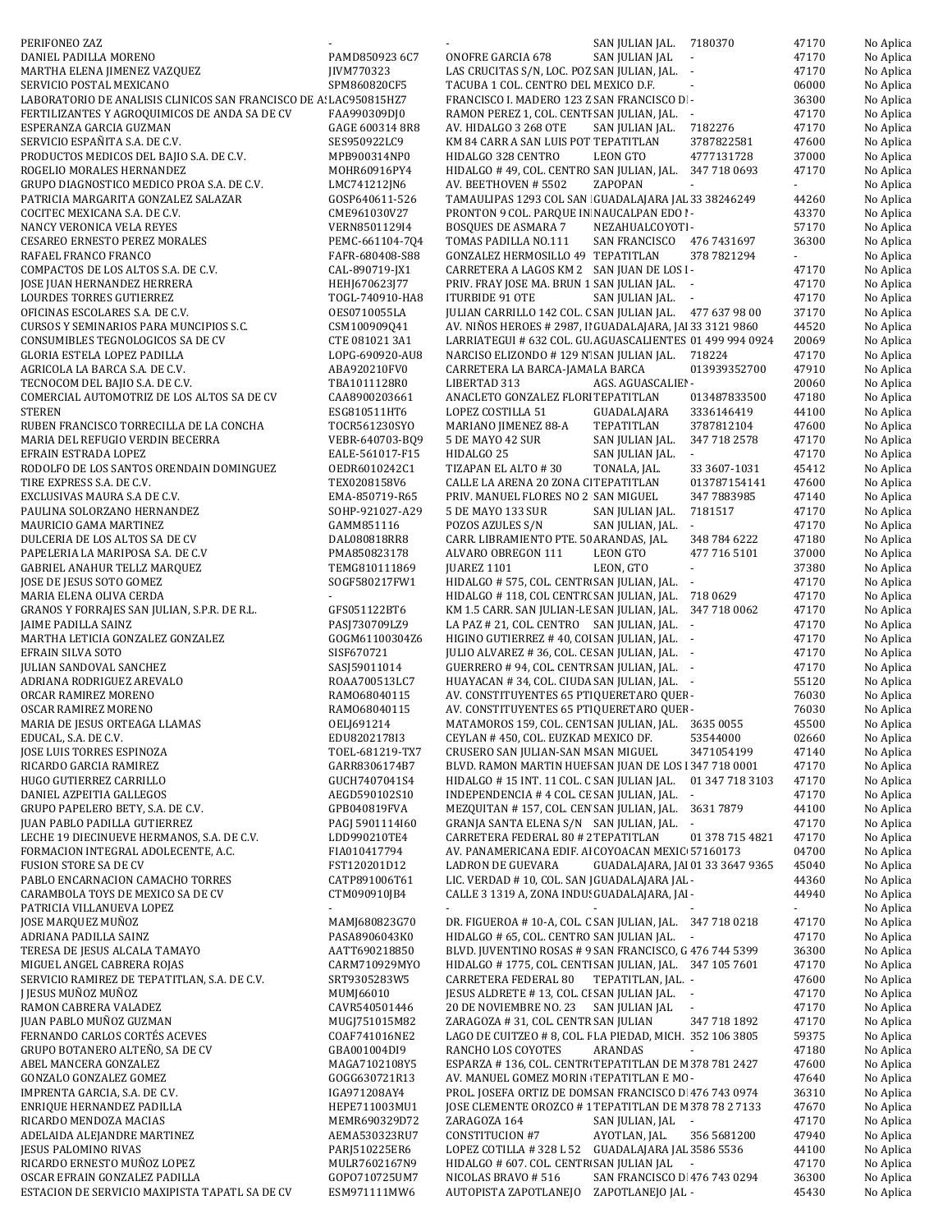| | | | | | | |
|---|---|---|---|---|---|---|
| PERIFONEO ZAZ | - | - | SAN JULIAN JAL. | 7180370 | 47170 | No Aplica |
| DANIEL PADILLA MORENO | PAMD850923 6C7 | ONOFRE GARCIA 678 | SAN JULIAN JAL | - | 47170 | No Aplica |
| MARTHA ELENA JIMENEZ VAZQUEZ | JIVM770323 | LAS CRUCITAS S/N, LOC. POZ | SAN JULIAN, JAL. | - | 47170 | No Aplica |
| SERVICIO POSTAL MEXICANO | SPM860820CF5 | TACUBA 1 COL. CENTRO DEL | MEXICO D.F. | - | 06000 | No Aplica |
| LABORATORIO DE ANALISIS CLINICOS SAN FRANCISCO DE AS | LAC950815HZ7 | FRANCISCO I. MADERO 123 Z | SAN FRANCISCO D | - | 36300 | No Aplica |
| FERTILIZANTES Y AGROQUIMICOS DE ANDA SA DE CV | FAA990309DJ0 | RAMON PEREZ 1, COL. CENTI | SAN JULIAN, JAL. | - | 47170 | No Aplica |
| ESPERANZA GARCIA GUZMAN | GAGE 600314 8R8 | AV. HIDALGO 3 268 OTE | SAN JULIAN JAL. | 7182276 | 47170 | No Aplica |
| SERVICIO ESPAÑITA S.A. DE C.V. | SES950922LC9 | KM 84 CARR A SAN LUIS POT | TEPATITLAN | 3787822581 | 47600 | No Aplica |
| PRODUCTOS MEDICOS DEL BAJIO S.A. DE C.V. | MPB900314NP0 | HIDALGO 328 CENTRO | LEON GTO | 4777131728 | 37000 | No Aplica |
| ROGELIO MORALES HERNANDEZ | MOHR60916PY4 | HIDALGO # 49, COL. CENTRO | SAN JULIAN, JAL. | 347 718 0693 | 47170 | No Aplica |
| GRUPO DIAGNOSTICO MEDICO PROA S.A. DE C.V. | LMC741212JN6 | AV. BEETHOVEN # 5502 | ZAPOPAN | - | - | No Aplica |
| PATRICIA MARGARITA GONZALEZ SALAZAR | GOSP640611-526 | TAMAULIPAS 1293 COL SAN | GUADALAJARA JAL | 33 38246249 | 44260 | No Aplica |
| COCITEC MEXICANA S.A. DE C.V. | CME961030V27 | PRONTON 9 COL. PARQUE IN | NAUCALPAN EDO M | - | 43370 | No Aplica |
| NANCY VERONICA VELA REYES | VERN850112914 | BOSQUES DE ASMARA 7 | NEZAHUALCOYOTL | - | 57170 | No Aplica |
| CESAREO ERNESTO PEREZ MORALES | PEMC-661104-7Q4 | TOMAS PADILLA NO.111 | SAN FRANCISCO | 476 7431697 | 36300 | No Aplica |
| RAFAEL FRANCO FRANCO | FAFR-680408-S88 | GONZALEZ HERMOSILLO 49 | TEPATITLAN | 378 7821294 | - | No Aplica |
| COMPACTOS DE LOS ALTOS S.A. DE C.V. | CAL-890719-JX1 | CARRETERA A LAGOS KM 2 | SAN JUAN DE LOS L | - | 47170 | No Aplica |
| JOSE JUAN HERNANDEZ HERRERA | HEHJ670623J77 | PRIV. FRAY JOSE MA. BRUN 1 | SAN JULIAN JAL. | - | 47170 | No Aplica |
| LOURDES TORRES GUTIERREZ | TOGL-740910-HA8 | ITURBIDE 91 OTE | SAN JULIAN JAL. | - | 47170 | No Aplica |
| OFICINAS ESCOLARES S.A. DE C.V. | OES0710055LA | JULIAN CARRILLO 142 COL. C | SAN JULIAN JAL. | 477 637 98 00 | 37170 | No Aplica |
| CURSOS Y SEMINARIOS PARA MUNCIPIOS S.C. | CSM100909Q41 | AV. NIÑOS HEROES # 2987, I | GUADALAJARA, JAI | 33 3121 9860 | 44520 | No Aplica |
| CONSUMIBLES TEGNOLOGICOS SA DE CV | CTE 081021 3A1 | LARRIATEGUI # 632 COL. GU | AGUASCALIENTES | 01 499 994 0924 | 20069 | No Aplica |
| GLORIA ESTELA LOPEZ PADILLA | LOPG-690920-AU8 | NARCISO ELIZONDO # 129 N | SAN JULIAN JAL. | 718224 | 47170 | No Aplica |
| AGRICOLA LA BARCA S.A. DE C.V. | ABA920210FV0 | CARRETERA LA BARCA-JAMA | LA BARCA | 013939352700 | 47910 | No Aplica |
| TECNOCOM DEL BAJIO S.A. DE C.V. | TBA1011128R0 | LIBERTAD 313 | AGS. AGUASCALIEN | - | 20060 | No Aplica |
| COMERCIAL AUTOMOTRIZ DE LOS ALTOS SA DE CV | CAA8900203661 | ANACLETO GONZALEZ FLORI | TEPATITLAN | 013487833500 | 47180 | No Aplica |
| STEREN | ESG810511HT6 | LOPEZ COSTILLA 51 | GUADALAJARA | 3336146419 | 44100 | No Aplica |
| RUBEN FRANCISCO TORRECILLA DE LA CONCHA | TOCR561230SYO | MARIANO JIMENEZ 88-A | TEPATITLAN | 3787812104 | 47600 | No Aplica |
| MARIA DEL REFUGIO VERDIN BECERRA | VEBR-640703-BQ9 | 5 DE MAYO 42 SUR | SAN JULIAN JAL. | 347 718 2578 | 47170 | No Aplica |
| EFRAIN ESTRADA LOPEZ | EALE-561017-F15 | HIDALGO 25 | SAN JULIAN JAL. | - | 47170 | No Aplica |
| RODOLFO DE LOS SANTOS ORENDAIN DOMINGUEZ | OEDR6010242C1 | TIZAPAN EL ALTO # 30 | TONALA, JAL. | 33 3607-1031 | 45412 | No Aplica |
| TIRE EXPRESS S.A. DE C.V. | TEX0208158V6 | CALLE LA ARENA 20 ZONA CI | TEPATITLAN | 013787154141 | 47600 | No Aplica |
| EXCLUSIVAS MAURA S.A DE C.V. | EMA-850719-R65 | PRIV. MANUEL FLORES NO 2 | SAN MIGUEL | 347 7883985 | 47140 | No Aplica |
| PAULINA SOLORZANO HERNANDEZ | SOHP-921027-A29 | 5 DE MAYO 133 SUR | SAN JULIAN JAL. | 7181517 | 47170 | No Aplica |
| MAURICIO GAMA MARTINEZ | GAMM851116 | POZOS AZULES S/N | SAN JULIAN, JAL. | - | 47170 | No Aplica |
| DULCERIA DE LOS ALTOS SA DE CV | DAL080818RR8 | CARR. LIBRAMIENTO PTE. 50 | ARANDAS, JAL. | 348 784 6222 | 47180 | No Aplica |
| PAPELERIA LA MARIPOSA S.A. DE C.V | PMA850823178 | ALVARO OBREGON 111 | LEON GTO | 477 716 5101 | 37000 | No Aplica |
| GABRIEL ANAHUR TELLZ MARQUEZ | TEMG810111869 | JUAREZ 1101 | LEON, GTO | - | 37380 | No Aplica |
| JOSE DE JESUS SOTO GOMEZ | SOGF580217FW1 | HIDALGO # 575, COL. CENTR | SAN JULIAN, JAL. | - | 47170 | No Aplica |
| MARIA ELENA OLIVA CERDA | - | HIDALGO # 118, COL CENTR | SAN JULIAN, JAL. | 718 0629 | 47170 | No Aplica |
| GRANOS Y FORRAJES SAN JULIAN, S.P.R. DE R.L. | GFS051122BT6 | KM 1.5 CARR. SAN JULIAN-LE | SAN JULIAN, JAL. | 347 718 0062 | 47170 | No Aplica |
| JAIME PADILLA SAINZ | PASJ730709LZ9 | LA PAZ # 21, COL. CENTRO | SAN JULIAN, JAL. | - | 47170 | No Aplica |
| MARTHA LETICIA GONZALEZ GONZALEZ | GOGM61100304Z6 | HIGINO GUTIERREZ # 40, COI | SAN JULIAN, JAL. | - | 47170 | No Aplica |
| EFRAIN SILVA SOTO | SISF670721 | JULIO ALVAREZ # 36, COL. C | SAN JULIAN, JAL. | - | 47170 | No Aplica |
| JULIAN SANDOVAL SANCHEZ | SASJ59011014 | GUERRERO # 94, COL. CENTR | SAN JULIAN, JAL. | - | 47170 | No Aplica |
| ADRIANA RODRIGUEZ AREVALO | ROAA700513LC7 | HUAYACAN # 34, COL. CIUDA | SAN JULIAN, JAL. | - | 55120 | No Aplica |
| ORCAR RAMIREZ MORENO | RAMO68040115 | AV. CONSTITUYENTES 65 PT | QUERETARO QUER | - | 76030 | No Aplica |
| OSCAR RAMIREZ MORENO | RAMO68040115 | AV. CONSTITUYENTES 65 PT | QUERETARO QUER | - | 76030 | No Aplica |
| MARIA DE JESUS ORTEAGA LLAMAS | OELJ691214 | MATAMOROS 159, COL. CEN | SAN JULIAN, JAL. | 3635 0055 | 45500 | No Aplica |
| EDUCAL, S.A. DE C.V. | EDU820217813 | CEYLAN # 450, COL. EUZKAD | MEXICO DF. | 53544000 | 02660 | No Aplica |
| JOSE LUIS TORRES ESPINOZA | TOEL-681219-TX7 | CRUSERO SAN JULIAN-SAN M | SAN MIGUEL | 3471054199 | 47140 | No Aplica |
| RICARDO GARCIA RAMIREZ | GARR8306174B7 | BLVD. RAMON MARTIN HUEF | SAN JUAN DE LOS L | 347 718 0001 | 47170 | No Aplica |
| HUGO GUTIERREZ CARRILLO | GUCH7407041S4 | HIDALGO # 15 INT. 11 COL. C | SAN JULIAN JAL. | 01 347 718 3103 | 47170 | No Aplica |
| DANIEL AZPEITIA GALLEGOS | AEGD590102S10 | INDEPENDENCIA # 4 COL. CE | SAN JULIAN, JAL. | - | 47170 | No Aplica |
| GRUPO PAPELERO BETY, S.A. DE C.V. | GPB040819FVA | MEZQUITAN # 157, COL. CEN | SAN JULIAN, JAL. | 3631 7879 | 44100 | No Aplica |
| JUAN PABLO PADILLA GUTIERREZ | PAGJ5901114I60 | GRANJA SANTA ELENA S/N | SAN JULIAN, JAL. | - | 47170 | No Aplica |
| LECHE 19 DIECINUEVE HERMANOS, S.A. DE C.V. | LDD990210TE4 | CARRETERA FEDERAL 80 # 2 | TEPATITLAN | 01 378 715 4821 | 47170 | No Aplica |
| FORMACION INTEGRAL ADOLECENTE, A.C. | FIA010417794 | AV. PANAMERICANA EDIF. AI | COYOACAN MEXIC | 57160173 | 04700 | No Aplica |
| FUSION STORE SA DE CV | FST120201D12 | LADRON DE GUEVARA | GUADALAJARA, JAI | 01 33 3647 9365 | 45040 | No Aplica |
| PABLO ENCARNACION CAMACHO TORRES | CATP891006T61 | LIC. VERDAD # 10, COL. SAN J | GUADALAJARA JAL | - | 44360 | No Aplica |
| CARAMBOLA TOYS DE MEXICO SA DE CV | CTM090910JB4 | CALLE 3 1319 A, ZONA INDUS | GUADALAJARA, JAI | - | 44940 | No Aplica |
| PATRICIA VILLANUEVA LOPEZ | - | - | - | - | - | No Aplica |
| JOSE MARQUEZ MUÑOZ | MAMJ680823G70 | DR. FIGUEROA # 10-A, COL. C | SAN JULIAN, JAL. | 347 718 0218 | 47170 | No Aplica |
| ADRIANA PADILLA SAINZ | PASA8906043K0 | HIDALGO # 65, COL. CENTRO | SAN JULIAN JAL. | - | 47170 | No Aplica |
| TERESA DE JESUS ALCALA TAMAYO | AATT690218850 | BLVD. JUVENTINO ROSAS # 9 | SAN FRANCISCO, G | 476 744 5399 | 36300 | No Aplica |
| MIGUEL ANGEL CABRERA ROJAS | CARM710929MYO | HIDALGO # 1775, COL. CENT | SAN JULIAN, JAL. | 347 105 7601 | 47170 | No Aplica |
| SERVICIO RAMIREZ DE TEPATITLAN, S.A. DE C.V. | SRT9305283W5 | CARRETERA FEDERAL 80 | TEPATITLAN, JAL. | - | 47600 | No Aplica |
| J JESUS MUÑOZ MUÑOZ | MUMJ66010 | JESUS ALDRETE # 13, COL. CI | SAN JULIAN JAL. | - | 47170 | No Aplica |
| RAMON CABRERA VALADEZ | CAVR540501446 | 20 DE NOVIEMBRE NO. 23 | SAN JULIAN JAL. | - | 47170 | No Aplica |
| JUAN PABLO MUÑOZ GUZMAN | MUGJ751015M82 | ZARAGOZA # 31, COL. CENTR | SAN JULIAN | 347 718 1892 | 47170 | No Aplica |
| FERNANDO CARLOS CORTÉS ACEVES | COAF741016NE2 | LAGO DE CUITZEO # 8, COL. F | LA PIEDAD, MICH. | 352 106 3805 | 59375 | No Aplica |
| GRUPO BOTANERO ALTEÑO, SA DE CV | GBA001004DI9 | RANCHO LOS COYOTES | ARANDAS | - | 47180 | No Aplica |
| ABEL MANCERA GONZALEZ | MAGA7102108Y5 | ESPARZA # 136, COL. CENTR | TEPATITLAN DE M | 378 781 2427 | 47600 | No Aplica |
| GONZALO GONZALEZ GOMEZ | GOGG630721R13 | AV. MANUEL GOMEZ MORIN | TEPATITLAN E MO | - | 47640 | No Aplica |
| IMPRENTA GARCIA, S.A. DE C.V. | IGA971208AY4 | PROL. JOSEFA ORTIZ DE DOM | SAN FRANCISCO D | 476 743 0974 | 36310 | No Aplica |
| ENRIQUE HERNANDEZ PADILLA | HEPE711003MU1 | JOSE CLEMENTE OROZCO # 1 | TEPATITLAN DE M | 378 78 2 7133 | 47670 | No Aplica |
| RICARDO MENDOZA MACIAS | MEMR690329D72 | ZARAGOZA 164 | SAN JULIAN, JAL. | - | 47170 | No Aplica |
| ADELAIDA ALEJANDRE MARTINEZ | AEMA530323RU7 | CONSTITUCION #7 | AYOTLAN, JAL. | 356 5681200 | 47940 | No Aplica |
| JESUS PALOMINO RIVAS | PARJ510225ER6 | LOPEZ COTILLA # 328 L 52 | GUADALAJARA JAL | 3586 5536 | 44100 | No Aplica |
| RICARDO ERNESTO MUÑOZ LOPEZ | MULR7602167N9 | HIDALGO # 607. COL. CENTR | SAN JULIAN JAL | - | 47170 | No Aplica |
| OSCAR EFRAIN GONZALEZ PADILLA | GOPO710725UM7 | NICOLAS BRAVO # 516 | SAN FRANCISCO D | 476 743 0294 | 36300 | No Aplica |
| ESTACION DE SERVICIO MAXIPISTA TAPATL SA DE CV | ESM971111MW6 | AUTOPISTA ZAPOTLANEJO | ZAPOTLANEJO JAL | - | 45430 | No Aplica |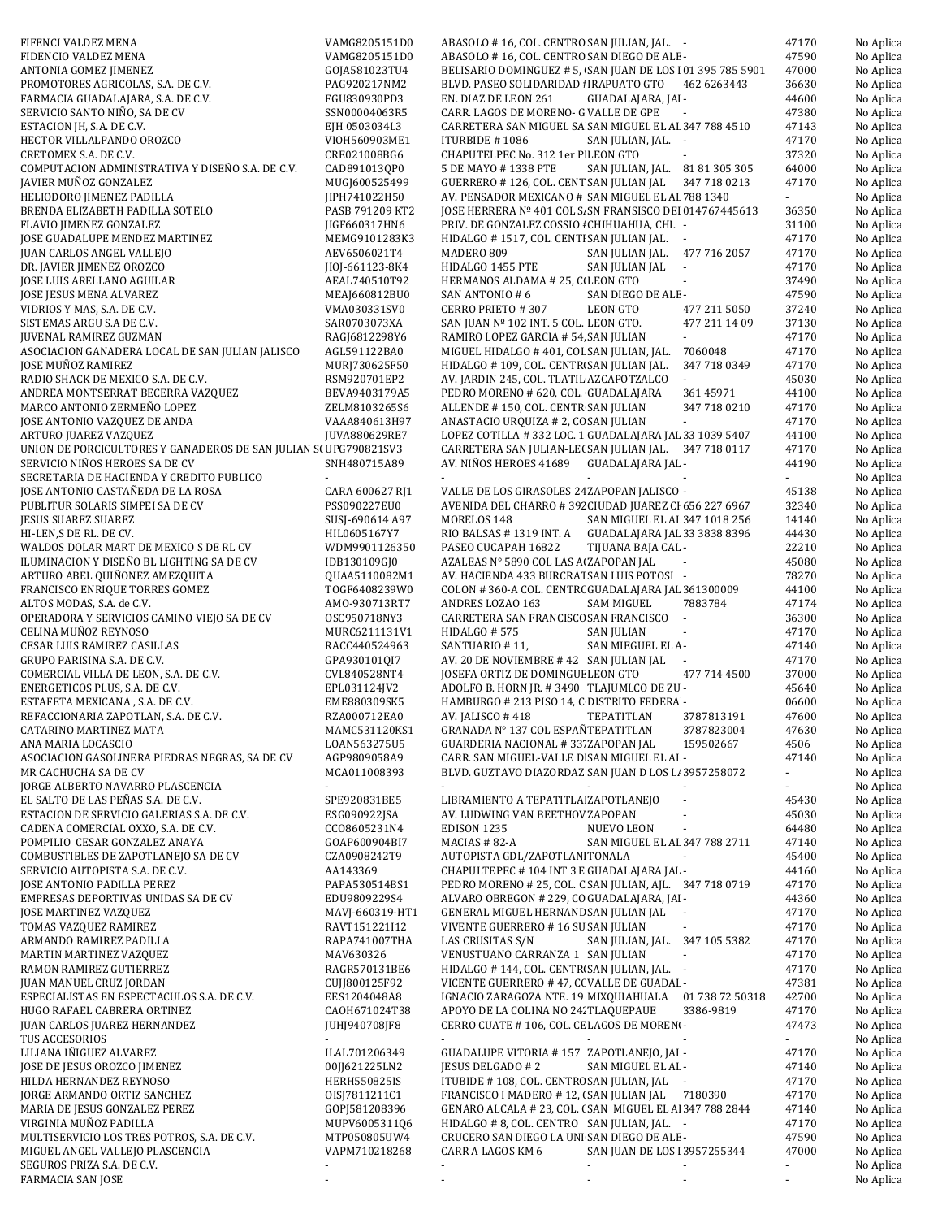| | | | | | | |
|---|---|---|---|---|---|---|
| FIFENCI VALDEZ MENA | VAMG8205151D0 | ABASOLO # 16, COL. CENTRO | SAN JULIAN, JAL. | - | 47170 | No Aplica |
| FIDENCIO VALDEZ MENA | VAMG8205151D0 | ABASOLO # 16, COL. CENTRO | SAN DIEGO DE ALE | - | 47590 | No Aplica |
| ANTONIA GOMEZ JIMENEZ | GOJA581023TU4 | BELISARIO DOMINGUEZ # 5, | SAN JUAN DE LOS L | 01 395 785 5901 | 47000 | No Aplica |
| PROMOTORES AGRICOLAS, S.A. DE C.V. | PAG920217NM2 | BLVD. PASEO SOLIDARIDAD # | IRAPUATO GTO | 462 6263443 | 36630 | No Aplica |
| FARMACIA GUADALAJARA, S.A. DE C.V. | FGU830930PD3 | EN. DIAZ DE LEON 261 | GUADALAJARA, JAL | - | 44600 | No Aplica |
| SERVICIO SANTO NIÑO, SA DE CV | SSN00004063R5 | CARR. LAGOS DE MORENO- G | VALLE DE GPE | - | 47380 | No Aplica |
| ESTACION JH, S.A. DE C.V. | EJH 0503034L3 | CARRETERA SAN MIGUEL SA | SAN MIGUEL EL AL | 347 788 4510 | 47143 | No Aplica |
| HECTOR VILLALPANDO OROZCO | VIOH560903ME1 | ITURBIDE # 1086 | SAN JULIAN, JAL. | - | 47170 | No Aplica |
| CRETOMEX S.A. DE C.V. | CRE021008BG6 | CHAPUTELPEC No. 312 1er P | LEON GTO | - | 37320 | No Aplica |
| COMPUTACION ADMINISTRATIVA Y DISEÑO S.A. DE C.V. | CAD891013QP0 | 5 DE MAYO # 1338 PTE | SAN JULIAN, JAL. | 81 81 305 305 | 64000 | No Aplica |
| JAVIER MUÑOZ GONZALEZ | MUGJ600525499 | GUERRERO # 126, COL. CENT | SAN JULIAN JAL | 347 718 0213 | 47170 | No Aplica |
| HELIODORO JIMENEZ PADILLA | JIPH741022H50 | AV. PENSADOR MEXICANO # | SAN MIGUEL EL AL | 788 1340 | - | No Aplica |
| BRENDA ELIZABETH PADILLA SOTELO | PASB 791209 KT2 | JOSE HERRERA Nº 401 COL S/ | SN FRANSISCO DEL | 014767445613 | 36350 | No Aplica |
| FLAVIO JIMENEZ GONZALEZ | JIGF660317HN6 | PRIV. DE GONZALEZ COSSIO # | CHIHUAHUA, CHI. | - | 31100 | No Aplica |
| JOSE GUADALUPE MENDEZ MARTINEZ | MEMG9101283K3 | HIDALGO # 1517, COL. CENT | SAN JULIAN JAL. | - | 47170 | No Aplica |
| JUAN CARLOS ANGEL VALLEJO | AEV6506021T4 | MADERO 809 | SAN JULIAN JAL. | 477 716 2057 | 47170 | No Aplica |
| DR. JAVIER JIMENEZ OROZCO | JIOJ-661123-8K4 | HIDALGO 1455 PTE | SAN JULIAN JAL | - | 47170 | No Aplica |
| JOSE LUIS ARELLANO AGUILAR | AEAL740510T92 | HERMANOS ALDAMA # 25, C( | LEON GTO | - | 37490 | No Aplica |
| JOSE JESUS MENA ALVAREZ | MEAJ660812BU0 | SAN ANTONIO # 6 | SAN DIEGO DE ALE | - | 47590 | No Aplica |
| VIDRIOS Y MAS, S.A. DE C.V. | VMA030331SV0 | CERRO PRIETO # 307 | LEON GTO | 477 211 5050 | 37240 | No Aplica |
| SISTEMAS ARGU S.A DE C.V. | SAR0703073XA | SAN JUAN Nº 102 INT. 5 COL. | LEON GTO. | 477 211 14 09 | 37130 | No Aplica |
| JUVENAL RAMIREZ GUZMAN | RAGJ6812298Y6 | RAMIRO LOPEZ GARCIA # 54, | SAN JULIAN | - | 47170 | No Aplica |
| ASOCIACION GANADERA LOCAL DE SAN JULIAN JALISCO | AGL591122BA0 | MIGUEL HIDALGO # 401, COL | SAN JULIAN, JAL. | 7060048 | 47170 | No Aplica |
| JOSE MUÑOZ RAMIREZ | MURJ730625F50 | HIDALGO # 109, COL. CENTR( | SAN JULIAN JAL. | 347 718 0349 | 47170 | No Aplica |
| RADIO SHACK DE MEXICO S.A. DE C.V. | RSM920701EP2 | AV. JARDIN 245, COL. TLATIL | AZCAPOTZALCO | - | 45030 | No Aplica |
| ANDREA MONTSERRAT BECERRA VAZQUEZ | BEVA9403179A5 | PEDRO MORENO # 620, COL. | GUADALAJARA | 361 45971 | 44100 | No Aplica |
| MARCO ANTONIO ZERMEÑO LOPEZ | ZELM8103265S6 | ALLENDE # 150, COL. CENTR | SAN JULIAN | 347 718 0210 | 47170 | No Aplica |
| JOSE ANTONIO VAZQUEZ DE ANDA | VAAA840613H97 | ANASTACIO URQUIZA # 2, CO | SAN JULIAN | - | 47170 | No Aplica |
| ARTURO JUAREZ VAZQUEZ | JUVA880629RE7 | LOPEZ COTILLA # 332 LOC. 1 | GUADALAJARA JAL | 33 1039 5407 | 44100 | No Aplica |
| UNION DE PORCICULTORES Y GANADEROS DE SAN JULIAN S( | UPG790821SV3 | CARRETERA SAN JULIAN-LE( | SAN JULIAN JAL. | 347 718 0117 | 47170 | No Aplica |
| SERVICIO NIÑOS HEROES SA DE CV | SNH480715A89 | AV. NIÑOS HEROES 41689 | GUADALAJARA JAL | - | 44190 | No Aplica |
| SECRETARIA DE HACIENDA Y CREDITO PUBLICO | - | - | - | - | - | No Aplica |
| JOSE ANTONIO CASTAÑEDA DE LA ROSA | CARA 600627 RJ1 | VALLE DE LOS GIRASOLES 24 | ZAPOPAN JALISCO | - | 45138 | No Aplica |
| PUBLITUR SOLARIS SIMPEI SA DE CV | PSS090227EU0 | AVENIDA DEL CHARRO # 392 | CIUDAD JUAREZ CI | 656 227 6967 | 32340 | No Aplica |
| JESUS SUAREZ SUAREZ | SUSJ-690614 A97 | MORELOS 148 | SAN MIGUEL EL AL | 347 1018 256 | 14140 | No Aplica |
| HI-LEN,S DE RL. DE CV. | HIL0605167Y7 | RIO BALSAS # 1319 INT. A | GUADALAJARA JAL | 33 3838 8396 | 44430 | No Aplica |
| WALDOS DOLAR MART DE MEXICO S DE RL CV | WDM9901126350 | PASEO CUCAPAH 16822 | TIJUANA BAJA CAL | - | 22210 | No Aplica |
| ILUMINACION Y DISEÑO BL LIGHTING SA DE CV | IDB130109GJ0 | AZALEAS N° 5890 COL LAS A( | ZAPOPAN JAL | - | 45080 | No Aplica |
| ARTURO ABEL QUIÑONEZ AMEZQUITA | QUAA5110082M1 | AV. HACIENDA 433 BURCRAT | SAN LUIS POTOSI | - | 78270 | No Aplica |
| FRANCISCO ENRIQUE TORRES GOMEZ | TOGF6408239W0 | COLON # 360-A COL. CENTR( | GUADALAJARA JAL | 361300009 | 44100 | No Aplica |
| ALTOS MODAS, S.A. de C.V. | AMO-930713RT7 | ANDRES LOZAO 163 | SAM MIGUEL | 7883784 | 47174 | No Aplica |
| OPERADORA Y SERVICIOS CAMINO VIEJO SA DE CV | OSC950718NY3 | CARRETERA SAN FRANCISCO | SAN FRANCISCO | - | 36300 | No Aplica |
| CELINA MUÑOZ REYNOSO | MURC6211131V1 | HIDALGO # 575 | SAN JULIAN | - | 47170 | No Aplica |
| CESAR LUIS RAMIREZ CASILLAS | RACC440524963 | SANTUARIO # 11, | SAN MIEGUEL EL A | - | 47140 | No Aplica |
| GRUPO PARISINA S.A. DE C.V. | GPA930101QI7 | AV. 20 DE NOVIEMBRE # 42 | SAN JULIAN JAL | - | 47170 | No Aplica |
| COMERCIAL VILLA DE LEON, S.A. DE C.V. | CVL840528NT4 | JOSEFA ORTIZ DE DOMINGUE | LEON GTO | 477 714 4500 | 37000 | No Aplica |
| ENERGETICOS PLUS, S.A. DE C.V. | EPL031124JV2 | ADOLFO B. HORN JR. # 3490 | TLAJUMLCO DE ZU | - | 45640 | No Aplica |
| ESTAFETA MEXICANA , S.A. DE C.V. | EME880309SK5 | HAMBURGO # 213 PISO 14, C | DISTRITO FEDERA | - | 06600 | No Aplica |
| REFACCIONARIA ZAPOTLAN, S.A. DE C.V. | RZA000712EA0 | AV. JALISCO # 418 | TEPATITLAN | 3787813191 | 47600 | No Aplica |
| CATARINO MARTINEZ MATA | MAMC531120KS1 | GRANADA N° 137 COL ESPAÑ | TEPATITLAN | 3787823004 | 47630 | No Aplica |
| ANA MARIA LOCASCIO | LOAN563275U5 | GUARDERIA NACIONAL # 33 | ZAPOPAN JAL | 159502667 | 4506 | No Aplica |
| ASOCIACION GASOLINERA PIEDRAS NEGRAS, SA DE CV | AGP9809058A9 | CARR. SAN MIGUEL-VALLE D | SAN MIGUEL EL AL | - | 47140 | No Aplica |
| MR CACHUCHA SA DE CV | MCA011008393 | BLVD. GUZTAVO DIAZORDAZ | SAN JUAN D LOS L | 3957258072 | - | No Aplica |
| JORGE ALBERTO NAVARRO PLASCENCIA | - | - | - | - | - | No Aplica |
| EL SALTO DE LAS PEÑAS S.A. DE C.V. | SPE920831BE5 | LIBRAMIENTO A TEPATITLA | ZAPOTLANEJO | - | 45430 | No Aplica |
| ESTACION DE SERVICIO GALERIAS S.A. DE C.V. | ESG090922JSA | AV. LUDWING VAN BEETHOV | ZAPOPAN | - | 45030 | No Aplica |
| CADENA COMERCIAL OXXO, S.A. DE C.V. | CCO8605231N4 | EDISON 1235 | NUEVO LEON | - | 64480 | No Aplica |
| POMPILIO CESAR GONZALEZ ANAYA | GOAP600904BI7 | MACIAS # 82-A | SAN MIGUEL EL AL | 347 788 2711 | 47140 | No Aplica |
| COMBUSTIBLES DE ZAPOTLANEJO SA DE CV | CZA0908242T9 | AUTOPISTA GDL/ZAPOTLAN | TONALA | - | 45400 | No Aplica |
| SERVICIO AUTOPISTA S.A. DE C.V. | AA143369 | CHAPULTEPEC # 104 INT 3 E | GUADALAJARA JAL | - | 44160 | No Aplica |
| JOSE ANTONIO PADILLA PEREZ | PAPA530514BS1 | PEDRO MORENO # 25, COL. C | SAN JULIAN, AJL. | 347 718 0719 | 47170 | No Aplica |
| EMPRESAS DEPORTIVAS UNIDAS SA DE CV | EDU9809229S4 | ALVARO OBREGON # 229, CO | GUADALAJARA, JAL | - | 44360 | No Aplica |
| JOSE MARTINEZ VAZQUEZ | MAVJ-660319-HT1 | GENERAL MIGUEL HERNAND | SAN JULIAN JAL | - | 47170 | No Aplica |
| TOMAS VAZQUEZ RAMIREZ | RAVT151221I12 | VIVENTE GUERRERO # 16 SU | SAN JULIAN | - | 47170 | No Aplica |
| ARMANDO RAMIREZ PADILLA | RAPA741007THA | LAS CRUSITAS S/N | SAN JULIAN, JAL. | 347 105 5382 | 47170 | No Aplica |
| MARTIN MARTINEZ VAZQUEZ | MAV630326 | VENUSTUANO CARRANZA 1 | SAN JULIAN | - | 47170 | No Aplica |
| RAMON RAMIREZ GUTIERREZ | RAGR570131BE6 | HIDALGO # 144, COL. CENTR( | SAN JULIAN, JAL. | - | 47170 | No Aplica |
| JUAN MANUEL CRUZ JORDAN | CUJJ800125F92 | VICENTE GUERRERO # 47, CC | VALLE DE GUADAL | - | 47381 | No Aplica |
| ESPECIALISTAS EN ESPECTACULOS S.A. DE C.V. | EES1204048A8 | IGNACIO ZARAGOZA NTE. 19 | MIXQUIAHUALA | 01 738 72 50318 | 42700 | No Aplica |
| HUGO RAFAEL CABRERA ORTINEZ | CAOH671024T38 | APOYO DE LA COLINA NO 24 | TLAQUEPAUE | 3386-9819 | 47170 | No Aplica |
| JUAN CARLOS JUAREZ HERNANDEZ | JUHJ940708JF8 | CERRO CUATE # 106, COL. CE | LAGOS DE MOREN( | - | 47473 | No Aplica |
| TUS ACCESORIOS | - | - | - | - | - | No Aplica |
| LILIANA IÑIGUEZ ALVAREZ | ILAL701206349 | GUADALUPE VITORIA # 157 | ZAPOTLANEJO, JAL | - | 47170 | No Aplica |
| JOSE DE JESUS OROZCO JIMENEZ | 00JJ621225LN2 | JESUS DELGADO # 2 | SAN MIGUEL EL AL | - | 47140 | No Aplica |
| HILDA HERNANDEZ REYNOSO | HERH550825IS | ITUBIDE # 108, COL. CENTRO | SAN JULIAN, JAL | - | 47170 | No Aplica |
| JORGE ARMANDO ORTIZ SANCHEZ | OISJ7811211C1 | FRANCISCO I MADERO # 12, ( | SAN JULIAN JAL | 7180390 | 47170 | No Aplica |
| MARIA DE JESUS GONZALEZ PEREZ | GOPJ581208396 | GENARO ALCALA # 23, COL. ( | SAN MIGUEL EL AI | 347 788 2844 | 47140 | No Aplica |
| VIRGINIA MUÑOZ PADILLA | MUPV6005311Q6 | HIDALGO # 8, COL. CENTRO | SAN JULIAN, JAL. | - | 47170 | No Aplica |
| MULTISERVICIO LOS TRES POTROS, S.A. DE C.V. | MTP050805UW4 | CRUCERO SAN DIEGO LA UNI | SAN DIEGO DE ALE | - | 47590 | No Aplica |
| MIGUEL ANGEL VALLEJO PLASCENCIA | VAPM710218268 | CARR A LAGOS KM 6 | SAN JUAN DE LOS L | 3957255344 | 47000 | No Aplica |
| SEGUROS PRIZA S.A. DE C.V. | - | - | - | - | - | No Aplica |
| FARMACIA SAN JOSE | - | - | - | - | - | No Aplica |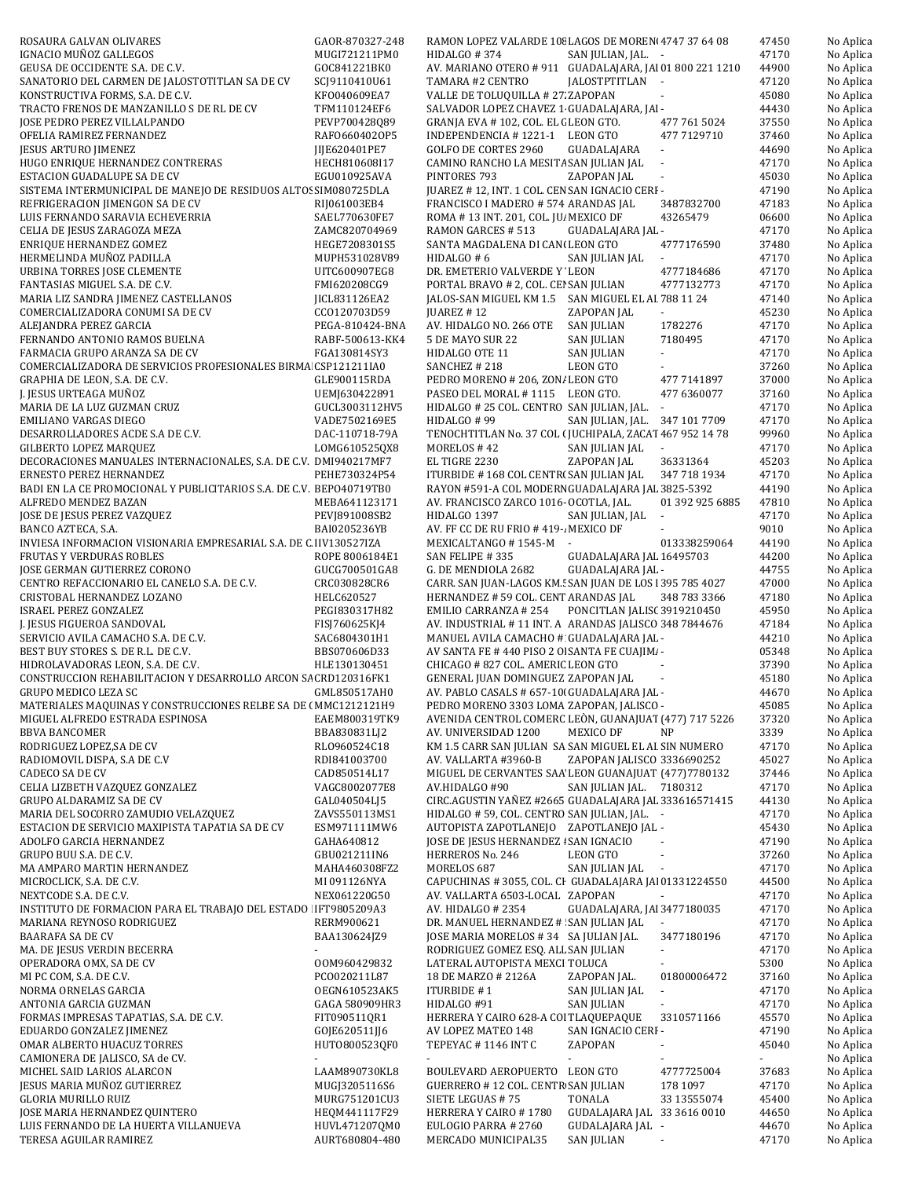| | | | | | | |
|---|---|---|---|---|---|---|
| ROSAURA GALVAN OLIVARES | GAOR-870327-248 | RAMON LOPEZ VALARDE 108 | LAGOS DE MORENO | 4747 37 64 08 | 47450 | No Aplica |
| IGNACIO MUÑOZ GALLEGOS | MUGI721211PM0 | HIDALGO # 374 | SAN JULIAN, JAL. | - | 47170 | No Aplica |
| GEUSA DE OCCIDENTE S.A. DE C.V. | GOC841221BK0 | AV. MARIANO OTERO # 911 | GUADALAJARA, JAL | 01 800 221 1210 | 44900 | No Aplica |
| SANATORIO DEL CARMEN DE JALOSTOTITLAN SA DE CV | SCJ9110410U61 | TAMARA #2 CENTRO | JALOSTPTITLAN | - | 47120 | No Aplica |
| KONSTRUCTIVA FORMS, S.A. DE C.V. | KF0040609EA7 | VALLE DE TOLUQUILLA # 27 | ZAPOPAN | - | 45080 | No Aplica |
| TRACTO FRENOS DE MANZANILLO S DE RL DE CV | TFM110124EF6 | SALVADOR LOPEZ CHAVEZ 1 | GUADALAJARA, JAL | - | 44430 | No Aplica |
| JOSE PEDRO PEREZ VILLALPANDO | PEVP700428Q89 | GRANJA EVA # 102, COL. EL G | LEON GTO. | 477 761 5024 | 37550 | No Aplica |
| OFELIA RAMIREZ FERNANDEZ | RAFO660402OP5 | INDEPENDENCIA # 1221-1 | LEON GTO | 477 7129710 | 37460 | No Aplica |
| JESUS ARTURO JIMENEZ | JIJE620401PE7 | GOLFO DE CORTES 2960 | GUADALAJARA | - | 44690 | No Aplica |
| HUGO ENRIQUE HERNANDEZ CONTRERAS | HECH810608I17 | CAMINO RANCHO LA MESITA | SAN JULIAN JAL | - | 47170 | No Aplica |
| ESTACION GUADALUPE SA DE CV | EGU010925AVA | PINTORES 793 | ZAPOPAN JAL | - | 45030 | No Aplica |
| SISTEMA INTERMUNICIPAL DE MANEJO DE RESIDUOS ALTOS | SIM080725DLA | JUAREZ # 12, INT. 1 COL. CEN | SAN IGNACIO CERR | - | 47190 | No Aplica |
| REFRIGERACION JIMENGON SA DE CV | RIJ061003EB4 | FRANCISCO I MADERO # 574 | ARANDAS JAL | 3487832700 | 47183 | No Aplica |
| LUIS FERNANDO SARAVIA ECHEVERRIA | SAEL770630FE7 | ROMA # 13 INT. 201, COL. JU | MEXICO DF | 43265479 | 06600 | No Aplica |
| CELIA DE JESUS ZARAGOZA MEZA | ZAMC820704969 | RAMON GARCES # 513 | GUADALAJARA JAL | - | 47170 | No Aplica |
| ENRIQUE HERNANDEZ GOMEZ | HEGE7208301S5 | SANTA MAGDALENA DI CAN | LEON GTO | 4777176590 | 37480 | No Aplica |
| HERMELINDA MUÑOZ PADILLA | MUPH531028V89 | HIDALGO # 6 | SAN JULIAN JAL | - | 47170 | No Aplica |
| URBINA TORRES JOSE CLEMENTE | UITC600907EG8 | DR. EMETERIO VALVERDE Y | LEON | 4777184686 | 47170 | No Aplica |
| FANTASIAS MIGUEL S.A. DE C.V. | FMI620208CG9 | PORTAL BRAVO # 2, COL. CEN | SAN JULIAN | 4777132773 | 47170 | No Aplica |
| MARIA LIZ SANDRA JIMENEZ CASTELLANOS | JICL831126EA2 | JALOS-SAN MIGUEL KM 1.5 | SAN MIGUEL EL AL | 788 11 24 | 47140 | No Aplica |
| COMERCIALIZADORA CONUMI SA DE CV | CCO120703D59 | JUAREZ # 12 | ZAPOPAN JAL | - | 45230 | No Aplica |
| ALEJANDRA PEREZ GARCIA | PEGA-810424-BNA | AV. HIDALGO NO. 266 OTE | SAN JULIAN | 1782276 | 47170 | No Aplica |
| FERNANDO ANTONIO RAMOS BUELNA | RABF-500613-KK4 | 5 DE MAYO SUR 22 | SAN JULIAN | 7180495 | 47170 | No Aplica |
| FARMACIA GRUPO ARANZA SA DE CV | FGA130814SY3 | HIDALGO OTE 11 | SAN JULIAN | - | 47170 | No Aplica |
| COMERCIALIZADORA DE SERVICIOS PROFESIONALES BIRMA | CSP121211IA0 | SANCHEZ # 218 | LEON GTO | - | 37260 | No Aplica |
| GRAPHIA DE LEON, S.A. DE C.V. | GLE900115RDA | PEDRO MORENO # 206, ZONA | LEON GTO | 477 7141897 | 37000 | No Aplica |
| J. JESUS URTEAGA MUÑOZ | UEMJ630422891 | PASEO DEL MORAL # 1115 | LEON GTO. | 477 6360077 | 37160 | No Aplica |
| MARIA DE LA LUZ GUZMAN CRUZ | GUCL3003112HV5 | HIDALGO # 25 COL. CENTRO | SAN JULIAN, JAL. | - | 47170 | No Aplica |
| EMILIANO VARGAS DIEGO | VADE7502169E5 | HIDALGO # 99 | SAN JULIAN, JAL. | 347 101 7709 | 47170 | No Aplica |
| DESARROLLADORES ACDE S.A DE C.V. | DAC-110718-79A | TENOCHTITLAN No. 37 COL ( | JUCHIPALA, ZACAT | 467 952 14 78 | 99960 | No Aplica |
| GILBERTO LOPEZ MARQUEZ | LOMG610525QX8 | MORELOS # 42 | SAN JULIAN JAL | - | 47170 | No Aplica |
| DECORACIONES MANUALES INTERNACIONALES, S.A. DE C.V. | DMI940217MF7 | EL TIGRE 2230 | ZAPOPAN JAL | 36331364 | 45203 | No Aplica |
| ERNESTO PEREZ HERNANDEZ | PEHE730324P54 | ITURBIDE # 168 COL CENTRO | SAN JULIAN JAL | 347 718 1934 | 47170 | No Aplica |
| BADI EN LA CE PROMOCIONAL Y PUBLICITARIOS S.A. DE C.V. | BEP040719TB0 | RAYON #591-A COL MODERN | GUADALAJARA JAL | 3825-5392 | 44190 | No Aplica |
| ALFREDO MENDEZ BAZAN | MEBA641123171 | AV. FRANCISCO ZARCO 1016- | OCOTLA, JAL. | 01 392 925 6885 | 47810 | No Aplica |
| JOSE DE JESUS PEREZ VAZQUEZ | PEVJ891008SB2 | HIDALGO 1397 | SAN JULIAN, JAL | - | 47170 | No Aplica |
| BANCO AZTECA, S.A. | BAI0205236YB | AV. FF CC DE RU FRIO # 419-A | MEXICO DF | - | 9010 | No Aplica |
| INVIESA INFORMACION VISIONARIA EMPRESARIAL S.A. DE C. | IIV130527IZA | MEXICALTANGO # 1545-M | - | 013338259064 | 44190 | No Aplica |
| FRUTAS Y VERDURAS ROBLES | ROPE 8006184E1 | SAN FELIPE # 335 | GUADALAJARA JAL | 16495703 | 44200 | No Aplica |
| JOSE GERMAN GUTIERREZ CORONO | GUCG700501GA8 | G. DE MENDIOLA 2682 | GUADALAJARA JAL | - | 44755 | No Aplica |
| CENTRO REFACCIONARIO EL CANELO S.A. DE C.V. | CRC030828CR6 | CARR. SAN JUAN-LAGOS KM. | SAN JUAN DE LOS L | 395 785 4027 | 47000 | No Aplica |
| CRISTOBAL HERNANDEZ LOZANO | HELC620527 | HERNANDEZ # 59 COL. CENT | ARANDAS JAL | 348 783 3366 | 47180 | No Aplica |
| ISRAEL PEREZ GONZALEZ | PEGI830317H82 | EMILIO CARRANZA # 254 | PONCITLAN JALISC | 3919210450 | 45950 | No Aplica |
| J. JESUS FIGUEROA SANDOVAL | FISJ760625KJ4 | AV. INDUSTRIAL # 11 INT. A | ARANDAS JALISCO | 348 7844676 | 47184 | No Aplica |
| SERVICIO AVILA CAMACHO S.A. DE C.V. | SAC6804301H1 | MANUEL AVILA CAMACHO # | GUADALAJARA JAL | - | 44210 | No Aplica |
| BEST BUY STORES S. DE R.L. DE C.V. | BBS070606D33 | AV SANTA FE # 440 PISO 2 OF | SANTA FE CUAJIMA | - | 05348 | No Aplica |
| HIDROLAVADORAS LEON, S.A. DE C.V. | HLE130130451 | CHICAGO # 827 COL. AMERIC | LEON GTO | - | 37390 | No Aplica |
| CONSTRUCCION REHABILITACION Y DESARROLLO ARCON SA | CRD120316FK1 | GENERAL JUAN DOMINGUEZ | ZAPOPAN JAL | - | 45180 | No Aplica |
| GRUPO MEDICO LEZA SC | GML850517AH0 | AV. PABLO CASALS # 657-10 | GUADALAJARA JAL | - | 44670 | No Aplica |
| MATERIALES MAQUINAS Y CONSTRUCCIONES RELBE SA DE C | MMC1212121H9 | PEDRO MORENO 3303 LOMA | ZAPOPAN, JALISCO | - | 45085 | No Aplica |
| MIGUEL ALFREDO ESTRADA ESPINOSA | EAEM800319TK9 | AVENIDA CENTROL COMERC | LEÒN, GUANAJUAT | (477) 717 5226 | 37320 | No Aplica |
| BBVA BANCOMER | BBA830831LJ2 | AV. UNIVERSIDAD 1200 | MEXICO DF | NP | 3339 | No Aplica |
| RODRIGUEZ LOPEZ,SA DE CV | RLO960524C18 | KM 1.5 CARR SAN JULIAN SA | SAN MIGUEL EL AL | SIN NUMERO | 47170 | No Aplica |
| RADIOMOVIL DISPA, S.A DE C.V | RDI841003700 | AV. VALLARTA #3960-B | ZAPOPAN JALISCO | 3336690252 | 45027 | No Aplica |
| CADECO SA DE CV | CAD850514L17 | MIGUEL DE CERVANTES SAA | LEON GUANAJUAT | (477)7780132 | 37446 | No Aplica |
| CELIA LIZBETH VAZQUEZ GONZALEZ | VAGC8002077E8 | AV.HIDALGO #90 | SAN JULIAN JAL. | 7180312 | 47170 | No Aplica |
| GRUPO ALDARAMIZ SA DE CV | GAL040504LJ5 | CIRC.AGUSTIN YAÑEZ #2665 | GUADALAJARA JAL | 333616571415 | 44130 | No Aplica |
| MARIA DEL SOCORRO ZAMUDIO VELAZQUEZ | ZAVS550113MS1 | HIDALGO # 59, COL. CENTRO | SAN JULIAN, JAL. | - | 47170 | No Aplica |
| ESTACION DE SERVICIO MAXIPISTA TAPATIA SA DE CV | ESM971111MW6 | AUTOPISTA ZAPOTLANEJO | ZAPOTLANEJO JAL | - | 45430 | No Aplica |
| ADOLFO GARCIA HERNANDEZ | GAHA640812 | JOSE DE JESUS HERNANDEZ # | SAN IGNACIO | - | 47190 | No Aplica |
| GRUPO BUU S.A. DE C.V. | GBU021211IN6 | HERREROS No. 246 | LEON GTO | - | 37260 | No Aplica |
| MA AMPARO MARTIN HERNANDEZ | MAHA460308FZ2 | MORELOS 687 | SAN JULIAN JAL | - | 47170 | No Aplica |
| MICROCLICK, S.A. DE C.V. | MI 091126NYA | CAPUCHINAS # 3055, COL. CH | GUADALAJARA JAL | 01331224550 | 44500 | No Aplica |
| NEXTCODE S.A. DE C.V. | NEX061220G50 | AV. VALLARTA 6503-LOCAL | ZAPOPAN | - | 47170 | No Aplica |
| INSTITUTO DE FORMACION PARA EL TRABAJO DEL ESTADO | IFT9805209A3 | AV. HIDALGO # 2354 | GUADALAJARA, JAL | 3477180035 | 47170 | No Aplica |
| MARIANA REYNOSO RODRIGUEZ | RERM900621 | DR. MANUEL HERNANDEZ # | SAN JULIAN JAL | - | 47170 | No Aplica |
| BAARAFA SA DE CV | BAA130624JZ9 | JOSE MARIA MORELOS # 34 | SA JULIAN JAL. | 3477180196 | 47170 | No Aplica |
| MA. DE JESUS VERDIN BECERRA | - | RODRIGUEZ GOMEZ ESQ. ALL | SAN JULIAN | - | 47170 | No Aplica |
| OPERADORA OMX, SA DE CV | OOM960429832 | LATERAL AUTOPISTA MEXCI | TOLUCA | - | 5300 | No Aplica |
| MI PC COM, S.A. DE C.V. | PCO020211L87 | 18 DE MARZO # 2126A | ZAPOPAN JAL. | 01800006472 | 37160 | No Aplica |
| NORMA ORNELAS GARCIA | OEGN610523AK5 | ITURBIDE # 1 | SAN JULIAN JAL | - | 47170 | No Aplica |
| ANTONIA GARCIA GUZMAN | GAGA 580909HR3 | HIDALGO #91 | SAN JULIAN | - | 47170 | No Aplica |
| FORMAS IMPRESAS TAPATIAS, S.A. DE C.V. | FIT090511QR1 | HERRERA Y CAIRO 628-A CO | TLAQUEPAQUE | 3310571166 | 45570 | No Aplica |
| EDUARDO GONZALEZ JIMENEZ | GOJE620511JJ6 | AV LOPEZ MATEO 148 | SAN IGNACIO CERR | - | 47190 | No Aplica |
| OMAR ALBERTO HUACUZ TORRES | HUTO800523QF0 | TEPEYAC # 1146 INT C | ZAPOPAN | - | 45040 | No Aplica |
| CAMIONERA DE JALISCO, SA de CV. | - | - | - | - | - | No Aplica |
| MICHEL SAID LARIOS ALARCON | LAAM890730KL8 | BOULEVARD AEROPUERTO | LEON GTO | 4777725004 | 37683 | No Aplica |
| JESUS MARIA MUÑOZ GUTIERREZ | MUGJ3205116S6 | GUERRERO # 12 COL. CENTR | SAN JULIAN | 178 1097 | 47170 | No Aplica |
| GLORIA MURILLO RUIZ | MURG751201CU3 | SIETE LEGUAS # 75 | TONALA | 33 13555074 | 45400 | No Aplica |
| JOSE MARIA HERNANDEZ QUINTERO | HEQM441117F29 | HERRERA Y CAIRO # 1780 | GUDALAJARA JAL | 33 3616 0010 | 44650 | No Aplica |
| LUIS FERNANDO DE LA HUERTA VILLANUEVA | HUVL471207QM0 | EULOGIO PARRA # 2760 | GUADALAJARA JAL | - | 44670 | No Aplica |
| TERESA AGUILAR RAMIREZ | AURT680804-480 | MERCADO MUNICIPAL35 | SAN JULIAN | - | 47170 | No Aplica |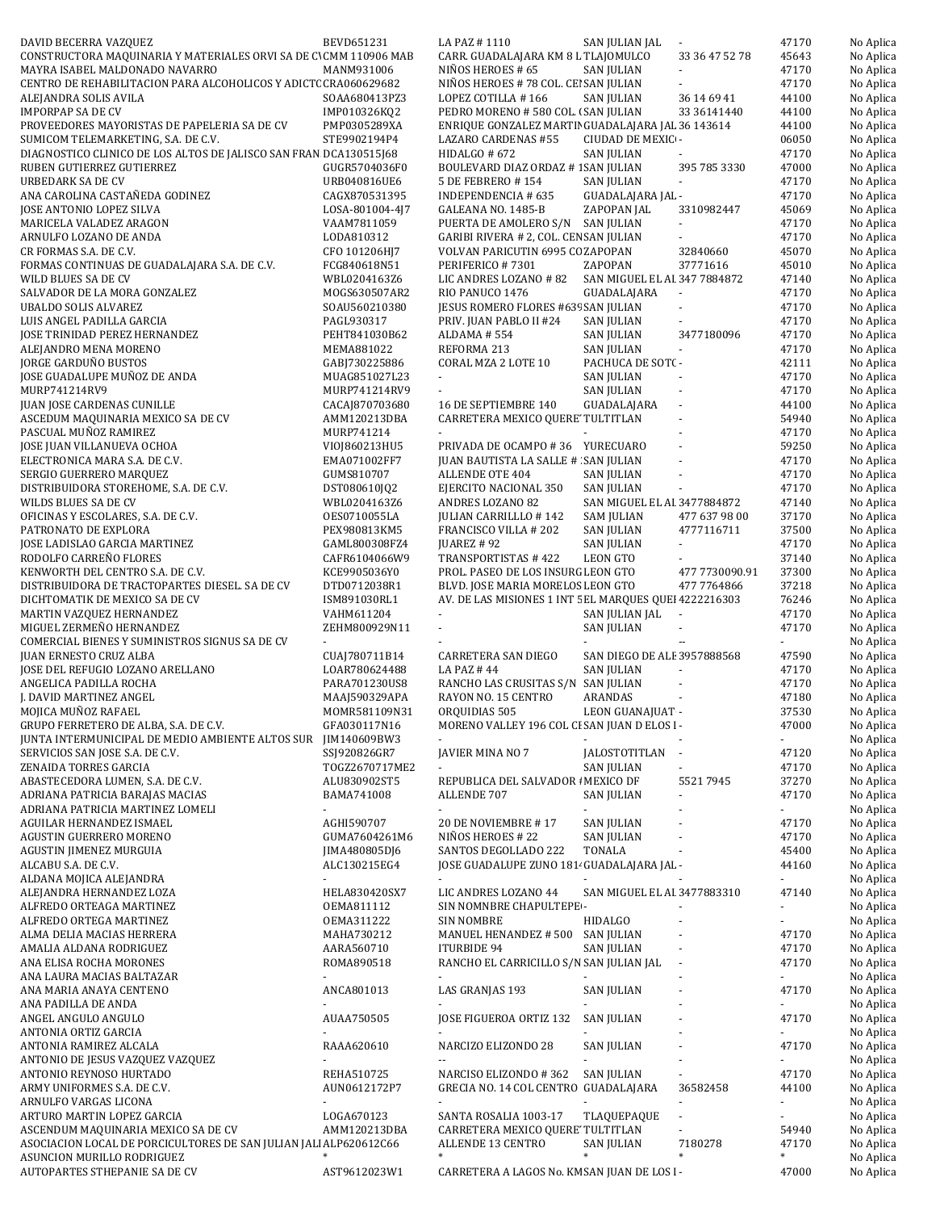| | | | | | | |
|---|---|---|---|---|---|---|
| DAVID BECERRA VAZQUEZ | BEVD651231 | LA PAZ # 1110 | SAN JULIAN JAL | - | 47170 | No Aplica |
| CONSTRUCTORA MAQUINARIA Y MATERIALES ORVI SA DE CV | CMM 110906 MAB | CARR. GUADALAJARA KM 8 L | TLAJOMULCO | 33 36 47 52 78 | 45643 | No Aplica |
| MAYRA ISABEL MALDONADO NAVARRO | MANM931006 | NIÑOS HEROES # 65 | SAN JULIAN | - | 47170 | No Aplica |
| CENTRO DE REHABILITACION PARA ALCOHOLICOS Y ADICTO | CRA060629682 | NIÑOS HEROES # 78 COL. CEN | SAN JULIAN | - | 47170 | No Aplica |
| ALEJANDRA SOLIS AVILA | SOAA680413PZ3 | LOPEZ COTILLA # 166 | SAN JULIAN | 36 14 69 41 | 44100 | No Aplica |
| IMPORPAP SA DE CV | IMP010326KQ2 | PEDRO MORENO # 580 COL. ( | SAN JULIAN | 33 36141440 | 44100 | No Aplica |
| PROVEEDORES MAYORISTAS DE PAPELERIA SA DE CV | PMP0305289XA | ENRIQUE GONZALEZ MARTIN | GUADALAJARA JAL | 36 143614 | 44100 | No Aplica |
| SUMICOM TELEMARKETING, S.A. DE C.V. | STE9902194P4 | LAZARO CARDENAS #55 | CIUDAD DE MEXICO | - | 06050 | No Aplica |
| DIAGNOSTICO CLINICO DE LOS ALTOS DE JALISCO SAN FRAN | DCA130515J68 | HIDALGO # 672 | SAN JULIAN | - | 47170 | No Aplica |
| RUBEN GUTIERREZ GUTIERREZ | GUGR5704036F0 | BOULEVARD DIAZ ORDAZ # 1 | SAN JULIAN | 395 785 3330 | 47000 | No Aplica |
| URBEDARK SA DE CV | URB040816UE6 | 5 DE FEBRERO # 154 | SAN JULIAN | - | 47170 | No Aplica |
| ANA CAROLINA CASTAÑEDA GODINEZ | CAGX870531395 | INDEPENDENCIA # 635 | GUADALAJARA JAL | - | 47170 | No Aplica |
| JOSE ANTONIO LOPEZ SILVA | LOSA-801004-4J7 | GALEANA NO. 1485-B | ZAPOPAN JAL | 3310982447 | 45069 | No Aplica |
| MARICELA VALADEZ ARAGON | VAAM7811059 | PUERTA DE AMOLERO S/N | SAN JULIAN | - | 47170 | No Aplica |
| ARNULFO LOZANO DE ANDA | LODA810312 | GARIBI RIVERA # 2, COL. CEN | SAN JULIAN | - | 47170 | No Aplica |
| CR FORMAS S.A. DE C.V. | CFO 101206HJ7 | VOLVAN PARICUTIN 6995 CO | ZAPOPAN | 32840660 | 45070 | No Aplica |
| FORMAS CONTINUAS DE GUADALAJARA S.A. DE C.V. | FCG840618N51 | PERIFERICO # 7301 | ZAPOPAN | 37771616 | 45010 | No Aplica |
| WILD BLUES SA DE CV | WBL0204163Z6 | LIC ANDRES LOZANO # 82 | SAN MIGUEL EL AL | 347 7884872 | 47140 | No Aplica |
| SALVADOR DE LA MORA GONZALEZ | MOGS630507AR2 | RIO PANUCO 1476 | GUADALAJARA | - | 47170 | No Aplica |
| UBALDO SOLIS ALVAREZ | SOAU560210380 | JESUS ROMERO FLORES #639 | SAN JULIAN | - | 47170 | No Aplica |
| LUIS ANGEL PADILLA GARCIA | PAGL930317 | PRIV. JUAN PABLO II #24 | SAN JULIAN | - | 47170 | No Aplica |
| JOSE TRINIDAD PEREZ HERNANDEZ | PEHT841030B62 | ALDAMA # 554 | SAN JULIAN | 3477180096 | 47170 | No Aplica |
| ALEJANDRO MENA MORENO | MEMA881022 | REFORMA 213 | SAN JULIAN | - | 47170 | No Aplica |
| JORGE GARDUÑO BUSTOS | GABJ730225886 | CORAL MZA 2 LOTE 10 | PACHUCA DE SOTO | - | 42111 | No Aplica |
| JOSE GUADALUPE MUÑOZ DE ANDA | MUAG851027L23 | - | SAN JULIAN | - | 47170 | No Aplica |
| MURP741214RV9 | MURP741214RV9 | - | SAN JULIAN | - | 47170 | No Aplica |
| JUAN JOSE CARDENAS CUNILLE | CACAJ870703680 | 16 DE SEPTIEMBRE 140 | GUADALAJARA | - | 44100 | No Aplica |
| ASCEDUM MAQUINARIA MEXICO SA DE CV | AMM120213DBA | CARRETERA MEXICO QUERET | TULTITLAN | - | 54940 | No Aplica |
| PASCUAL MUÑOZ RAMIREZ | MURP741214 | - | - | - | 47170 | No Aplica |
| JOSE JUAN VILLANUEVA OCHOA | VIOJ860213HU5 | PRIVADA DE OCAMPO # 36 | YURECUARO | - | 59250 | No Aplica |
| ELECTRONICA MARA S.A. DE C.V. | EMA071002FF7 | JUAN BAUTISTA LA SALLE # | SAN JULIAN | - | 47170 | No Aplica |
| SERGIO GUERRERO MARQUEZ | GUMS810707 | ALLENDE OTE 404 | SAN JULIAN | - | 47170 | No Aplica |
| DISTRIBUIDORA STOREHOME, S.A. DE C.V. | DST080610JQ2 | EJERCITO NACIONAL 350 | SAN JULIAN | - | 47170 | No Aplica |
| WILDS BLUES SA DE CV | WBL0204163Z6 | ANDRES LOZANO 82 | SAN MIGUEL EL AL | 3477884872 | 47140 | No Aplica |
| OFICINAS Y ESCOLARES, S.A. DE C.V. | OES0710055LA | JULIAN CARRILLLO # 142 | SAM JULIAN | 477 637 98 00 | 37170 | No Aplica |
| PATRONATO DE EXPLORA | PEX980813KM5 | FRANCISCO VILLA # 202 | SAN JULIAN | 4777116711 | 37500 | No Aplica |
| JOSE LADISLAO GARCIA MARTINEZ | GAML800308FZ4 | JUAREZ # 92 | SAN JULIAN | - | 47170 | No Aplica |
| RODOLFO CARREÑO FLORES | CAFR6104066W9 | TRANSPORTISTAS # 422 | LEON GTO | - | 37140 | No Aplica |
| KENWORTH DEL CENTRO S.A. DE C.V. | KCE9905036Y0 | PROL. PASEO DE LOS INSURG | LEON GTO | 477 7730090.91 | 37300 | No Aplica |
| DISTRIBUIDORA DE TRACTOPARTES DIESEL. SA DE CV | DTD0712038R1 | BLVD. JOSE MARIA MORELOS | LEON GTO | 477 7764866 | 37218 | No Aplica |
| DICHTOMATIK DE MEXICO SA DE CV | ISM891030RL1 | AV. DE LAS MISIONES 1 INT 5 | EL MARQUES QUE | 4222216303 | 76246 | No Aplica |
| MARTIN VAZQUEZ HERNANDEZ | VAHM611204 | - | SAN JULIAN JAL | - | 47170 | No Aplica |
| MIGUEL ZERMEÑO HERNANDEZ | ZEHM800929N11 | - | SAN JULIAN | - | 47170 | No Aplica |
| COMERCIAL BIENES Y SUMINISTROS SIGNUS SA DE CV | - | - | - | -- | - | No Aplica |
| JUAN ERNESTO CRUZ ALBA | CUAJ780711B14 | CARRETERA SAN DIEGO | SAN DIEGO DE ALE | 3957888568 | 47590 | No Aplica |
| JOSE DEL REFUGIO LOZANO ARELLANO | LOAR780624488 | LA PAZ # 44 | SAN JULIAN | - | 47170 | No Aplica |
| ANGELICA PADILLA ROCHA | PARA701230US8 | RANCHO LAS CRUSITAS S/N | SAN JULIAN | - | 47170 | No Aplica |
| J. DAVID MARTINEZ ANGEL | MAAJ590329APA | RAYON NO. 15 CENTRO | ARANDAS | - | 47180 | No Aplica |
| MOJICA MUÑOZ RAFAEL | MOMR581109N31 | ORQUIDIAS 505 | LEON GUANAJUAT | - | 37530 | No Aplica |
| GRUPO FERRETERO DE ALBA, S.A. DE C.V. | GFA030117N16 | MORENO VALLEY 196 COL CE | SAN JUAN D ELOS | - | 47000 | No Aplica |
| JUNTA INTERMUNICIPAL DE MEDIO AMBIENTE ALTOS SUR | JIM140609BW3 | - | - | - | - | No Aplica |
| SERVICIOS SAN JOSE S.A. DE C.V. | SSJ920826GR7 | JAVIER MINA NO 7 | JALOSTOTITLAN | - | 47120 | No Aplica |
| ZENAIDA TORRES GARCIA | TOGZ2670717ME2 | - | SAN JULIAN | - | 47170 | No Aplica |
| ABASTECEDORA LUMEN, S.A. DE C.V. | ALU830902ST5 | REPUBLICA DEL SALVADOR # | MEXICO DF | 5521 7945 | 37270 | No Aplica |
| ADRIANA PATRICIA BARAJAS MACIAS | BAMA741008 | ALLENDE 707 | SAN JULIAN | - | 47170 | No Aplica |
| ADRIANA PATRICIA MARTINEZ LOMELI | - | - | - | - | - | No Aplica |
| AGUILAR HERNANDEZ ISMAEL | AGHI590707 | 20 DE NOVIEMBRE # 17 | SAN JULIAN | - | 47170 | No Aplica |
| AGUSTIN GUERRERO MORENO | GUMA7604261M6 | NIÑOS HEROES # 22 | SAN JULIAN | - | 47170 | No Aplica |
| AGUSTIN JIMENEZ MURGUIA | JIMA480805DJ6 | SANTOS DEGOLLADO 222 | TONALA | - | 45400 | No Aplica |
| ALCABU S.A. DE C.V. | ALC130215EG4 | JOSE GUADALUPE ZUNO 181 | GUADALAJARA JAL | - | 44160 | No Aplica |
| ALDANA MOJICA ALEJANDRA | - | - | - | - | - | No Aplica |
| ALEJANDRA HERNANDEZ LOZA | HELA830420SX7 | LIC ANDRES LOZANO 44 | SAN MIGUEL EL AL | 3477883310 | 47140 | No Aplica |
| ALFREDO ORTEAGA MARTINEZ | OEMA811112 | SIN NOMNBRE CHAPULTEPE | - | - | - | No Aplica |
| ALFREDO ORTEGA MARTINEZ | OEMA311222 | SIN NOMBRE | HIDALGO | - | - | No Aplica |
| ALMA DELIA MACIAS HERRERA | MAHA730212 | MANUEL HENANDEZ # 500 | SAN JULIAN | - | 47170 | No Aplica |
| AMALIA ALDANA RODRIGUEZ | AARA560710 | ITURBIDE 94 | SAN JULIAN | - | 47170 | No Aplica |
| ANA ELISA ROCHA MORONES | ROMA890518 | RANCHO EL CARRICILLO S/N | SAN JULIAN JAL | - | 47170 | No Aplica |
| ANA LAURA MACIAS BALTAZAR | - | - | - | - | - | No Aplica |
| ANA MARIA ANAYA CENTENO | ANCA801013 | LAS GRANJAS 193 | SAN JULIAN | - | 47170 | No Aplica |
| ANA PADILLA DE ANDA | - | - | - | - | - | No Aplica |
| ANGEL ANGULO ANGULO | AUAA750505 | JOSE FIGUEROA ORTIZ 132 | SAN JULIAN | - | 47170 | No Aplica |
| ANTONIA ORTIZ GARCIA | - | - | - | - | - | No Aplica |
| ANTONIA RAMIREZ ALCALA | RAAA620610 | NARCIZO ELIZONDO 28 | SAN JULIAN | - | 47170 | No Aplica |
| ANTONIO DE JESUS VAZQUEZ VAZQUEZ | - | -- | - | - | - | No Aplica |
| ANTONIO REYNOSO HURTADO | REHA510725 | NARCISO ELIZONDO # 362 | SAN JULIAN | - | 47170 | No Aplica |
| ARMY UNIFORMES S.A. DE C.V. | AUN0612172P7 | GRECIA NO. 14 COL CENTRO | GUADALAJARA | 36582458 | 44100 | No Aplica |
| ARNULFO VARGAS LICONA | - | - | - | - | - | No Aplica |
| ARTURO MARTIN LOPEZ GARCIA | LOGA670123 | SANTA ROSALIA 1003-17 | TLAQUEPAQUE | - | - | No Aplica |
| ASCENDUM MAQUINARIA MEXICO SA DE CV | AMM120213DBA | CARRETERA MEXICO QUERET | TULTITLAN | - | 54940 | No Aplica |
| ASOCIACION LOCAL DE PORCICULTORES DE SAN JULIAN JAL | ALP620612C66 | ALLENDE 13 CENTRO | SAN JULIAN | 7180278 | 47170 | No Aplica |
| ASUNCION MURILLO RODRIGUEZ | * | * | * | * | * | No Aplica |
| AUTOPARTES STHEPANIE SA DE CV | AST9612023W1 | CARRETERA A LAGOS No. KM | SAN JUAN DE LOS | - | 47000 | No Aplica |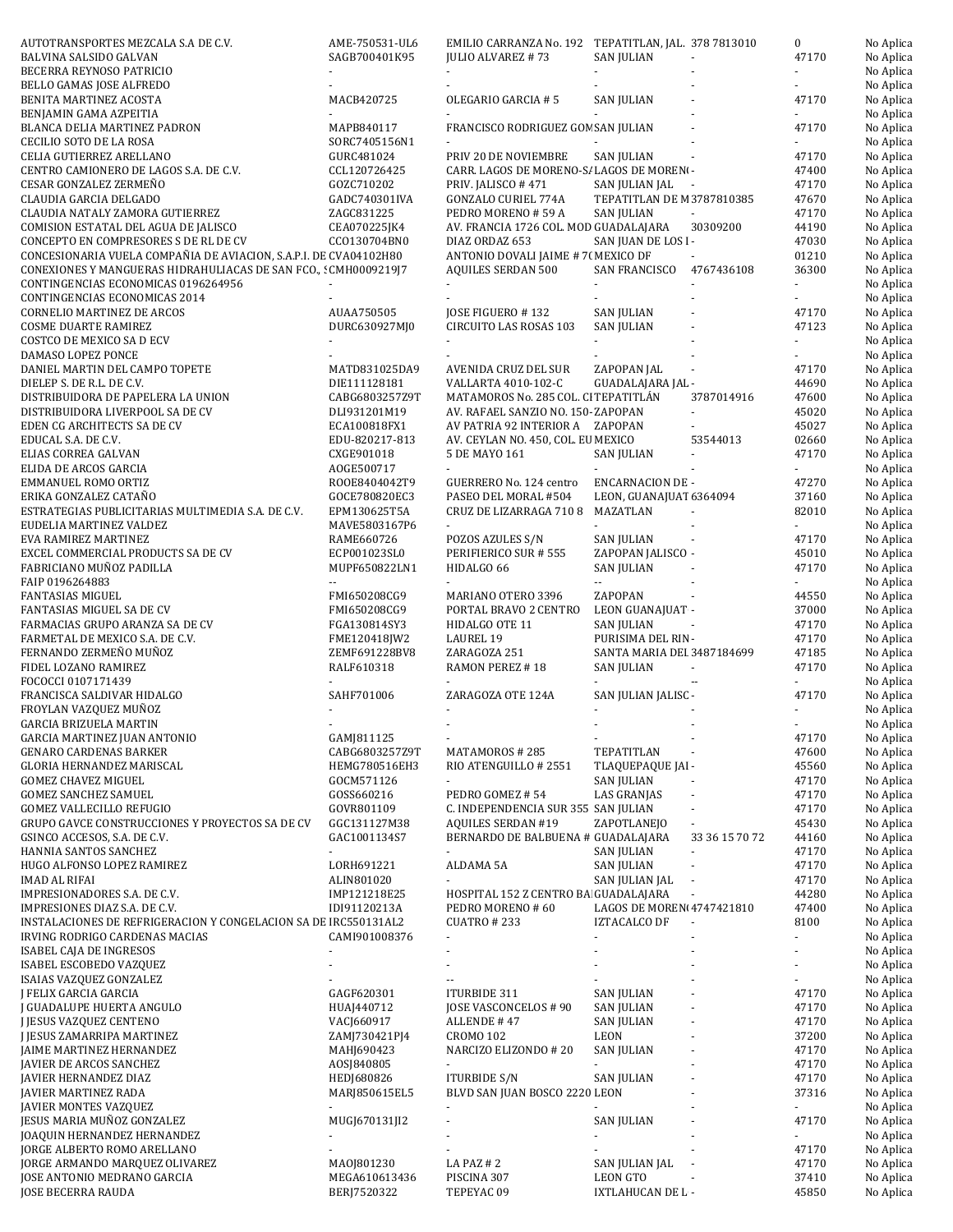| | | | | | | |
|---|---|---|---|---|---|---|
| AUTOTRANSPORTES MEZCALA S.A DE C.V. | AME-750531-UL6 | EMILIO CARRANZA No. 192 | TEPATITLAN, JAL. | 378 7813010 | 0 | No Aplica |
| BALVINA SALSIDO GALVAN | SAGB700401K95 | JULIO ALVAREZ # 73 | SAN JULIAN | - | 47170 | No Aplica |
| BECERRA REYNOSO PATRICIO | - | - | - | - | - | No Aplica |
| BELLO GAMAS JOSE ALFREDO | - | - | - | - | - | No Aplica |
| BENITA MARTINEZ ACOSTA | MACB420725 | OLEGARIO GARCIA # 5 | SAN JULIAN | - | 47170 | No Aplica |
| BENJAMIN GAMA AZPEITIA | - | - | - | - | - | No Aplica |
| BLANCA DELIA MARTINEZ PADRON | MAPB840117 | FRANCISCO RODRIGUEZ GOM | SAN JULIAN | - | 47170 | No Aplica |
| CECILIO SOTO DE LA ROSA | SORC7405156N1 | - | - | - | - | No Aplica |
| CELIA GUTIERREZ ARELLANO | GURC481024 | PRIV 20 DE NOVIEMBRE | SAN JULIAN | - | 47170 | No Aplica |
| CENTRO CAMIONERO DE LAGOS S.A. DE C.V. | CCL120726425 | CARR. LAGOS DE MORENO-S/ | LAGOS DE MORENO | - | 47400 | No Aplica |
| CESAR GONZALEZ ZERMEÑO | GOZC710202 | PRIV. JALISCO # 471 | SAN JULIAN JAL | - | 47170 | No Aplica |
| CLAUDIA GARCIA DELGADO | GADC740301IVA | GONZALO CURIEL 774A | TEPATITLAN DE M | 3787810385 | 47670 | No Aplica |
| CLAUDIA NATALY ZAMORA GUTIERREZ | ZAGC831225 | PEDRO MORENO # 59 A | SAN JULIAN | - | 47170 | No Aplica |
| COMISION ESTATAL DEL AGUA DE JALISCO | CEA070225JK4 | AV. FRANCIA 1726 COL. MOD | GUADALAJARA | 30309200 | 44190 | No Aplica |
| CONCEPTO EN COMPRESORES S DE RL DE CV | CCO130704BN0 | DIAZ ORDAZ 653 | SAN JUAN DE LOS L | - | 47030 | No Aplica |
| CONCESIONARIA VUELA COMPAÑIA DE AVIACION, S.A.P.I. DE | CVA04102H80 | ANTONIO DOVALI JAIME # 70 | MEXICO DF | - | 01210 | No Aplica |
| CONEXIONES Y MANGUERAS HIDRAHULIACAS DE SAN FCO., S | CMH0009219J7 | AQUILES SERDAN 500 | SAN FRANCISCO | 4767436108 | 36300 | No Aplica |
| CONTINGENCIAS ECONOMICAS 0196264956 | - | - | - | - | - | No Aplica |
| CONTINGENCIAS ECONOMICAS 2014 | - | - | - | - | - | No Aplica |
| CORNELIO MARTINEZ DE ARCOS | AUAA750505 | JOSE FIGUERO # 132 | SAN JULIAN | - | 47170 | No Aplica |
| COSME DUARTE RAMIREZ | DURC630927MJ0 | CIRCUITO LAS ROSAS 103 | SAN JULIAN | - | 47123 | No Aplica |
| COSTCO DE MEXICO SA D ECV | - | - | - | - | - | No Aplica |
| DAMASO LOPEZ PONCE | - | - | - | - | - | No Aplica |
| DANIEL MARTIN DEL CAMPO TOPETE | MATD831025DA9 | AVENIDA CRUZ DEL SUR | ZAPOPAN JAL | - | 47170 | No Aplica |
| DIELEP S. DE R.L. DE C.V. | DIE111128181 | VALLARTA 4010-102-C | GUADALAJARA JAL | - | 44690 | No Aplica |
| DISTRIBUIDORA DE PAPELERA LA UNION | CABG6803257Z9T | MATAMOROS No. 285 COL. C | TEPATITLÁN | 3787014916 | 47600 | No Aplica |
| DISTRIBUIDORA LIVERPOOL SA DE CV | DLI931201M19 | AV. RAFAEL SANZIO NO. 150- | ZAPOPAN | - | 45020 | No Aplica |
| EDEN CG ARCHITECTS SA DE CV | ECA100818FX1 | AV PATRIA 92 INTERIOR A | ZAPOPAN | - | 45027 | No Aplica |
| EDUCAL S.A. DE C.V. | EDU-820217-813 | AV. CEYLAN NO. 450, COL. EU | MEXICO | 53544013 | 02660 | No Aplica |
| ELIAS CORREA GALVAN | CXGE901018 | 5 DE MAYO 161 | SAN JULIAN | - | 47170 | No Aplica |
| ELIDA DE ARCOS GARCIA | AOGE500717 | - | - | - | - | No Aplica |
| EMMANUEL ROMO ORTIZ | ROOE8404042T9 | GUERRERO No. 124 centro | ENCARNACION DE | - | 47270 | No Aplica |
| ERIKA GONZALEZ CATAÑO | GOCE780820EC3 | PASEO DEL MORAL #504 | LEON, GUANAJUAT | 6364094 | 37160 | No Aplica |
| ESTRATEGIAS PUBLICITARIAS MULTIMEDIA S.A. DE C.V. | EPM130625T5A | CRUZ DE LIZARRAGA 710 8 | MAZATLAN | - | 82010 | No Aplica |
| EUDELIA MARTINEZ VALDEZ | MAVE5803167P6 | - | - | - | - | No Aplica |
| EVA RAMIREZ MARTINEZ | RAME660726 | POZOS AZULES S/N | SAN JULIAN | - | 47170 | No Aplica |
| EXCEL COMMERCIAL PRODUCTS SA DE CV | ECP001023SL0 | PERIFIERICO SUR # 555 | ZAPOPAN JALISCO | - | 45010 | No Aplica |
| FABRICIANO MUÑOZ PADILLA | MUPF650822LN1 | HIDALGO 66 | SAN JULIAN | - | 47170 | No Aplica |
| FAIP 0196264883 | -- | - | -- | - | - | No Aplica |
| FANTASIAS MIGUEL | FMI650208CG9 | MARIANO OTERO 3396 | ZAPOPAN | - | 44550 | No Aplica |
| FANTASIAS MIGUEL SA DE CV | FMI650208CG9 | PORTAL BRAVO 2 CENTRO | LEON GUANAJUAT | - | 37000 | No Aplica |
| FARMACIAS GRUPO ARANZA SA DE CV | FGA130814SY3 | HIDALGO OTE 11 | SAN JULIAN | - | 47170 | No Aplica |
| FARMETAL DE MEXICO S.A. DE C.V. | FME120418JW2 | LAUREL 19 | PURISIMA DEL RIN | - | 47170 | No Aplica |
| FERNANDO ZERMEÑO MUÑOZ | ZEMF691228BV8 | ZARAGOZA 251 | SANTA MARIA DEL | 3487184699 | 47185 | No Aplica |
| FIDEL LOZANO RAMIREZ | RALF610318 | RAMON PEREZ # 18 | SAN JULIAN | - | 47170 | No Aplica |
| FOCOCCI 0107171439 | - | - | - | -- | - | No Aplica |
| FRANCISCA SALDIVAR HIDALGO | SAHF701006 | ZARAGOZA OTE 124A | SAN JULIAN JALISC | - | 47170 | No Aplica |
| FROYLAN VAZQUEZ MUÑOZ | - | - | - | - | - | No Aplica |
| GARCIA BRIZUELA MARTIN | - | - | - | - | - | No Aplica |
| GARCIA MARTINEZ JUAN ANTONIO | GAMJ811125 | - | - | - | 47170 | No Aplica |
| GENARO CARDENAS BARKER | CABG6803257Z9T | MATAMOROS # 285 | TEPATITLAN | - | 47600 | No Aplica |
| GLORIA HERNANDEZ MARISCAL | HEMG780516EH3 | RIO ATENGUILLO # 2551 | TLAQUEPAQUE JAL | - | 45560 | No Aplica |
| GOMEZ CHAVEZ MIGUEL | GOCM571126 | - | SAN JULIAN | - | 47170 | No Aplica |
| GOMEZ SANCHEZ SAMUEL | GOSS660216 | PEDRO GOMEZ # 54 | LAS GRANJAS | - | 47170 | No Aplica |
| GOMEZ VALLECILLO REFUGIO | GOVR801109 | C. INDEPENDENCIA SUR 355 | SAN JULIAN | - | 47170 | No Aplica |
| GRUPO GAVCE CONSTRUCCIONES Y PROYECTOS SA DE CV | GGC131127M38 | AQUILES SERDAN #19 | ZAPOTLANEJO | - | 45430 | No Aplica |
| GSINCO ACCESOS, S.A. DE C.V. | GAC1001134S7 | BERNARDO DE BALBUENA # | GUADALAJARA | 33 36 15 70 72 | 44160 | No Aplica |
| HANNIA SANTOS SANCHEZ | - | - | SAN JULIAN | - | 47170 | No Aplica |
| HUGO ALFONSO LOPEZ RAMIREZ | LORH691221 | ALDAMA 5A | SAN JULIAN | - | 47170 | No Aplica |
| IMAD AL RIFAI | ALIN801020 | - | SAN JULIAN JAL | - | 47170 | No Aplica |
| IMPRESIONADORES S.A. DE C.V. | IMP121218E25 | HOSPITAL 152 Z CENTRO BA | GUADALAJARA | - | 44280 | No Aplica |
| IMPRESIONES DIAZ S.A. DE C.V. | IDI91120213A | PEDRO MORENO # 60 | LAGOS DE MOREN | 4747421810 | 47400 | No Aplica |
| INSTALACIONES DE REFRIGERACION Y CONGELACION SA DE | IRC550131AL2 | CUATRO # 233 | IZTACALCO DF | - | 8100 | No Aplica |
| IRVING RODRIGO CARDENAS MACIAS | CAMI901008376 | - | - | - | - | No Aplica |
| ISABEL CAJA DE INGRESOS | - | - | - | - | - | No Aplica |
| ISABEL ESCOBEDO VAZQUEZ | - | - | - | - | - | No Aplica |
| ISAIAS VAZQUEZ GONZALEZ | - | -- | - | - | - | No Aplica |
| J FELIX GARCIA GARCIA | GAGF620301 | ITURBIDE 311 | SAN JULIAN | - | 47170 | No Aplica |
| J GUADALUPE HUERTA ANGULO | HUAJ440712 | JOSE VASCONCELOS # 90 | SAN JULIAN | - | 47170 | No Aplica |
| J JESUS VAZQUEZ CENTENO | VACJ660917 | ALLENDE # 47 | SAN JULIAN | - | 47170 | No Aplica |
| J JESUS ZAMARRIPA MARTINEZ | ZAMJ730421PJ4 | CROMO 102 | LEON | - | 37200 | No Aplica |
| JAIME MARTINEZ HERNANDEZ | MAHJ690423 | NARCIZO ELIZONDO # 20 | SAN JULIAN | - | 47170 | No Aplica |
| JAVIER DE ARCOS SANCHEZ | AOSJ840805 | - | - | - | 47170 | No Aplica |
| JAVIER HERNANDEZ DIAZ | HEDJ680826 | ITURBIDE S/N | SAN JULIAN | - | 47170 | No Aplica |
| JAVIER MARTINEZ RADA | MARJ850615EL5 | BLVD SAN JUAN BOSCO 2220 | LEON | - | 37316 | No Aplica |
| JAVIER MONTES VAZQUEZ | - | - | - | - | - | No Aplica |
| JESUS MARIA MUÑOZ GONZALEZ | MUGJ670131JI2 | - | SAN JULIAN | - | 47170 | No Aplica |
| JOAQUIN HERNANDEZ HERNANDEZ | - | - | - | - | - | No Aplica |
| JORGE ALBERTO ROMO ARELLANO | - | - | - | - | 47170 | No Aplica |
| JORGE ARMANDO MARQUEZ OLIVAREZ | MAOJ801230 | LA PAZ # 2 | SAN JULIAN JAL | - | 47170 | No Aplica |
| JOSE ANTONIO MEDRANO GARCIA | MEGA610613436 | PISCINA 307 | LEON GTO | - | 37410 | No Aplica |
| JOSE BECERRA RAUDA | BERJ7520322 | TEPEYAC 09 | IXTLAHUCAN DE L | - | 45850 | No Aplica |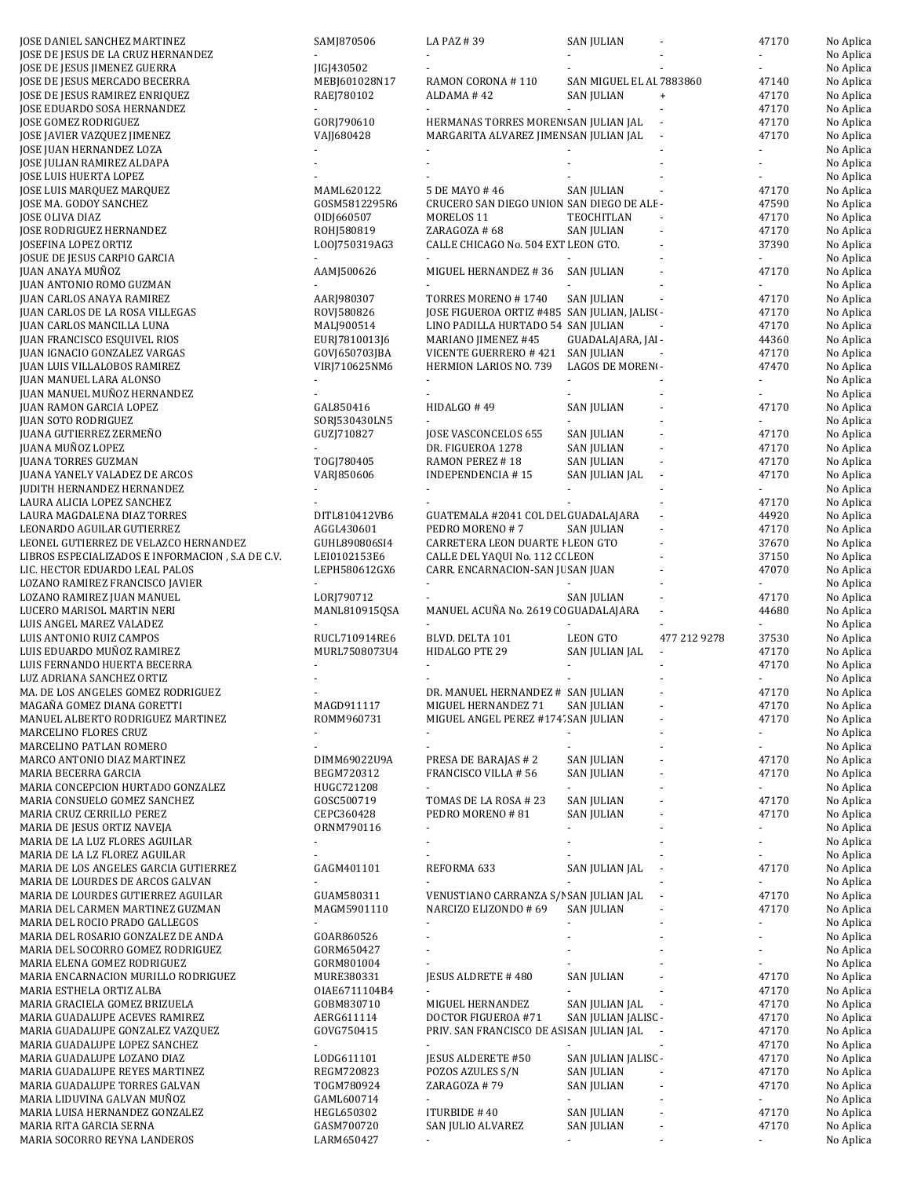| | | | | | | |
|---|---|---|---|---|---|---|
| JOSE DANIEL SANCHEZ MARTINEZ | SAMJ870506 | LA PAZ # 39 | SAN JULIAN | - | 47170 | No Aplica |
| JOSE DE JESUS DE LA CRUZ HERNANDEZ | - | - | - | - | - | No Aplica |
| JOSE DE JESUS JIMENEZ GUERRA | JIGJ430502 | - | - | - | - | No Aplica |
| JOSE DE JESUS MERCADO BECERRA | MEBJ601028N17 | RAMON CORONA # 110 | SAN MIGUEL EL AL 7883860 | | 47140 | No Aplica |
| JOSE DE JESUS RAMIREZ ENRIQUEZ | RAEJ780102 | ALDAMA # 42 | SAN JULIAN | + | 47170 | No Aplica |
| JOSE EDUARDO SOSA HERNANDEZ | - | - | - | - | 47170 | No Aplica |
| JOSE GOMEZ RODRIGUEZ | GORJ790610 | HERMANAS TORRES MOREN(SAN JULIAN JAL | | - | 47170 | No Aplica |
| JOSE JAVIER VAZQUEZ JIMENEZ | VAJJ680428 | MARGARITA ALVAREZ JIMENSAN JULIAN JAL | | - | 47170 | No Aplica |
| JOSE JUAN HERNANDEZ LOZA | - | - | - | - | - | No Aplica |
| JOSE JULIAN RAMIREZ ALDAPA | - | - | - | - | - | No Aplica |
| JOSE LUIS HUERTA LOPEZ | - | - | - | - | - | No Aplica |
| JOSE LUIS MARQUEZ MARQUEZ | MAML620122 | 5 DE MAYO # 46 | SAN JULIAN | - | 47170 | No Aplica |
| JOSE MA. GODOY SANCHEZ | GOSM5812295R6 | CRUCERO SAN DIEGO UNION SAN DIEGO DE ALE - | | | 47590 | No Aplica |
| JOSE OLIVA DIAZ | OIDJ660507 | MORELOS 11 | TEOCHITLAN | - | 47170 | No Aplica |
| JOSE RODRIGUEZ HERNANDEZ | ROHJ580819 | ZARAGOZA # 68 | SAN JULIAN | - | 47170 | No Aplica |
| JOSEFINA LOPEZ ORTIZ | LOOJ750319AG3 | CALLE CHICAGO No. 504 EXT LEON GTO. | | - | 37390 | No Aplica |
| JOSUE DE JESUS CARPIO GARCIA | - | - | - | - | - | No Aplica |
| JUAN ANAYA MUÑOZ | AAMJ500626 | MIGUEL HERNANDEZ # 36 | SAN JULIAN | - | 47170 | No Aplica |
| JUAN ANTONIO ROMO GUZMAN | - | - | - | - | - | No Aplica |
| JUAN CARLOS ANAYA RAMIREZ | AARJ980307 | TORRES MORENO # 1740 | SAN JULIAN | - | 47170 | No Aplica |
| JUAN CARLOS DE LA ROSA VILLEGAS | ROVJ580826 | JOSE FIGUEROA ORTIZ #485 | SAN JULIAN, JALISC - | | 47170 | No Aplica |
| JUAN CARLOS MANCILLA LUNA | MALJ900514 | LINO PADILLA HURTADO 54 | SAN JULIAN | - | 47170 | No Aplica |
| JUAN FRANCISCO ESQUIVEL RIOS | EURJ7810013J6 | MARIANO JIMENEZ #45 | GUADALAJARA, JAI - | | 44360 | No Aplica |
| JUAN IGNACIO GONZALEZ VARGAS | GOVJ650703JBA | VICENTE GUERRERO # 421 | SAN JULIAN | - | 47170 | No Aplica |
| JUAN LUIS VILLALOBOS RAMIREZ | VIRJ710625NM6 | HERMION LARIOS NO. 739 | LAGOS DE MOREN( - | | 47470 | No Aplica |
| JUAN MANUEL LARA ALONSO | - | - | - | - | - | No Aplica |
| JUAN MANUEL MUÑOZ HERNANDEZ | - | - | - | - | - | No Aplica |
| JUAN RAMON GARCIA LOPEZ | GAL850416 | HIDALGO # 49 | SAN JULIAN | - | 47170 | No Aplica |
| JUAN SOTO RODRIGUEZ | SORJ530430LN5 | - | - | - | - | No Aplica |
| JUANA GUTIERREZ ZERMEÑO | GUZJ710827 | JOSE VASCONCELOS 655 | SAN JULIAN | - | 47170 | No Aplica |
| JUANA MUÑOZ LOPEZ | - | DR. FIGUEROA 1278 | SAN JULIAN | - | 47170 | No Aplica |
| JUANA TORRES GUZMAN | TOGJ780405 | RAMON PEREZ # 18 | SAN JULIAN | - | 47170 | No Aplica |
| JUANA YANELY VALADEZ DE ARCOS | VARJ850606 | INDEPENDENCIA # 15 | SAN JULIAN JAL | - | 47170 | No Aplica |
| JUDITH HERNANDEZ HERNANDEZ | - | - | - | - | - | No Aplica |
| LAURA ALICIA LOPEZ SANCHEZ | - | - | - | - | 47170 | No Aplica |
| LAURA MAGDALENA DIAZ TORRES | DITL810412VB6 | GUATEMALA #2041 COL DEL GUADALAJARA | | - | 44920 | No Aplica |
| LEONARDO AGUILAR GUTIERREZ | AGGL430601 | PEDRO MORENO # 7 | SAN JULIAN | - | 47170 | No Aplica |
| LEONEL GUTIERREZ DE VELAZCO HERNANDEZ | GUHL890806SI4 | CARRETERA LEON DUARTE I LEON GTO | | - | 37670 | No Aplica |
| LIBROS ESPECIALIZADOS E INFORMACION , S.A DE C.V. | LEI0102153E6 | CALLE DEL YAQUI No. 112 CC LEON | | - | 37150 | No Aplica |
| LIC. HECTOR EDUARDO LEAL PALOS | LEPH580612GX6 | CARR. ENCARNACION-SAN JU SAN JUAN | | - | 47070 | No Aplica |
| LOZANO RAMIREZ FRANCISCO JAVIER | - | - | - | - | - | No Aplica |
| LOZANO RAMIREZ JUAN MANUEL | LORJ790712 | - | SAN JULIAN | - | 47170 | No Aplica |
| LUCERO MARISOL MARTIN NERI | MANL810915QSA | MANUEL ACUÑA No. 2619 CO GUADALAJARA | | - | 44680 | No Aplica |
| LUIS ANGEL MAREZ VALADEZ | - | - | - | - | - | No Aplica |
| LUIS ANTONIO RUIZ CAMPOS | RUCL710914RE6 | BLVD. DELTA 101 | LEON GTO | 477 212 9278 | 37530 | No Aplica |
| LUIS EDUARDO MUÑOZ RAMIREZ | MURL7508073U4 | HIDALGO PTE 29 | SAN JULIAN JAL | - | 47170 | No Aplica |
| LUIS FERNANDO HUERTA BECERRA | - | - | - | - | 47170 | No Aplica |
| LUZ ADRIANA SANCHEZ ORTIZ | - | - | - | - | - | No Aplica |
| MA. DE LOS ANGELES GOMEZ RODRIGUEZ | - | DR. MANUEL HERNANDEZ # | SAN JULIAN | - | 47170 | No Aplica |
| MAGAÑA GOMEZ DIANA GORETTI | MAGD911117 | MIGUEL HERNANDEZ 71 | SAN JULIAN | - | 47170 | No Aplica |
| MANUEL ALBERTO RODRIGUEZ MARTINEZ | ROMM960731 | MIGUEL ANGEL PEREZ #174 | SAN JULIAN | - | 47170 | No Aplica |
| MARCELINO FLORES CRUZ | - | - | - | - | - | No Aplica |
| MARCELINO PATLAN ROMERO | - | - | - | - | - | No Aplica |
| MARCO ANTONIO DIAZ MARTINEZ | DIMM69022U9A | PRESA DE BARAJAS # 2 | SAN JULIAN | - | 47170 | No Aplica |
| MARIA BECERRA GARCIA | BEGM720312 | FRANCISCO VILLA # 56 | SAN JULIAN | - | 47170 | No Aplica |
| MARIA CONCEPCION HURTADO GONZALEZ | HUGC721208 | - | - | - | - | No Aplica |
| MARIA CONSUELO GOMEZ SANCHEZ | GOSC500719 | TOMAS DE LA ROSA # 23 | SAN JULIAN | - | 47170 | No Aplica |
| MARIA CRUZ CERRILLO PEREZ | CEPC360428 | PEDRO MORENO # 81 | SAN JULIAN | - | 47170 | No Aplica |
| MARIA DE JESUS ORTIZ NAVEJA | ORNM790116 | - | - | - | - | No Aplica |
| MARIA DE LA LUZ FLORES AGUILAR | - | - | - | - | - | No Aplica |
| MARIA DE LA LZ FLOREZ AGUILAR | - | - | - | - | - | No Aplica |
| MARIA DE LOS ANGELES GARCIA GUTIERREZ | GAGM401101 | REFORMA 633 | SAN JULIAN JAL | - | 47170 | No Aplica |
| MARIA DE LOURDES DE ARCOS GALVAN | - | - | - | - | - | No Aplica |
| MARIA DE LOURDES GUTIERREZ AGUILAR | GUAM580311 | VENUSTIANO CARRANZA S/N | SAN JULIAN JAL | - | 47170 | No Aplica |
| MARIA DEL CARMEN MARTINEZ GUZMAN | MAGM5901110 | NARCIZO ELIZONDO # 69 | SAN JULIAN | - | 47170 | No Aplica |
| MARIA DEL ROCIO PRADO GALLEGOS | - | - | - | - | - | No Aplica |
| MARIA DEL ROSARIO GONZALEZ DE ANDA | GOAR860526 | - | - | - | - | No Aplica |
| MARIA DEL SOCORRO GOMEZ RODRIGUEZ | GORM650427 | - | - | - | - | No Aplica |
| MARIA ELENA GOMEZ RODRIGUEZ | GORM801004 | - | - | - | - | No Aplica |
| MARIA ENCARNACION MURILLO RODRIGUEZ | MURE380331 | JESUS ALDRETE # 480 | SAN JULIAN | - | 47170 | No Aplica |
| MARIA ESTHELA ORTIZ ALBA | OIAE6711104B4 | - | - | - | 47170 | No Aplica |
| MARIA GRACIELA GOMEZ BRIZUELA | GOBM830710 | MIGUEL HERNANDEZ | SAN JULIAN JAL | - | 47170 | No Aplica |
| MARIA GUADALUPE ACEVES RAMIREZ | AERG611114 | DOCTOR FIGUEROA #71 | SAN JULIAN JALISC - | | 47170 | No Aplica |
| MARIA GUADALUPE GONZALEZ VAZQUEZ | GOVG750415 | PRIV. SAN FRANCISCO DE ASI SAN JULIAN JAL | | - | 47170 | No Aplica |
| MARIA GUADALUPE LOPEZ SANCHEZ | - | - | - | - | 47170 | No Aplica |
| MARIA GUADALUPE LOZANO DIAZ | LODG611101 | JESUS ALDERETE #50 | SAN JULIAN JALISC - | | 47170 | No Aplica |
| MARIA GUADALUPE REYES MARTINEZ | REGM720823 | POZOS AZULES S/N | SAN JULIAN | - | 47170 | No Aplica |
| MARIA GUADALUPE TORRES GALVAN | TOGM780924 | ZARAGOZA # 79 | SAN JULIAN | - | 47170 | No Aplica |
| MARIA LIDUVINA GALVAN MUÑOZ | GAML600714 | - | - | - | - | No Aplica |
| MARIA LUISA HERNANDEZ GONZALEZ | HEGL650302 | ITURBIDE # 40 | SAN JULIAN | - | 47170 | No Aplica |
| MARIA RITA GARCIA SERNA | GASM700720 | SAN JULIO ALVAREZ | SAN JULIAN | - | 47170 | No Aplica |
| MARIA SOCORRO REYNA LANDEROS | LARM650427 | - | - | - | - | No Aplica |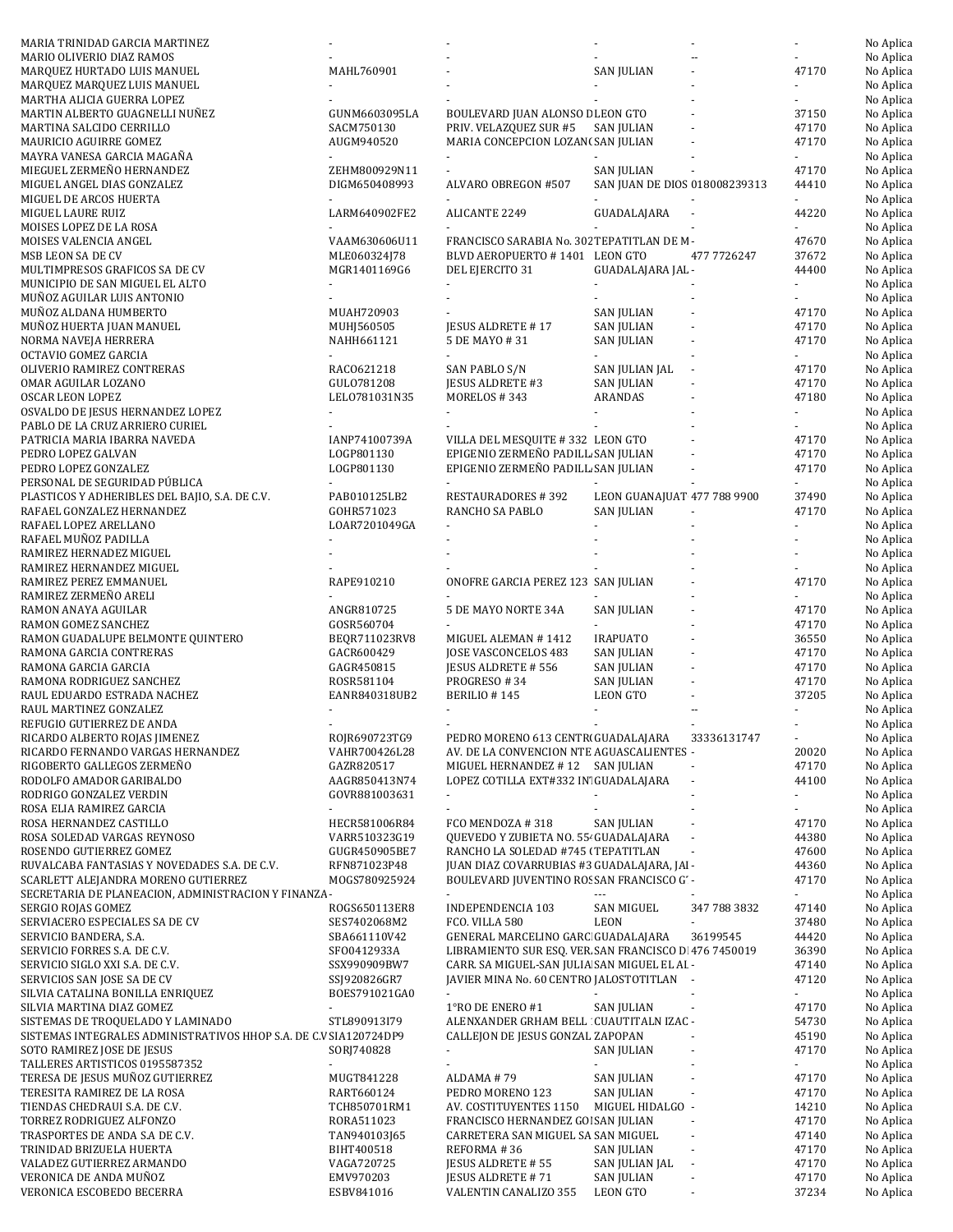| | | | | | | |
|---|---|---|---|---|---|---|
| MARIA TRINIDAD GARCIA MARTINEZ | - | - | - | - | - | No Aplica |
| MARIO OLIVERIO DIAZ RAMOS | - | - | - | -- | - | No Aplica |
| MARQUEZ HURTADO LUIS MANUEL | MAHL760901 | - | SAN JULIAN | - | 47170 | No Aplica |
| MARQUEZ MARQUEZ LUIS MANUEL | - | - | - | - | - | No Aplica |
| MARTHA ALICIA GUERRA LOPEZ | - | - | - | - | - | No Aplica |
| MARTIN ALBERTO GUAGNELLI NUÑEZ | GUNM6603095LA | BOULEVARD JUAN ALONSO D | LEON GTO | - | 37150 | No Aplica |
| MARTINA SALCIDO CERRILLO | SACM750130 | PRIV. VELAZQUEZ SUR #5 | SAN JULIAN | - | 47170 | No Aplica |
| MAURICIO AGUIRRE GOMEZ | AUGM940520 | MARIA CONCEPCION LOZANO | SAN JULIAN | - | 47170 | No Aplica |
| MAYRA VANESA GARCIA MAGAÑA | - | - | - | - | - | No Aplica |
| MIEGUEL ZERMEÑO HERNANDEZ | ZEHM800929N11 | - | SAN JULIAN | - | 47170 | No Aplica |
| MIGUEL ANGEL DIAS GONZALEZ | DIGM650408993 | ALVARO OBREGON #507 | SAN JUAN DE DIOS | 018008239313 | 44410 | No Aplica |
| MIGUEL DE ARCOS HUERTA | - | - | - | - | - | No Aplica |
| MIGUEL LAURE RUIZ | LARM640902FE2 | ALICANTE 2249 | GUADALAJARA | - | 44220 | No Aplica |
| MOISES LOPEZ DE LA ROSA | - | - | - | - | - | No Aplica |
| MOISES VALENCIA ANGEL | VAAM630606U11 | FRANCISCO SARABIA No. 302 | TEPATITLAN DE M | - | 47670 | No Aplica |
| MSB LEON SA DE CV | MLE060324J78 | BLVD AEROPUERTO # 1401 | LEON GTO | 477 7726247 | 37672 | No Aplica |
| MULTIMPRESOS GRAFICOS SA DE CV | MGR1401169G6 | DEL EJERCITO 31 | GUADALAJARA JAL | - | 44400 | No Aplica |
| MUNICIPIO DE SAN MIGUEL EL ALTO | - | - | - | - | - | No Aplica |
| MUÑOZ AGUILAR LUIS ANTONIO | - | - | - | - | - | No Aplica |
| MUÑOZ ALDANA HUMBERTO | MUAH720903 | - | SAN JULIAN | - | 47170 | No Aplica |
| MUÑOZ HUERTA JUAN MANUEL | MUHJ560505 | JESUS ALDRETE # 17 | SAN JULIAN | - | 47170 | No Aplica |
| NORMA NAVEJA HERRERA | NAHH661121 | 5 DE MAYO # 31 | SAN JULIAN | - | 47170 | No Aplica |
| OCTAVIO GOMEZ GARCIA | - | - | - | - | - | No Aplica |
| OLIVERIO RAMIREZ CONTRERAS | RACO621218 | SAN PABLO S/N | SAN JULIAN JAL | - | 47170 | No Aplica |
| OMAR AGUILAR LOZANO | GULO781208 | JESUS ALDRETE #3 | SAN JULIAN | - | 47170 | No Aplica |
| OSCAR LEON LOPEZ | LELO781031N35 | MORELOS # 343 | ARANDAS | - | 47180 | No Aplica |
| OSVALDO DE JESUS HERNANDEZ LOPEZ | - | - | - | - | - | No Aplica |
| PABLO DE LA CRUZ ARRIERO CURIEL | - | - | - | - | - | No Aplica |
| PATRICIA MARIA IBARRA NAVEDA | IANP74100739A | VILLA DEL MESQUITE # 332 | LEON GTO | - | 47170 | No Aplica |
| PEDRO LOPEZ GALVAN | LOGP801130 | EPIGENIO ZERMEÑO PADILLA | SAN JULIAN | - | 47170 | No Aplica |
| PEDRO LOPEZ GONZALEZ | LOGP801130 | EPIGENIO ZERMEÑO PADILLA | SAN JULIAN | - | 47170 | No Aplica |
| PERSONAL DE SEGURIDAD PÚBLICA | - | - | - | - | - | No Aplica |
| PLASTICOS Y ADHERIBLES DEL BAJIO, S.A. DE C.V. | PAB010125LB2 | RESTAURADORES # 392 | LEON GUANAJUAT | 477 788 9900 | 37490 | No Aplica |
| RAFAEL GONZALEZ HERNANDEZ | GOHR571023 | RANCHO SA PABLO | SAN JULIAN | - | 47170 | No Aplica |
| RAFAEL LOPEZ ARELLANO | LOAR7201049GA | - | - | - | - | No Aplica |
| RAFAEL MUÑOZ PADILLA | - | - | - | - | - | No Aplica |
| RAMIREZ HERNANDEZ MIGUEL | - | - | - | - | - | No Aplica |
| RAMIREZ HERNANDEZ MIGUEL | - | - | - | - | - | No Aplica |
| RAMIREZ PEREZ EMMANUEL | RAPE910210 | ONOFRE GARCIA PEREZ 123 | SAN JULIAN | - | 47170 | No Aplica |
| RAMIREZ ZERMEÑO ARELI | - | - | - | - | - | No Aplica |
| RAMON ANAYA AGUILAR | ANGR810725 | 5 DE MAYO NORTE 34A | SAN JULIAN | - | 47170 | No Aplica |
| RAMON GOMEZ SANCHEZ | GOSR560704 | - | - | - | 47170 | No Aplica |
| RAMON GUADALUPE BELMONTE QUINTERO | BEQR711023RV8 | MIGUEL ALEMAN # 1412 | IRAPUATO | - | 36550 | No Aplica |
| RAMONA GARCIA CONTRERAS | GACR600429 | JOSE VASCONCELOS 483 | SAN JULIAN | - | 47170 | No Aplica |
| RAMONA GARCIA GARCIA | GAGR450815 | JESUS ALDRETE # 556 | SAN JULIAN | - | 47170 | No Aplica |
| RAMONA RODRIGUEZ SANCHEZ | ROSR581104 | PROGRESO # 34 | SAN JULIAN | - | 47170 | No Aplica |
| RAUL EDUARDO ESTRADA NACHEZ | EANR840318UB2 | BERILIO # 145 | LEON GTO | - | 37205 | No Aplica |
| RAUL MARTINEZ GONZALEZ | - | - | - | -- | - | No Aplica |
| REFUGIO GUTIERREZ DE ANDA | - | - | - | - | - | No Aplica |
| RICARDO ALBERTO ROJAS JIMENEZ | ROJR690723TG9 | PEDRO MORENO 613 CENTRO | GUADALAJARA | 33336131747 | - | No Aplica |
| RICARDO FERNANDO VARGAS HERNANDEZ | VAHR700426L28 | AV. DE LA CONVENCION NTE | AGUASCALIENTES | - | 20020 | No Aplica |
| RIGOBERTO GALLEGOS ZERMEÑO | GAZR820517 | MIGUEL HERNANDEZ # 12 | SAN JULIAN | - | 47170 | No Aplica |
| RODOLFO AMADOR GARIBALDO | AAGR850413N74 | LOPEZ COTILLA EXT#332 IN | GUADALAJARA | - | 44100 | No Aplica |
| RODRIGO GONZALEZ VERDIN | GOVR881003631 | - | - | - | - | No Aplica |
| ROSA ELIA RAMIREZ GARCIA | - | - | - | - | - | No Aplica |
| ROSA HERNANDEZ CASTILLO | HECR581006R84 | FCO MENDOZA # 318 | SAN JULIAN | - | 47170 | No Aplica |
| ROSA SOLEDAD VARGAS REYNOSO | VARR510323G19 | QUEVEDO Y ZUBIETA NO. 55 | GUADALAJARA | - | 44380 | No Aplica |
| ROSENDO GUTIERREZ GOMEZ | GUGR450905BE7 | RANCHO LA SOLEDAD #745 ( | TEPATITLAN | - | 47600 | No Aplica |
| RUVALCABA FANTASIAS Y NOVEDADES S.A. DE C.V. | RFN871023P48 | JUAN DIAZ COVARRUBIAS #3 | GUADALAJARA, JAL | - | 44360 | No Aplica |
| SCARLETT ALEJANDRA MORENO GUTIERREZ | MOGS780925924 | BOULEVARD JUVENTINO ROS | SAN FRANCISCO G | - | 47170 | No Aplica |
| SECRETARIA DE PLANEACION, ADMINISTRACION Y FINANZA | - | - | --- | - | - | No Aplica |
| SERGIO ROJAS GOMEZ | ROGS650113ER8 | INDEPENDENCIA 103 | SAN MIGUEL | 347 788 3832 | 47140 | No Aplica |
| SERVIACERO ESPECIALES SA DE CV | SES7402068M2 | FCO. VILLA 580 | LEON | - | 37480 | No Aplica |
| SERVICIO BANDERA, S.A. | SBA661110V42 | GENERAL MARCELINO GARCI | GUADALAJARA | 36199545 | 44420 | No Aplica |
| SERVICIO FORRES S.A. DE C.V. | SFO0412933A | LIBRAMIENTO SUR ESQ. VER. | SAN FRANCISCO D | 476 7450019 | 36390 | No Aplica |
| SERVICIO SIGLO XXI S.A. DE C.V. | SSX990909BW7 | CARR. SA MIGUEL-SAN JULIA | SAN MIGUEL EL AL | - | 47140 | No Aplica |
| SERVICIOS SAN JOSE SA DE CV | SSJ920826GR7 | JAVIER MINA No. 60 CENTRO | JALOSTOTITLAN | - | 47120 | No Aplica |
| SILVIA CATALINA BONILLA ENRIQUEZ | BOES791021GA0 | - | - | - | - | No Aplica |
| SILVIA MARTINA DIAZ GOMEZ | - | 1°RO DE ENERO #1 | SAN JULIAN | - | 47170 | No Aplica |
| SISTEMAS DE TROQUELADO Y LAMINADO | STL890913I79 | ALENXANDER GRHAM BELL | CUAUTITALN IZAC | - | 54730 | No Aplica |
| SISTEMAS INTEGRALES ADMINISTRATIVOS HHOP S.A. DE C.V | SIA120724DP9 | CALLEJON DE JESUS GONZAL | ZAPOPAN | - | 45190 | No Aplica |
| SOTO RAMIREZ JOSE DE JESUS | SORJ740828 | - | SAN JULIAN | - | 47170 | No Aplica |
| TALLERES ARTISTICOS 0195587352 | - | - | - | - | - | No Aplica |
| TERESA DE JESUS MUÑOZ GUTIERREZ | MUGT841228 | ALDAMA # 79 | SAN JULIAN | - | 47170 | No Aplica |
| TERESITA RAMIREZ DE LA ROSA | RART660124 | PEDRO MORENO 123 | SAN JULIAN | - | 47170 | No Aplica |
| TIENDAS CHEDRAUI S.A. DE C.V. | TCH850701RM1 | AV. COSTITUYENTES 1150 | MIGUEL HIDALGO | - | 14210 | No Aplica |
| TORREZ RODRIGUEZ ALFONZO | RORA511023 | FRANCISCO HERNANDEZ GO | SAN JULIAN | - | 47170 | No Aplica |
| TRASPORTES DE ANDA S.A DE C.V. | TAN940103J65 | CARRETERA SAN MIGUEL SA | SAN MIGUEL | - | 47140 | No Aplica |
| TRINIDAD BRIZUELA HUERTA | BIHT400518 | REFORMA # 36 | SAN JULIAN | - | 47170 | No Aplica |
| VALADEZ GUTIERREZ ARMANDO | VAGA720725 | JESUS ALDRETE # 55 | SAN JULIAN JAL | - | 47170 | No Aplica |
| VERONICA DE ANDA MUÑOZ | EMV970203 | JESUS ALDRETE # 71 | SAN JULIAN | - | 47170 | No Aplica |
| VERONICA ESCOBEDO BECERRA | ESBV841016 | VALENTIN CANALIZO 355 | LEON GTO | - | 37234 | No Aplica |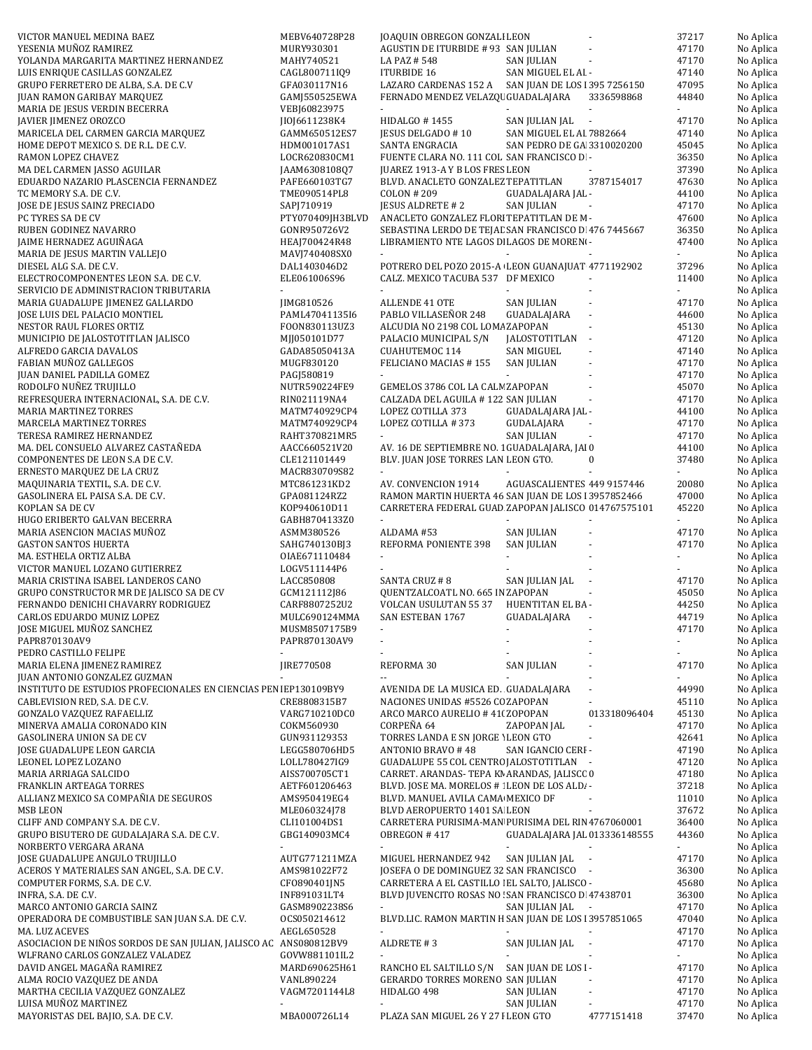| | | | | | | |
|---|---|---|---|---|---|---|
| VICTOR MANUEL MEDINA BAEZ | MEBV640728P28 | JOAQUIN OBREGON GONZALI | LEON | - | 37217 | No Aplica |
| YESENIA MUÑOZ RAMIREZ | MURY930301 | AGUSTIN DE ITURBIDE # 93 | SAN JULIAN | - | 47170 | No Aplica |
| YOLANDA MARGARITA MARTINEZ HERNANDEZ | MAHY740521 | LA PAZ # 548 | SAN JULIAN | - | 47170 | No Aplica |
| LUIS ENRIQUE CASILLAS GONZALEZ | CAGL800711IQ9 | ITURBIDE 16 | SAN MIGUEL EL AL | - | 47140 | No Aplica |
| GRUPO FERRETERO DE ALBA, S.A. DE C.V | GFA030117N16 | LAZARO CARDENAS 152 A | SAN JUAN DE LOS I | 395 7256150 | 47095 | No Aplica |
| JUAN RAMON GARIBAY MARQUEZ | GAMJ550525EWA | FERNADO MENDEZ VELAZQU | GUADALAJARA | 3336598868 | 44840 | No Aplica |
| MARIA DE JESUS VERDIN BECERRA | VEBJ60823975 | - | - | - | - | No Aplica |
| JAVIER JIMENEZ OROZCO | JIOJ6611238K4 | HIDALGO # 1455 | SAN JULIAN JAL | - | 47170 | No Aplica |
| MARICELA DEL CARMEN GARCIA MARQUEZ | GAMM650512ES7 | JESUS DELGADO # 10 | SAN MIGUEL EL AL | 7882664 | 47140 | No Aplica |
| HOME DEPOT MEXICO S. DE R.L. DE C.V. | HDM001017AS1 | SANTA ENGRACIA | SAN PEDRO DE GA | 3310020200 | 45045 | No Aplica |
| RAMON LOPEZ CHAVEZ | LOCR620830CM1 | FUENTE CLARA NO. 111 COL | SAN FRANCISCO D | - | 36350 | No Aplica |
| MA DEL CARMEN JASSO AGUILAR | JAAM6308108Q7 | JUAREZ 1913-A Y B LOS FRES | LEON | - | 37390 | No Aplica |
| EDUARDO NAZARIO PLASCENCIA FERNANDEZ | PAFE660103TG7 | BLVD. ANACLETO GONZALEZ | TEPATITLAN | 3787154017 | 47630 | No Aplica |
| TC MEMORY S.A. DE C.V. | TME090514PL8 | COLON # 209 | GUADALAJARA JAL | - | 44100 | No Aplica |
| JOSE DE JESUS SAINZ PRECIADO | SAPJ710919 | JESUS ALDRETE # 2 | SAN JULIAN | - | 47170 | No Aplica |
| PC TYRES SA DE CV | PTY070409JH3BLVD | ANACLETO GONZALEZ FLORI | TEPATITLAN DE M | - | 47600 | No Aplica |
| RUBEN GODINEZ NAVARRO | GONR950726V2 | SEBASTINA LERDO DE TEJAD | SAN FRANCISCO D | 476 7445667 | 36350 | No Aplica |
| JAIME HERNADEZ AGUIÑAGA | HEAJ700424R48 | LIBRAMIENTO NTE LAGOS D | LAGOS DE MOREN | - | 47400 | No Aplica |
| MARIA DE JESUS MARTIN VALLEJO | MAVJ740408SX0 | - | - | - | - | No Aplica |
| DIESEL ALG S.A. DE C.V. | DAL1403046D2 | POTRERO DEL POZO 2015-A | LEON GUANAJUAT | 4771192902 | 37296 | No Aplica |
| ELECTROCOMPONENTES LEON S.A. DE C.V. | ELE061006S96 | CALZ. MEXICO TACUBA 537 | DF MEXICO | - | 11400 | No Aplica |
| SERVICIO DE ADMINISTRACION TRIBUTARIA | - | - | - | - | - | No Aplica |
| MARIA GUADALUPE JIMENEZ GALLARDO | JIMG810526 | ALLENDE 41 OTE | SAN JULIAN | - | 47170 | No Aplica |
| JOSE LUIS DEL PALACIO MONTIEL | PAML47041135I6 | PABLO VILLASEÑOR 248 | GUADALAJARA | - | 44600 | No Aplica |
| NESTOR RAUL FLORES ORTIZ | FOON830113UZ3 | ALCUDIA NO 2198 COL LOMA | ZAPOPAN | - | 45130 | No Aplica |
| MUNICIPIO DE JALOSTOTITLAN JALISCO | MJJ050101D77 | PALACIO MUNICIPAL S/N | JALOSTOTITLAN | - | 47120 | No Aplica |
| ALFREDO GARCIA DAVALOS | GADA85050413A | CUAHUTEMOC 114 | SAN MIGUEL | - | 47140 | No Aplica |
| FABIAN MUÑOZ GALLEGOS | MUGF830120 | FELICIANO MACIAS # 155 | SAN JULIAN | - | 47170 | No Aplica |
| JUAN DANIEL PADILLA GOMEZ | PAGJ580819 | - | - | - | 47170 | No Aplica |
| RODOLFO NUÑEZ TRUJILLO | NUTR590224FE9 | GEMELOS 3786 COL LA CALM | ZAPOPAN | - | 45070 | No Aplica |
| REFRESQUERA INTERNACIONAL, S.A. DE C.V. | RIN021119NA4 | CALZADA DEL AGUILA # 122 | SAN JULIAN | - | 47170 | No Aplica |
| MARIA MARTINEZ TORRES | MATM740929CP4 | LOPEZ COTILLA 373 | GUADALAJARA JAL | - | 44100 | No Aplica |
| MARCELA MARTINEZ TORRES | MATM740929CP4 | LOPEZ COTILLA # 373 | GUDALAJARA | - | 47170 | No Aplica |
| TERESA RAMIREZ HERNANDEZ | RAHT370821MR5 | - | SAN JULIAN | - | 47170 | No Aplica |
| MA. DEL CONSUELO ALVAREZ CASTAÑEDA | AACC660521V20 | AV. 16 DE SEPTIEMBRE NO. 1 | GUADALAJARA, JAL | 0 | 44100 | No Aplica |
| COMPONENTES DE LEON S.A DE C.V. | CLE121101449 | BLV. JUAN JOSE TORRES LAN | LEON GTO. | 0 | 37480 | No Aplica |
| ERNESTO MARQUEZ DE LA CRUZ | MACR830709S82 | - | - | - | - | No Aplica |
| MAQUINARIA TEXTIL, S.A. DE C.V. | MTC861231KD2 | AV. CONVENCION 1914 | AGUASCALIENTES | 449 9157446 | 20080 | No Aplica |
| GASOLINERA EL PAISA S.A. DE C.V. | GPA081124RZ2 | RAMON MARTIN HUERTA 46 | SAN JUAN DE LOS I | 3957852466 | 47000 | No Aplica |
| KOPLAN SA DE CV | KOP940610D11 | CARRETERA FEDERAL GUAD | ZAPOPAN JALISCO | 014767575101 | 45220 | No Aplica |
| HUGO ERIBERTO GALVAN BECERRA | GABH8704133Z0 | - | - | - | - | No Aplica |
| MARIA ASENCION MACIAS MUÑOZ | ASMM380526 | ALDAMA #53 | SAN JULIAN | - | 47170 | No Aplica |
| GASTON SANTOS HUERTA | SAHG740130BJ3 | REFORMA PONIENTE 398 | SAN JULIAN | - | 47170 | No Aplica |
| MA. ESTHELA ORTIZ ALBA | OIAE671110484 | - | - | - | - | No Aplica |
| VICTOR MANUEL LOZANO GUTIERREZ | LOGV511144P6 | - | - | - | - | No Aplica |
| MARIA CRISTINA ISABEL LANDEROS CANO | LACC850808 | SANTA CRUZ # 8 | SAN JULIAN JAL | - | 47170 | No Aplica |
| GRUPO CONSTRUCTOR MR DE JALISCO SA DE CV | GCM121112J86 | QUENTZALCOATL NO. 665 IN | ZAPOPAN | - | 45050 | No Aplica |
| FERNANDO DENICHI CHAVARRY RODRIGUEZ | CARF8807252U2 | VOLCAN USULUTAN 55 37 | HUENTITAN EL BA | - | 44250 | No Aplica |
| CARLOS EDUARDO MUNIZ LOPEZ | MULC690124MMA | SAN ESTEBAN 1767 | GUADALAJARA | - | 44719 | No Aplica |
| JOSE MIGUEL MUÑOZ SANCHEZ | MUSM8507175B9 | - | - | - | 47170 | No Aplica |
| PAPR870130AV9 | PAPR870130AV9 | - | - | - | - | No Aplica |
| PEDRO CASTILLO FELIPE | - | - | - | - | - | No Aplica |
| MARIA ELENA JIMENEZ RAMIREZ | JIRE770508 | REFORMA 30 | SAN JULIAN | - | 47170 | No Aplica |
| JUAN ANTONIO GONZALEZ GUZMAN | - | -- | - | - | - | No Aplica |
| INSTITUTO DE ESTUDIOS PROFECIONALES EN CIENCIAS PEN | IEP130109BY9 | AVENIDA DE LA MUSICA ED. | GUADALAJARA | - | 44990 | No Aplica |
| CABLEVISION RED, S.A. DE C.V. | CRE8808315B7 | NACIONES UNIDAS #5526 CO | ZAPOPAN | - | 45110 | No Aplica |
| GONZALO VAZQUEZ RAFAELLIZ | VARG710210DC0 | ARCO MARCO AURELIO # 41( | ZOPOPAN | 013318096404 | 45130 | No Aplica |
| MINERVA AMALIA CORONADO KIN | COKM560930 | CORPEÑA 64 | ZAPOPAN JAL | - | 47170 | No Aplica |
| GASOLINERA UNION SA DE CV | GUN931129353 | TORRES LANDA E SN JORGE | LEON GTO | - | 42641 | No Aplica |
| JOSE GUADALUPE LEON GARCIA | LEGG580706HD5 | ANTONIO BRAVO # 48 | SAN IGANCIO CERI | - | 47190 | No Aplica |
| LEONEL LOPEZ LOZANO | LOLL780427IG9 | GUADALUPE 55 COL CENTRO | JALOSTOTITLAN | - | 47120 | No Aplica |
| MARIA ARRIAGA SALCIDO | AISS700705CT1 | CARRET. ARANDAS- TEPA KM | ARANDAS, JALISCO | 0 | 47180 | No Aplica |
| FRANKLIN ARTEAGA TORRES | AETF601206463 | BLVD. JOSE MA. MORELOS # 1 | LEON DE LOS ALD | - | 37218 | No Aplica |
| ALLIANZ MEXICO SA COMPAÑIA DE SEGUROS | AMS950419EG4 | BLVD. MANUEL AVILA CAMA | MEXICO DF | - | 11010 | No Aplica |
| MSB LEON | MLE060324J78 | BLVD AEROPUERTO 1401 SA | LEON | - | 37672 | No Aplica |
| CLIFF AND COMPANY S.A. DE C.V. | CLI101004DS1 | CARRETERA PURISIMA-MAN | PURISIMA DEL RIN | 4767060001 | 36400 | No Aplica |
| GRUPO BISUTERO DE GUDALAJARA S.A. DE C.V. | GBG140903MC4 | OBREGON # 417 | GUADALAJARA JAL | 013336148555 | 44360 | No Aplica |
| NORBERTO VERGARA ARANA | - | - | - | - | - | No Aplica |
| JOSE GUADALUPE ANGULO TRUJILLO | AUTG771211MZA | MIGUEL HERNANDEZ 942 | SAN JULIAN JAL | - | 47170 | No Aplica |
| ACEROS Y MATERIALES SAN ANGEL, S.A. DE C.V. | AMS981022F72 | JOSEFA O DE DOMINGUEZ 32 | SAN FRANCISCO | - | 36300 | No Aplica |
| COMPUTER FORMS, S.A. DE C.V. | CFO890401JN5 | CARRETERA A EL CASTILLO I | EL SALTO, JALISCO | - | 45680 | No Aplica |
| INFRA, S.A. DE C.V. | INF891031LT4 | BLVD JUVENCITO ROSAS NO | SAN FRANCISCO D | 47438701 | 36300 | No Aplica |
| MARCO ANTONIO GARCIA SAINZ | GASM8902238S6 | - | SAN JULIAN JAL | - | 47170 | No Aplica |
| OPERADORA DE COMBUSTIBLE SAN JUAN S.A. DE C.V. | OCS050214612 | BLVD.LIC. RAMON MARTIN H | SAN JUAN DE LOS I | 3957851065 | 47040 | No Aplica |
| MA. LUZ ACEVES | AEGL650528 | - | - | - | 47170 | No Aplica |
| ASOCIACION DE NIÑOS SORDOS DE SAN JULIAN, JALISCO AC | ANS080812BV9 | ALDRETE # 3 | SAN JULIAN JAL | - | 47170 | No Aplica |
| WLFRANO CARLOS GONZALEZ VALADEZ | GOVW881101IL2 | - | - | - | - | No Aplica |
| DAVID ANGEL MAGAÑA RAMIREZ | MARD690625H61 | RANCHO EL SALTILLO S/N | SAN JUAN DE LOS I | - | 47170 | No Aplica |
| ALMA ROCIO VAZQUEZ DE ANDA | VANL890224 | GERARDO TORRES MORENO | SAN JULIAN | - | 47170 | No Aplica |
| MARTHA CECILIA VAZQUEZ GONZALEZ | VAGM7201144L8 | HIDALGO 498 | SAN JULIAN | - | 47170 | No Aplica |
| LUISA MUÑOZ MARTINEZ | - | - | SAN JULIAN | - | 47170 | No Aplica |
| MAYORISTAS DEL BAJIO, S.A. DE C.V. | MBA000726L14 | PLAZA SAN MIGUEL 26 Y 27 F | LEON GTO | 4777151418 | 37470 | No Aplica |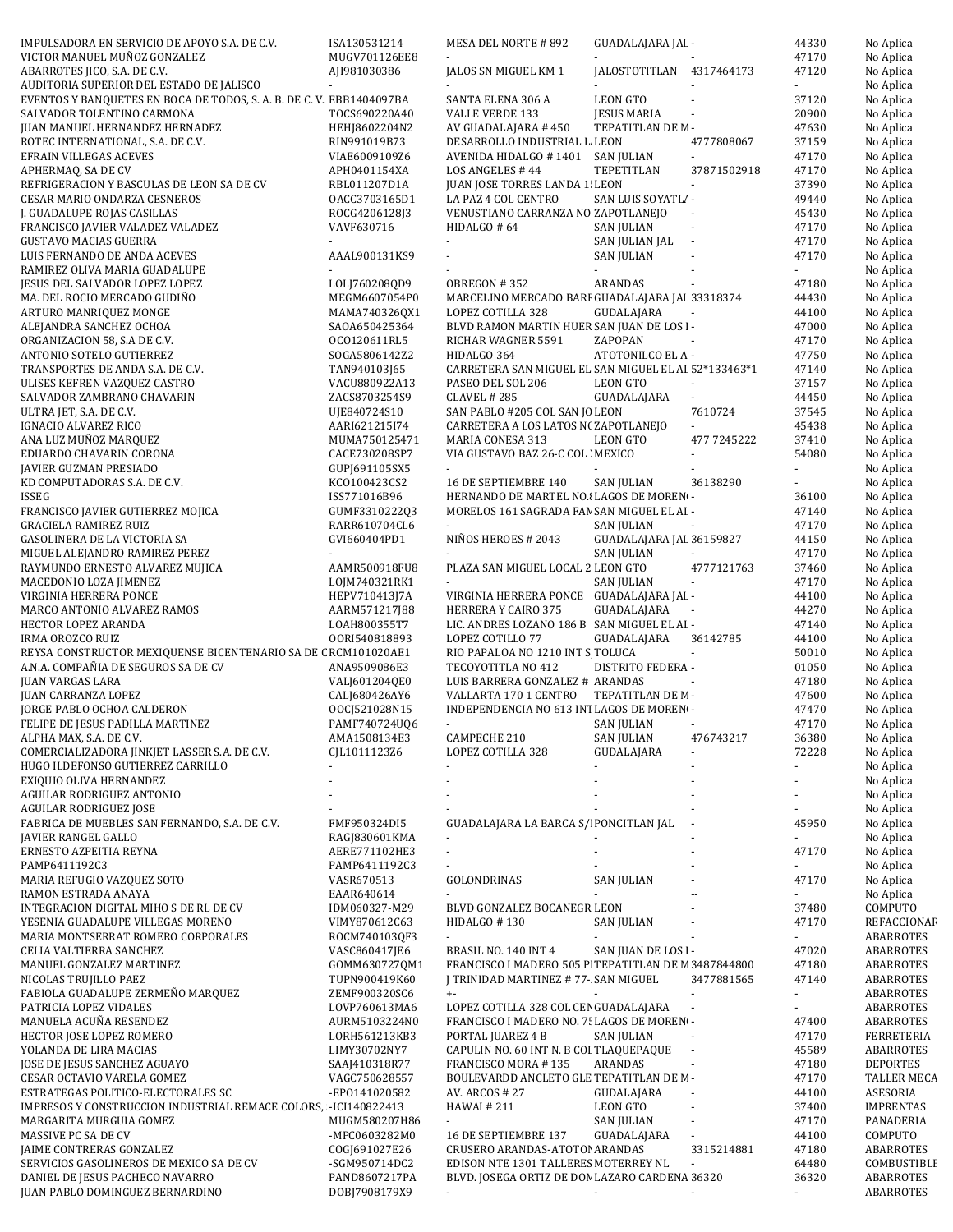| | | | | | | |
|---|---|---|---|---|---|---|
| IMPULSADORA EN SERVICIO DE APOYO S.A. DE C.V. | ISA130531214 | MESA DEL NORTE # 892 | GUADALAJARA JAL | - | 44330 | No Aplica |
| VICTOR MANUEL MUÑOZ GONZALEZ | MUGV701126EE8 | - | - | - | 47170 | No Aplica |
| ABARROTES JICO, S.A. DE C.V. | AJI981030386 | JALOS SN MIGUEL KM 1 | JALOSTOTITLAN | 4317464173 | 47120 | No Aplica |
| AUDITORIA SUPERIOR DEL ESTADO DE JALISCO | - | - | - | - | - | No Aplica |
| EVENTOS Y BANQUETES EN BOCA DE TODOS, S. A. B. DE C. V. | EBB1404097BA | SANTA ELENA 306 A | LEON GTO | - | 37120 | No Aplica |
| SALVADOR TOLENTINO CARMONA | TOCS690220A40 | VALLE VERDE 133 | JESUS MARIA | - | 20900 | No Aplica |
| JUAN MANUEL HERNANDEZ HERNANDEZ | HEHJ8602204N2 | AV GUADALAJARA # 450 | TEPATITLAN DE M | - | 47630 | No Aplica |
| ROTEC INTERNATIONAL, S.A. DE C.V. | RIN991019B73 | DESARROLLO INDUSTRIAL LA | LEON | 4777808067 | 37159 | No Aplica |
| EFRAIN VILLEGAS ACEVES | VIAE6009109Z6 | AVENIDA HIDALGO # 1401 | SAN JULIAN | - | 47170 | No Aplica |
| APHERMAQ, SA DE CV | APH0401154XA | LOS ANGELES # 44 | TEPETITLAN | 37871502918 | 47170 | No Aplica |
| REFRIGERACION Y BASCULAS DE LEON SA DE CV | RBL011207D1A | JUAN JOSE TORRES LANDA 1! | LEON | - | 37390 | No Aplica |
| CESAR MARIO ONDARZA CESNEROS | OACC3703165D1 | LA PAZ 4 COL CENTRO | SAN LUIS SOYATLA | - | 49440 | No Aplica |
| J. GUADALUPE ROJAS CASILLAS | ROCG4206128J3 | VENUSTIANO CARRANZA NO | ZAPOTLANEJO | - | 45430 | No Aplica |
| FRANCISCO JAVIER VALADEZ VALADEZ | VAVF630716 | HIDALGO # 64 | SAN JULIAN | - | 47170 | No Aplica |
| GUSTAVO MACIAS GUERRA | - | - | SAN JULIAN JAL | - | 47170 | No Aplica |
| LUIS FERNANDO DE ANDA ACEVES | AAAL900131KS9 | - | SAN JULIAN | - | 47170 | No Aplica |
| RAMIREZ OLIVA MARIA GUADALUPE | - | - | - | - | - | No Aplica |
| JESUS DEL SALVADOR LOPEZ LOPEZ | LOLJ760208QD9 | OBREGON # 352 | ARANDAS | - | 47180 | No Aplica |
| MA. DEL ROCIO MERCADO GUDIÑO | MEGM6607054P0 | MARCELINO MERCADO BARF | GUADALAJARA JAL | 33318374 | 44430 | No Aplica |
| ARTURO MANRIQUEZ MONGE | MAMA740326QX1 | LOPEZ COTILLA 328 | GUDALAJARA | - | 44100 | No Aplica |
| ALEJANDRA SANCHEZ OCHOA | SAOA650425364 | BLVD RAMON MARTIN HUER | SAN JUAN DE LOS I | - | 47000 | No Aplica |
| ORGANIZACION 58, S.A DE C.V. | OCO120611RL5 | RICHAR WAGNER 5591 | ZAPOPAN | - | 47170 | No Aplica |
| ANTONIO SOTELO GUTIERREZ | SOGA5806142Z2 | HIDALGO 364 | ATOTONILCO EL A | - | 47750 | No Aplica |
| TRANSPORTES DE ANDA S.A. DE C.V. | TAN940103J65 | CARRETERA SAN MIGUEL EL | SAN MIGUEL EL AL | 52*133463*1 | 47140 | No Aplica |
| ULISES KEFREN VAZQUEZ CASTRO | VACU880922A13 | PASEO DEL SOL 206 | LEON GTO | - | 37157 | No Aplica |
| SALVADOR ZAMBRANO CHAVARIN | ZACS8703254S9 | CLAVEL # 285 | GUADALAJARA | - | 44450 | No Aplica |
| ULTRA JET, S.A. DE C.V. | UJE840724S10 | SAN PABLO #205 COL SAN JO | LEON | 7610724 | 37545 | No Aplica |
| IGNACIO ALVAREZ RICO | AARI621215I74 | CARRETERA A LOS LATOS NC | ZAPOTLANEJO | - | 45438 | No Aplica |
| ANA LUZ MUÑOZ MARQUEZ | MUMA750125471 | MARIA CONESA 313 | LEON GTO | 477 7245222 | 37410 | No Aplica |
| EDUARDO CHAVARIN CORONA | CACE730208SP7 | VIA GUSTAVO BAZ 26-C COL | MEXICO | - | 54080 | No Aplica |
| JAVIER GUZMAN PRESIADO | GUPJ691105SX5 | - | - | - | - | No Aplica |
| KD COMPUTADORAS S.A. DE C.V. | KCO100423CS2 | 16 DE SEPTIEMBRE 140 | SAN JULIAN | 36138290 | - | No Aplica |
| ISSEG | ISS771016B96 | HERNANDO DE MARTEL NO.8 | LAGOS DE MORENO | - | 36100 | No Aplica |
| FRANCISCO JAVIER GUTIERREZ MOJICA | GUMF3310222Q3 | MORELOS 161 SAGRADA FAM | SAN MIGUEL EL AL | - | 47140 | No Aplica |
| GRACIELA RAMIREZ RUIZ | RARR610704CL6 | - | SAN JULIAN | - | 47170 | No Aplica |
| GASOLINERA DE LA VICTORIA SA | GVI660404PD1 | NIÑOS HEROES # 2043 | GUADALAJARA JAL | 36159827 | 44150 | No Aplica |
| MIGUEL ALEJANDRO RAMIREZ PEREZ | - | - | SAN JULIAN | - | 47170 | No Aplica |
| RAYMUNDO ERNESTO ALVAREZ MUJICA | AAMR500918FU8 | PLAZA SAN MIGUEL LOCAL 2 | LEON GTO | 4777121763 | 37460 | No Aplica |
| MACEDONIO LOZA JIMENEZ | LOJM740321RK1 | - | SAN JULIAN | - | 47170 | No Aplica |
| VIRGINIA HERRERA PONCE | HEPV710413J7A | VIRGINIA HERRERA PONCE | GUADALAJARA JAL | - | 44100 | No Aplica |
| MARCO ANTONIO ALVAREZ RAMOS | AARM571217J88 | HERRERA Y CAIRO 375 | GUADALAJARA | - | 44270 | No Aplica |
| HECTOR LOPEZ ARANDA | LOAH800355T7 | LIC. ANDRES LOZANO 186 B | SAN MIGUEL EL AL | - | 47140 | No Aplica |
| IRMA OROZCO RUIZ | OORI540818893 | LOPEZ COTILLO 77 | GUADALAJARA | 36142785 | 44100 | No Aplica |
| REYSA CONSTRUCTOR MEXIQUENSE BICENTENARIO SA DE C | RCM101020AE1 | RIO PAPALOA NO 1210 INT S | TOLUCA | - | 50010 | No Aplica |
| A.N.A. COMPAÑIA DE SEGUROS SA DE CV | ANA9509086E3 | TECOYOTITLA NO 412 | DISTRITO FEDERA | - | 01050 | No Aplica |
| JUAN VARGAS LARA | VALJ601204QE0 | LUIS BARRERA GONZALEZ # | ARANDAS | - | 47180 | No Aplica |
| JUAN CARRANZA LOPEZ | CALJ680426AY6 | VALLARTA 170 1 CENTRO | TEPATITLAN DE M | - | 47600 | No Aplica |
| JORGE PABLO OCHOA CALDERON | OOCJ521028N15 | INDEPENDENCIA NO 613 INT | LAGOS DE MORENO | - | 47470 | No Aplica |
| FELIPE DE JESUS PADILLA MARTINEZ | PAMF740724UQ6 | - | SAN JULIAN | - | 47170 | No Aplica |
| ALPHA MAX, S.A. DE C.V. | AMA1508134E3 | CAMPECHE 210 | SAN JULIAN | 476743217 | 36380 | No Aplica |
| COMERCIALIZADORA JINKJET LASSER S.A. DE C.V. | CJL1011123Z6 | LOPEZ COTILLA 328 | GUDALAJARA | - | 72228 | No Aplica |
| HUGO ILDEFONSO GUTIERREZ CARRILLO | - | - | - | - | - | No Aplica |
| EXIQUIO OLIVA HERNANDEZ | - | - | - | - | - | No Aplica |
| AGUILAR RODRIGUEZ ANTONIO | - | - | - | - | - | No Aplica |
| AGUILAR RODRIGUEZ JOSE | - | - | - | - | - | No Aplica |
| FABRICA DE MUEBLES SAN FERNANDO, S.A. DE C.V. | FMF950324DI5 | GUADALAJARA LA BARCA S/ | PONCITLAN JAL | - | 45950 | No Aplica |
| JAVIER RANGEL GALLO | RAGJ830601KMA | - | - | - | - | No Aplica |
| ERNESTO AZPEITIA REYNA | AERE771102HE3 | - | - | - | 47170 | No Aplica |
| PAMP6411192C3 | PAMP6411192C3 | - | - | - | - | No Aplica |
| MARIA REFUGIO VAZQUEZ SOTO | VASR670513 | GOLONDRINAS | SAN JULIAN | - | 47170 | No Aplica |
| RAMON ESTRADA ANAYA | EAAR640614 | - | - | -- | - | No Aplica |
| INTEGRACION DIGITAL MIHO S DE RL DE CV | IDM060327-M29 | BLVD GONZALEZ BOCANEGR | LEON | - | 37480 | COMPUTO |
| YESENIA GUADALUPE VILLEGAS MORENO | VIMY870612C63 | HIDALGO # 130 | SAN JULIAN | - | 47170 | REFACCIONAR |
| MARIA MONTSERRAT ROMERO CORPORALES | ROCM740103QF3 | - | - | - | - | ABARROTES |
| CELIA VALTIERRA SANCHEZ | VASC860417JE6 | BRASIL NO. 140 INT 4 | SAN JUAN DE LOS I | - | 47020 | ABARROTES |
| MANUEL GONZALEZ MARTINEZ | GOMM630727QM1 | FRANCISCO I MADERO 505 PI | TEPATITLAN DE M | 3487844800 | 47180 | ABARROTES |
| NICOLAS TRUJILLO PAEZ | TUPN900419K60 | J TRINIDAD MARTINEZ # 77- | SAN MIGUEL | 3477881565 | 47140 | ABARROTES |
| FABIOLA GUADALUPE ZERMEÑO MARQUEZ | ZEMF900320SC6 | +- | - | - | - | ABARROTES |
| PATRICIA LOPEZ VIDALES | LOVP760613MA6 | LOPEZ COTILLA 328 COL CEN | GUADALAJARA | - | - | ABARROTES |
| MANUELA ACUÑA RESENDEZ | AURM5103224N0 | FRANCISCO I MADERO NO. 75 | LAGOS DE MORENO | - | 47400 | ABARROTES |
| HECTOR JOSE LOPEZ ROMERO | LORH561213KB3 | PORTAL JUAREZ 4 B | SAN JULIAN | - | 47170 | FERRETERIA |
| YOLANDA DE LIRA MACIAS | LIMY30702NY7 | CAPULIN NO. 60 INT N. B COL | TLAQUEPAQUE | - | 45589 | ABARROTES |
| JOSE DE JESUS SANCHEZ AGUAYO | SAAJ410318R77 | FRANCISCO MORA # 135 | ARANDAS | - | 47180 | DEPORTES |
| CESAR OCTAVIO VARELA GOMEZ | VAGC750628557 | BOULEVARDD ANCLETO GLE | TEPATITLAN DE M | - | 47170 | TALLER MECA |
| ESTRATEGAS POLITICO-ELECTORALES SC | -EPO141020582 | AV. ARCOS # 27 | GUDALAJARA | - | 44100 | ASESORIA |
| IMPRESOS Y CONSTRUCCION INDUSTRIAL REMACE COLORS, | -ICI140822413 | HAWAI # 211 | LEON GTO | - | 37400 | IMPRENTAS |
| MARGARITA MURGUIA GOMEZ | MUGM580207H86 | - | SAN JULIAN | - | 47170 | PANADERIA |
| MASSIVE PC SA DE CV | -MPC0603282M0 | 16 DE SEPTIEMBRE 137 | GUADALAJARA | - | 44100 | COMPUTO |
| JAIME CONTRERAS GONZALEZ | COGJ691027E26 | CRUSERO ARANDAS-ATOTON | ARANDAS | 3315214881 | 47180 | ABARROTES |
| SERVICIOS GASOLINEROS DE MEXICO SA DE CV | -SGM950714DC2 | EDISON NTE 1301 TALLERES | MOTERREY NL | - | 64480 | COMBUSTIBLE |
| DANIEL DE JESUS PACHECO NAVARRO | PAND8607217PA | BLVD. JOSEGA ORTIZ DE DON | LAZARO CARDENA | 36320 | 36320 | ABARROTES |
| JUAN PABLO DOMINGUEZ BERNARDINO | DOBJ7908179X9 | - | - | - | - | ABARROTES |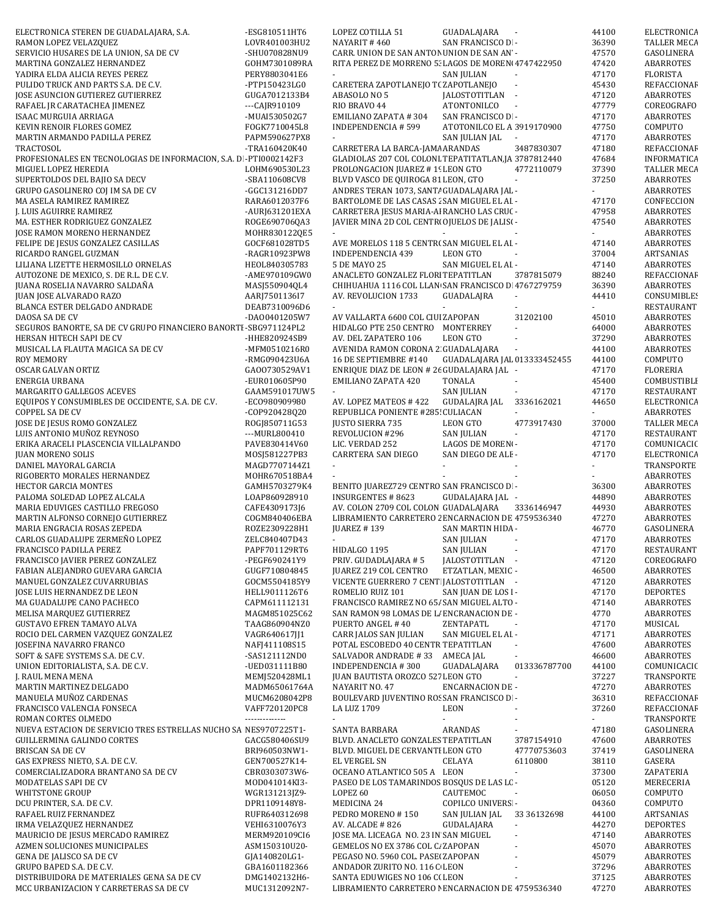| | | | | | | |
|---|---|---|---|---|---|---|
| ELECTRONICA STEREN DE GUADALAJARA, S.A. | -ESG810511HT6 | LOPEZ COTILLA 51 | GUADALAJARA | - | 44100 | ELECTRONICA |
| RAMON LOPEZ VELAZQUEZ | LOVR401003HU2 | NAYARIT # 460 | SAN FRANCISCO D | - | 36390 | TALLER MECA |
| SERVICIO HUSARES DE LA UNION, SA DE CV | -SHU070828NU9 | CARR. UNION DE SAN ANTON | UNION DE SAN AN | - | 47570 | GASOLINERA |
| MARTINA GONZALEZ HERNANDEZ | GOHM7301089RA | RITA PEREZ DE MORRENO 5 | LAGOS DE MOREN | 4747422950 | 47420 | ABARROTES |
| YADIRA ELDA ALICIA REYES PEREZ | PERY8803041E6 | - | SAN JULIAN | - | 47170 | FLORISTA |
| PULIDO TRUCK AND PARTS S.A. DE C.V. | -PTP150423LG0 | CARETERA ZAPOTLANEJO T | ZAPOTLANEJO | - | 45430 | REFACCIONAR |
| JOSE ASUNCION GUTIEREZ GUTIERREZ | GUGA7012133B4 | ABASOLO NO 5 | JALOSTOTITLAN | - | 47120 | ABARROTES |
| RAFAEL JR CARATACHEA JIMENEZ | ---CAJR910109 | RIO BRAVO 44 | ATONTONILCO | - | 47779 | COREOGRAFO |
| ISAAC MURGUIA ARRIAGA | -MUAI530502G7 | EMILIANO ZAPATA # 304 | SAN FRANCISCO D | - | 47170 | ABARROTES |
| KEVIN RENOIR FLORES GOMEZ | FOGK7710045L8 | INDEPENDENCIA # 599 | ATOTONILCO EL A | 3919170900 | 47750 | COMPUTO |
| MARTIN ARMANDO PADILLA PEREZ | PAPM590627PX8 | - | SAN JULIAN JAL | - | 47170 | ABARROTES |
| TRACTOSOL | -TRA160420K40 | CARRETERA LA BARCA-JAMA | ARANDAS | 3487830307 | 47180 | REFACCIONAR |
| PROFESIONALES EN TECNOLOGIAS DE INFORMACION, S.A. D | -PTI0002142F3 | GLADIOLAS 207 COL COLONI | TEPATITATLAN,JA | 3787812440 | 47684 | INFORMATICA |
| MIGUEL LOPEZ HEREDIA | LOHM690530L23 | PROLONGACION JUAREZ # 1 | LEON GTO | 4772110079 | 37390 | TALLER MECA |
| SUPERTOLDOS DEL BAJIO SA DECV | -SBA110608CV8 | BLVD VASCO DE QUIROGA 81 | LEON, GTO | - | 37250 | ABARROTES |
| GRUPO GASOLINERO COJ IM SA DE CV | -GGC131216DD7 | ANDRES TERAN 1073, SANTA | GUADALAJARA JAL | - | - | ABARROTES |
| MA ASELA RAMIREZ RAMIREZ | RARA6012037F6 | BARTOLOME DE LAS CASAS | SAN MIGUEL EL AL | - | 47170 | CONFECCION |
| J. LUIS AGUIRRE RAMIREZ | -AURJ631201EXA | CARRETERA JESUS MARIA-A | RANCHO LAS CRUC | - | 47958 | ABARROTES |
| MA. ESTHER RODRIGUEZ GONZALEZ | ROGE690706QA3 | JAVIER MINA 2D COL CENTR | OJUELOS DE JALIS | - | 47540 | ABARROTES |
| JOSE RAMON MORENO HERNANDEZ | MOHR830122QE5 | - | - | - | - | ABARROTES |
| FELIPE DE JESUS GONZALEZ CASILLAS | GOCF681028TD5 | AVE MORELOS 118 5 CENTR | SAN MIGUEL EL AL | - | 47140 | ABARROTES |
| RICARDO RANGEL GUZMAN | -RAGR10923PW8 | INDEPENDENCIA 439 | LEON GTO | - | 37004 | ARTSANIAS |
| LILIANA LIZETTE HERMOSILLO ORNELAS | HEOL840305783 | 5 DE MAYO 25 | SAN MIGUEL EL AL | - | 47140 | ABARROTES |
| AUTOZONE DE MEXICO, S. DE R.L. DE C.V. | -AME970109GW0 | ANACLETO GONZALEZ FLORI | TEPATITLAN | 3787815079 | 88240 | REFACCIONAR |
| JUANA ROSELIA NAVARRO SALDAÑA | MASJ550904QL4 | CHIHUAHUA 1116 COL LLAN | SAN FRANCISCO D | 4767279759 | 36390 | ABARROTES |
| JUAN JOSE ALVARADO RAZO | AARJ7501136I7 | AV. REVOLUCION 1733 | GUADALAJRA | - | 44410 | CONSUMIBLES |
| BLANCA ESTER DELGADO ANDRADE | DEAB7310096D6 | - | - | - | - | RESTAURANT |
| DAOSA SA DE CV | -DAO0401205W7 | AV VALLARTA 6600 COL CIU | ZAPOPAN | 31202100 | 45010 | ABARROTES |
| SEGUROS BANORTE, SA DE CV GRUPO FINANCIERO BANORT | -SBG971124PL2 | HIDALGO PTE 250 CENTRO | MONTERREY | - | 64000 | ABARROTES |
| HERSAN HITECH SAPI DE CV | -HHE820924SB9 | AV. DEL ZAPATERO 106 | LEON GTO | - | 37290 | ABARROTES |
| MUSICAL LA FLAUTA MAGICA SA DE CV | -MFM0510216R0 | AVENIDA RAMON CORONA 2 | GUADALAJARA | - | 44100 | ABARROTES |
| ROY MEMORY | -RMG090423U6A | 16 DE SEPTIEMBRE #140 | GUADALAJARA JAL | 013333452455 | 44100 | COMPUTO |
| OSCAR GALVAN ORTIZ | GAOO730529AV1 | ENRIQUE DIAZ DE LEON # 26 | GUDALAJARA JAL | - | 47170 | FLORERIA |
| ENERGIA URBANA | -EUR010605P90 | EMILIANO ZAPATA 420 | TONALA | - | 45400 | COMBUSTIBLE |
| MARGARITO GALLEGOS ACEVES | GAAM591017UW5 | - | SAN JULIAN | - | 47170 | RESTAURANT |
| EQUIPOS Y CONSUMIBLES DE OCCIDENTE, S.A. DE C.V. | -ECO980909980 | AV. LOPEZ MATEOS # 422 | GUDALAJRA JAL | 3336162021 | 44650 | ELECTRONICA |
| COPPEL SA DE CV | -COP920428Q20 | REPUBLICA PONIENTE #285 | CULIACAN | - | - | ABARROTES |
| JOSE DE JESUS ROMO GONZALEZ | ROGJ850711G53 | JUSTO SIERRA 735 | LEON GTO | 4773917430 | 37000 | TALLER MECA |
| LUIS ANTONIO MUÑOZ REYNOSO | ---MURL800410 | REVOLUCION #296 | SAN JULIAN | - | 47170 | RESTAURANT |
| ERIKA ARACELI PLASCENCIA VILLALPANDO | PAVE830414V60 | LIC. VERDAD 252 | LAGOS DE MOREN | - | 47170 | COMUNICACIO |
| JUAN MORENO SOLIS | MOSJ581227PB3 | CARRTERA SAN DIEGO | SAN DIEGO DE ALE | - | 47170 | ELECTRONICA |
| DANIEL MAYORAL GARCIA | MAGD7707144Z1 | - | - | - | - | TRANSPORTE |
| RIGOBERTO MORALES HERNANDEZ | MOHR670518BA4 | - | - | - | - | ABARROTES |
| HECTOR GARCIA MONTES | GAMH5703279K4 | BENITO JUAREZ729 CENTRO | SAN FRANCISCO D | - | 36300 | ABARROTES |
| PALOMA SOLEDAD LOPEZ ALCALA | LOAP860928910 | INSURGENTES # 8623 | GUDALAJARA JAL | - | 44890 | ABARROTES |
| MARIA EDUVIGES CASTILLO FREGOSO | CAFE4309173J6 | AV. COLON 2709 COL COLON | GUADALAJARA | 3336146947 | 44930 | ABARROTES |
| MARTIN ALFONSO CORNEJO GUTIERREZ | COGM840406EBA | LIBRAMIENTO CARRETERO 2 | ENCARNACION DE | 4759536340 | 47270 | ABARROTES |
| MARIA ENGRACIA ROSAS ZEPEDA | ROZE2309228H1 | JUAREZ # 139 | SAN MARTIN HIDA | - | 46770 | GASOLINERA |
| CARLOS GUADALUPE ZERMEÑO LOPEZ | ZELC840407D43 | - | SAN JULIAN | - | 47170 | ABARROTES |
| FRANCISCO PADILLA PEREZ | PAPF701129RT6 | HIDALGO 1195 | SAN JULIAN | - | 47170 | RESTAURANT |
| FRANCISCO JAVIER PEREZ GONZALEZ | -PEGF690241Y9 | PRIV. GUDADLAJARA # 5 | JALOSTOTITLAN | - | 47120 | COREOGRAFO |
| FABIAN ALEJANDRO GUEVARA GARCIA | GUGF710804845 | JUAREZ 219 COL CENTRO | ETZATLAN, MEXIC | - | 46500 | ABARROTES |
| MANUEL GONZALEZ CUVARRUBIAS | GOCM5504185Y9 | VICENTE GUERRERO 7 CENT | JALOSTOTITLAN | - | 47120 | ABARROTES |
| JOSE LUIS HERNANDEZ DE LEON | HELL9011126T6 | ROMELIO RUIZ 101 | SAN JUAN DE LOS | - | 47170 | DEPORTES |
| MA GUADALUPE CANO PACHECO | CAPM611112131 | FRANCISCO RAMIREZ NO 65 | SAN MIGUEL ALTO | - | 47140 | ABARROTES |
| MELISA MARQUEZ GUTIERREZ | MAGM851025C62 | SAN RAMON 98 LOMAS DE L | ENCRANACION DE | - | 4770 | ABARROTES |
| GUSTAVO EFREN TAMAYO ALVA | TAAG860904NZ0 | PUERTO ANGEL # 40 | ZENTAPATL | - | 47170 | MUSICAL |
| ROCIO DEL CARMEN VAZQUEZ GONZALEZ | VAGR640617JJ1 | CARR JALOS SAN JULIAN | SAN MIGUEL EL AL | - | 47171 | ABARROTES |
| JOSEFINA NAVARRO FRANCO | NAFJ411108S15 | POTAL ESCOBEDO 40 CENTR | TEPATITLAN | - | 47600 | ABARROTES |
| SOFT & SAFE SYSTEMS S.A. DE C.V. | -SAS121112ND0 | SALVADOR ANDRADE # 33 | AMECA JAL | - | 46600 | ABARROTES |
| UNION EDITORIALISTA, S.A. DE C.V. | -UED031111B80 | INDEPENDENCIA # 300 | GUADALAJARA | 013336787700 | 44100 | COMUNICACIO |
| J. RAUL MENA MENA | MEMJ520428ML1 | JUAN BAUTISTA OROZCO 527 | LEON GTO | - | 37227 | TRANSPORTE |
| MARTIN MARTINEZ DELGADO | MADM65061764A | NAYARIT NO. 47 | ENCARNACION DE | - | 47270 | ABARROTES |
| MANUELA MUÑOZ CARDENAS | MUCM6208042P8 | BOULEVARD JUVENTINO ROS | SAN FRANCISCO D | - | 36310 | REFACCIONAR |
| FRANCISCO VALENCIA FONSECA | VAFF720120PC8 | LA LUZ 1709 | LEON | - | 37260 | REFACCIONAR |
| ROMAN CORTES OLMEDO | -------------- | - | - | - | - | TRANSPORTE |
| NUEVA ESTACION DE SERVICIO TRES ESTRELLAS NUCHO SA | NES9707225T1- | SANTA BARBARA | ARANDAS | - | 47180 | GASOLINERA |
| GUILLERMINA GALINDO CORTES | GACG580406SU9 | BLVD. ANACLETO GONZALES | TEPATITLAN | 3787154910 | 47600 | ABARROTES |
| BRISCAN SA DE CV | BRI960503NW1- | BLVD. MIGUEL DE CERVANTE | LEON GTO | 47770753603 | 37419 | GASOLINERA |
| GAS EXPRESS NIETO, S.A. DE C.V. | GEN700527K14- | EL VERGEL SN | CELAYA | 6110800 | 38110 | GASERA |
| COMERCIALIZADORA BRANTANO SA DE CV | CBR0303073W6- | OCEANO ATLANTICO 505 A | LEON | - | 37300 | ZAPATERIA |
| MODATELAS SAPI DE CV | MOD041014KI3- | PASEO DE LOS TAMARINDOS | BOSQUS DE LAS LC | - | 05120 | MERECERIA |
| WHITSTONE GROUP | WGR131213JZ9- | LOPEZ 60 | CAUTEMOC | - | 06050 | COMPUTO |
| DCU PRINTER, S.A. DE C.V. | DPR1109148Y8- | MEDICINA 24 | COPILCO UNIVERS | - | 04360 | COMPUTO |
| RAFAEL RUIZ FERNANDEZ | RUFR640312698 | PEDRO MORENO # 150 | SAN JULIAN JAL | 33 36132698 | 44100 | ARTSANIAS |
| IRMA VELAZQUEZ HERNANDEZ | VEHI6310076Y3 | AV. ALCADE # 826 | GUDALAJARA | - | 44270 | DEPORTES |
| MAURICIO DE JESUS MERCADO RAMIREZ | MERM920109CI6 | JOSE MA. LICEAGA NO. 23 IN | SAN MIGUEL | - | 47140 | ABARROTES |
| AZMEN SOLUCIONES MUNICIPALES | ASM150310U20- | GEMELOS NO EX 3786 COL C | ZAPOPAN | - | 45070 | ABARROTES |
| GENA DE JALISCO SA DE CV | GJA140820LG1- | PEGASO NO. 5960 COL. PASE | ZAPOPAN | - | 45079 | ABARROTES |
| GRUPO BAPED S.A. DE C.V. | GBA1601182366 | ANDADOR ZURITO NO. 116 C | LEON | - | 37296 | ABARROTES |
| DISTRIBUIDORA DE MATERIALES GENA SA DE CV | DMG1402132H6- | SANTA EDUWIGES NO 106 C | LEON | - | 37125 | ABARROTES |
| MCC URBANIZACION Y CARRETERAS SA DE CV | MUC1312092N7- | LIBRAMIENTO CARRETERO N | ENCARNACION DE | 4759536340 | 47270 | ABARROTES |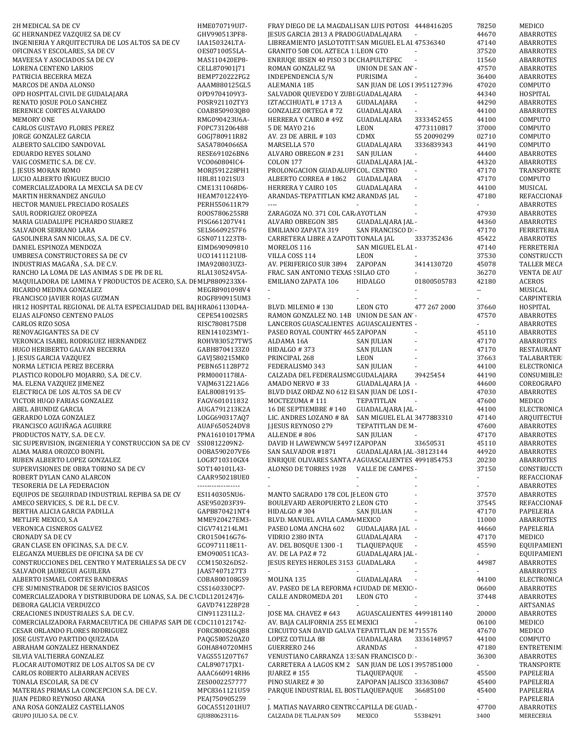| | | | | | | |
|---|---|---|---|---|---|---|
| 2H MEDICAL SA DE CV | HME070719UI7- | FRAY DIEGO DE LA MAGDALI | SAN LUIS POTOSI | 4448416205 | 78250 | MEDICO |
| GC HERNANDEZ VAZQUEZ SA DE CV | GHV990513PF8- | JESUS GARCIA 2813 A PRADO | GUADALAJARA | - | 44670 | ABARROTES |
| INGENIERIA Y ARQUITECTURA DE LOS ALTOS SA DE CV | IAA150324LTA- | LIBREAMIENTO JASLOTOTIT | SAN MIGUEL EL AL | 47536340 | 47140 | ABARROTES |
| OFICINAS Y ESCOLARES, SA DE CV | OES0710055LA- | GRANITO 508 COL AZTECA 1 | LEON GTO | - | 37520 | ABARROTES |
| MAVEESA Y ASOCIADOS SA DE CV | MAS110420EP8- | ENRIQUE IBSEN 40 PISO 3 DC | CHAPULTEPEC | - | 11560 | ABARROTES |
| LORENA CENTENO LARIOS | CELL870901J71 | ROMAN GONZALEZ 9A | UNION DE SAN AN' | - | 47570 | ABARROTES |
| PATRICIA BECERRA MEZA | BEMP720222FG2 | INDEPENDENCIA S/N | PURISIMA | - | 36400 | ABARROTES |
| MARCOS DE ANDA ALONSO | AAAM880125GL5 | ALEMANIA 185 | SAN JUAN DE LOS I | 3951127396 | 47020 | COMPUTO |
| OPD HOSPITAL CIVIL DE GUDALAJARA | OPD9704109Y3- | SALVADOR QUEVEDO Y ZUBI | GUADALAJARA | - | 44340 | HOSPITAL |
| RENATO JOSUE POLO SANCHEZ | POSR921102TY3 | IZTACCIHUATL # 1713 A | GUDALAJARA | - | 44290 | ABARROTES |
| BERENICE CORTES ALVARADO | COAB850903QB0 | GONZALEZ ORTEGA # 72 | GUADALAJARA | - | 44100 | ABARROTES |
| MEMORY ONE | RMG090423U6A- | HERRERA Y CAIRO # 49Z | GUADALAJARA | 3333452455 | 44100 | COMPUTO |
| CARLOS GUSTAVO FLORES PEREZ | FOPC731206488 | 5 DE MAYO 216 | LEON | 4773110817 | 37000 | COMPUTO |
| JORGE GONZALEZ GARCIA | GOGJ780911R82 | AV. 23 DE ABRIL # 103 | CDMX | 55 20090299 | 02710 | COMPUTO |
| ALBERTO SALCIDO SANDOVAL | SASA7804066SA | MARSELLA 570 | GUADALAJARA | 3336839343 | 44190 | COMPUTO |
| EDUARDO REYES SOLANO | RESE691026BN6 | ALVARO OBREGON # 231 | SAN JULIAN | - | 44400 | ABARROTES |
| VAIG COSMETIC S.A. DE C.V. | VCO060804IC4- | COLON 177 | GUADALAJARA JAL | - | 44320 | ABARROTES |
| J. JESUS MORAN ROMO | MORJ591228PH1 | PROLONGACION GUADALUPE | COL. CENTRO | - | 47170 | TRANSPORTE |
| LUCIO ALBERTO IÑIGUEZ BUCIO | IIBL811021SU3 | ALBERTO CORREA # 1862 | GUADALAJARA | - | 47170 | COMPUTO |
| COMERCIALIZADORA LA MEXCLA SA DE CV | CME1311068D6- | HERRERA Y CAIRO 105 | GUADALAJARA | - | 44100 | MUSICAL |
| MARTIN HERNANDEZ ANGULO | HEAM701224Y0- | ARANDAS-TEPATITLAN KM2 | ARANDAS JAL | - | 47180 | REFACCIONAR |
| HECTOR MANUEL PRECIADO ROSALES | PERH550611R79 | ---- | - | - | - | ABARROTES |
| SAUL RODRIGUEZ OROPEZA | ROOS780625SR8 | ZARAGOZA NO. 371 COL CAR | AYOTLAN | - | 47930 | ABARROTES |
| MARIA GUADALUPE PICHARDO SUAREZ | PISG661207V41 | ALVARO OBREGON 385 | GUADALAJARA JAL | - | 44360 | ABARROTES |
| SALVADOR SERRANO LARA | SELS6609257F6 | EMILIANO ZAPATA 319 | SAN FRANCISCO DI | - | 47170 | FERRETERIA |
| GASOLINERA SAN NICOLAS, S.A. DE C.V. | GSN0711223T8- | CARRETERA LIBRE A ZAPOTI | TONALA JAL | 3337352436 | 45422 | ABARROTES |
| DANIEL ESPINOZA MENDOZA | EIMD690909810 | MORELOS 116 | SAN MIGUEL EL AL | - | 47140 | FERRETERIA |
| UMBRESA CONSTRUCTORES SA DE CV | UCO1411121U8- | VILLA COSS 114 | LEON | - | 37530 | CONSTRUCCIO |
| INDUSTRIAS MAGAÑA , S.A. DE C.V. | IMA920803UZ3- | AV. PERIFERICO SUR 3894 | ZAPOPAN | 3414130720 | 45078 | TALLER MECA |
| RANCHO LA LOMA DE LAS ANIMAS S DE PR DE RL | RLA130524V5A- | FRAC. SAN ANTONIO TEXAS | SILAO GTO | - | 36270 | VENTA DE AU |
| MAQUILADORA DE LAMINA Y PRODUCTOS DE ACERO, S.A. DE | MLP8809233X4- | EMILIANO ZAPATA 106 | HIDALGO | 01800505783 | 42180 | ACEROS |
| RICARDO MEDINA GONZALEZ | MEGR8901098V4 | - | - | - | -- | MUSICAL |
| FRANCISCO JAVIER ROJAS GUZMAN | ROGF890915UM3 | - | - | - | - | CARPINTERIA |
| HR12 HOSPITAL REGIONAL DE ALTA ESPECIALIDAD DEL BAJ | HRA061130D4A- | BLVD. MILENIO # 130 | LEON GTO | 477 267 2000 | 37660 | HOSPITAL |
| ELIAS ALFONSO CENTENO PALOS | CEPE541002SR5 | RAMON GONZALEZ NO. 14B | UNION DE SAN AN' | - | 47570 | ABARROTES |
| CARLOS RIZO SOSA | RISC7808175D8 | LANCEROS GUASCALIENTES | AGUASCALIENTES | - | - | ABARROTES |
| RENOVAGIGANTES SA DE CV | REN141023MY1- | PASEO ROYAL COUNTRY 465 | ZAPOPAN | - | 45110 | ABARROTES |
| VERONICA ISABEL RODRIGUEZ HERNANDEZ | ROHV830527TW5 | ALDAMA 16A | SAN JULIAN | - | 47170 | ABARROTES |
| HUGO HERIBERTO GALVAN BECERRA | GABH8704133Z0 | HIDALGO # 373 | SAN JULIAN | - | 47170 | RESTAURANT |
| J. JESUS GARCIA VAZQUEZ | GAVJ580215MK0 | PRINCIPAL 268 | LEON | - | 37663 | TALABARTERI |
| NORMA LETICIA PEREZ BECERRA | PEBN651128P72 | FEDERALISMO 343 | SAN JULIAN | - | 44100 | ELECTRONICA |
| PLASTICO RODOLFO MOJARRO, S.A. DE C.V. | PRM0001178IA- | CALZADA DEL FEDERALISMO | GUADALAJARA | 39425454 | 44190 | CONSUMIBLES |
| MA. ELENA VAZQUEZ JIMENEZ | VAJM631221AG6 | AMADO NERVO # 33 | GUADALAJARA JA | - | 44600 | COREOGRAFO |
| ELECTRICA DE LOS ALTOS SA DE CV | EAL800819135- | BLVD DIAZ ORDAZ NO 612 EI | SAN JUAN DE LOS I | - | 47030 | ABARROTES |
| VICTOR HUGO FARIAS GONZALEZ | FAGV601011832 | MOCTEZUMA # 111 | TEPATITLAN | - | 47600 | MEDICO |
| ABEL ABUNDIZ GARCIA | AUGA791213K2A | 16 DE SEPTIEMBRE # 140 | GUADALAJARA JAL | - | 44100 | ELECTRONICA |
| GERARDO LOZA GONZALEZ | LOGG690317AQ7 | LIC. ANDRES LOZANO # 8A | SAN MIGUEL EL AL | 3477883310 | 47140 | ARQUITECTUR |
| FRANCISCO AGUIÑAGA AGUIRRE | AUAF650524DV8 | J.JESUS REYNOSO 279 | TEPATITLAN DE M | - | 47600 | ABARROTES |
| PRODUCTOS NATY, S.A. DE C.V. | PNA16101017PMA | ALLENDE # 806 | SAN JULIAN | - | 47170 | ABARROTES |
| SIC SUPERVISION, INGENIERIA Y CONSTRUCCION SA DE CV | SSI0812209N2- | DAVID H LAWEWNCW 5497 I | ZAPOPAN | 33650531 | 45110 | ABARROTES |
| ALMA MARIA OROZCO BONFIL | OOBA590207VE6 | SAN SALVADOR #1871 | GUADALAJARA JAL | -38123144 | 44920 | ABARROTES |
| RUBEN ALBERTO LOPEZ GONZALEZ | LOGR710310GX4 | ENRIQUE OLIVARES SANTA A | AGUASCALIENTES | 4991854753 | 20230 | ABARROTES |
| SUPERVISIONES DE OBRA TORINO SA DE CV | SOT140101L43- | ALONSO DE TORRES 1928 | VALLE DE CAMPES | - | 37150 | CONSTRUCCIO |
| ROBERT DYLAN CANO ALARCON | CAAR950218UE0 | - | - | - | - | REFACCIONAR |
| TESORERIA DE LA FEDERACION | ------------------ | - | - | - | - | ABARROTES |
| EQUIPOS DE SEGUIRDAD INDUSTRIAL REPIBA SA DE CV | ESI140305NU6- | MANTO SAGRADO 178 COL JE | LEON GTO | - | 37570 | ABARROTES |
| AMECO SERVICES, S. DE R.L. DE C.V. | ASE950203F39- | BOULEVARD AEROPUERTO 2 | LEON GTO | - | 37545 | REFACCIONAR |
| BERTHA ALICIA GARCIA PADILLA | GAPB870421NT4 | HIDALGO # 304 | SAN JULIAN | - | 47170 | PAPELERIA |
| METLIFE MEXICO, S.A | MME920427EM3- | BLVD. MANUEL AVILA CAMA | MEXICO | - | 11000 | ABARROTES |
| VERONICA CISNEROS GALVEZ | CIGV741214LM1 | PASEO LOMA ANCHA 602 | GUDALAJARA JAL | - | 44660 | PAPELERIA |
| CRONADY SA DE CV | CRO150416G76- | VIDRIO 2380 INTA | GUADALAJARA | - | 47170 | MEDICO |
| GRAN CLASE EN OFICINAS, S.A. DE C.V. | GCO971118E11- | AV. DEL BOSQUE 1300 -1 | TLAQUEPAQUE | - | 45590 | EQUIPAMIENT |
| ELEGANZA MUEBLES DE OFICINA SA DE CV | EMO900511CA3- | AV. DE LA PAZ # 72 | GUADALAJARA JAL | - | - | EQUIPAMIENT |
| CONSTRUCCIONES DEL CENTRO Y MATERIALES SA DE CV | CCM150326DS2- | JESUS REYES HEROLES 3153 | GUADALARA | - | 44987 | ABARROTES |
| SALVADOR JAUREGUI AGUILERA | JAAS7407127T3 | - | - | - | - | ABARROTES |
| ALBERTO ISMAEL CORTES BANDERAS | COBA800108GS9 | MOLINA 135 | GUADALAJARA | - | 44100 | ELECTRONICA |
| CFE SUMINISTRADOR DE SERVICIOS BASICOS | CSS160330CP7- | AV. PASEO DE LA REFORMA # | CIUDAD DE MEXICO | - | 06600 | ABARROTES |
| COMERCIALIZADORA Y DISTRIBUDORA DE LONAS, S.A. DE C.V | CDL1201247J6- | CALLE ANDROMEDA 201 | LEON GTO | - | 37448 | ABARROTES |
| DEBORA GALICIA VERDUZCO | GAVD741228P28 | - | - | - | - | ARTSANIAS |
| CREACIONES INDUSTRIALES S.A. DE C.V. | CIN911231LL2- | JOSE MA. CHAVEZ # 643 | AGUASCALIENTES | 4499181140 | 20000 | ABARROTES |
| COMERCIALIZADORA FARMACEUTICA DE CHIAPAS SAPI DE C | CDC110121742- | AV. BAJA CALIFORNIA 255 EI | MEXICI | - | 06100 | MEDICO |
| CESAR ORLANDO FLORES RODRIGUEZ | FORC800826QB8 | CIRCUITO SAN DAVID GALVA | TEPATITLAN DE M | 715576 | 47670 | MEDICO |
| JOSE GUSTAVO PARTIDO QUEZADA | PAQG580520AZ0 | LOPEZ COTILLA 88 | GUADALAJARA | 3336148957 | 44100 | COMPUTO |
| ABRAHAM GONZALEZ HERNANDEZ | GOHA840720MH5 | GUERRERO 246 | ARANDAS | - | 47180 | ENTRETENIMI |
| SILVIA VALTIERRA GONZALEZ | VAGS551207T67 | VENUSTIANO CARRANZA 133 | SAN FRANCISCO DI | - | 36300 | ABARROTES |
| FLOCAR AUTOMOTRIZ DE LOS ALTOS SA DE CV | CAL890717JX1- | CARRETERA A LAGOS KM 2 | SAN JUAN DE LOS I | 3957851000 | - | TRANSPORTE |
| CARLOS ROBERTO ALBARRAN ACEVES | AAAC660914RH6 | JUAREZ # 155 | TLAQUEPAQUE | - | 45500 | PAPELERIA |
| TONALA ESCOLAR, SA DE CV | ZES0002257777 | PINO SUAREZ # 30 | ZAPOPAN JALISCO | 3336300867 | 45400 | PAPELERIA |
| MATERIAS PRIMAS LA CONCEPCION S.A. DE C.V. | MPC8361121U59 | PARQUE INDUSTRIAL EL BOS | TLAQUEPAQUE | 36685100 | 45400 | PAPELERIA |
| JUAN PEDRO REYNOSO ARANA | PEAJ750905259 | - | - | - | - | PAPELERIA |
| ANA ROSA GONZALEZ CASTELLANOS | GOCA551201HU7 | J. MATIAS NAVARRO CENTRO | CAPILLA DE GUAD | - | 47700 | ABARROTES |
| GRUPO JULIO S.A. DE C.V. | GJU880623116- | CALZADA DE TLALPAN 509 | MEXICO | 55384291 | 3400 | MERECERIA |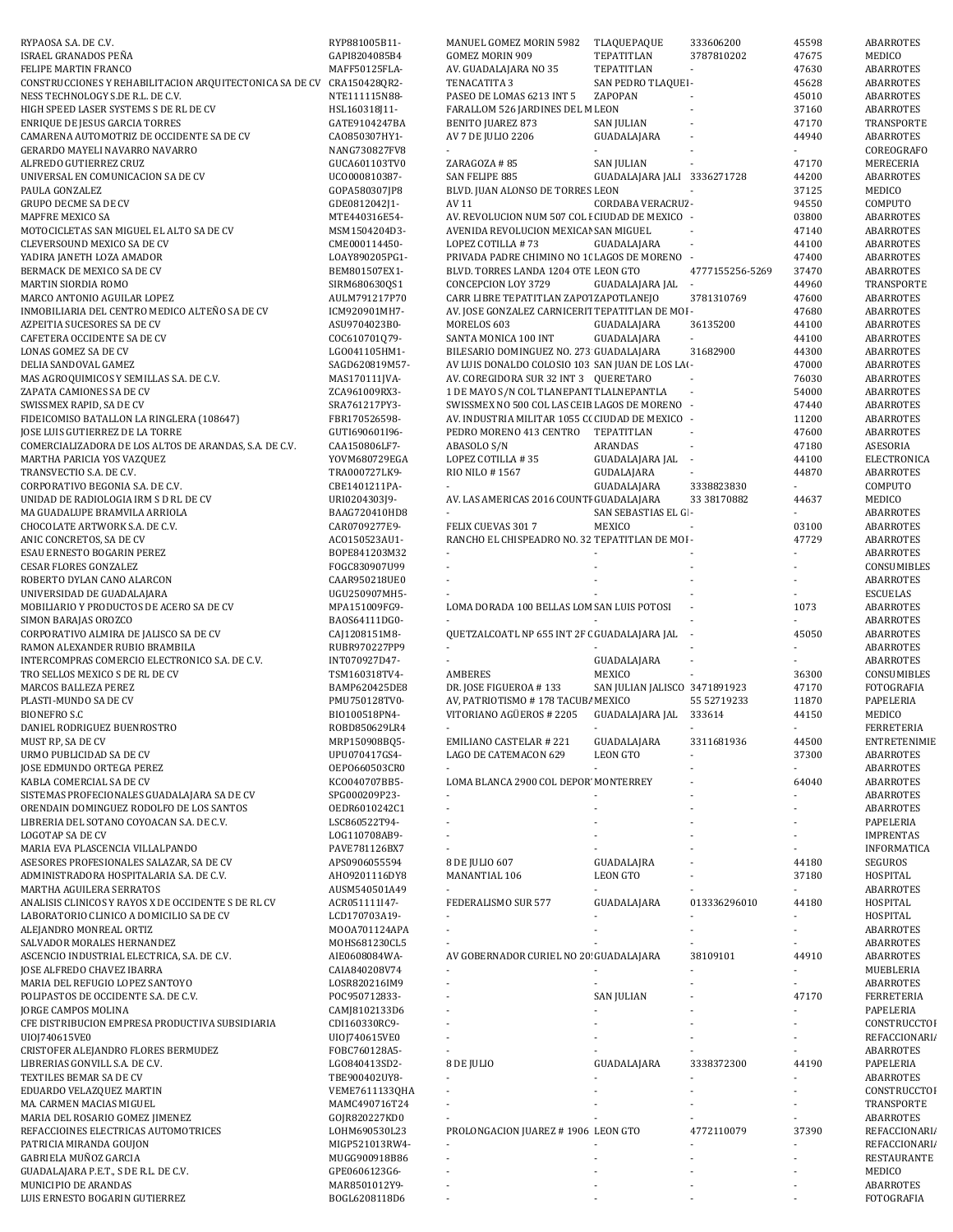| | | | | | | |
|---|---|---|---|---|---|---|
| RYPAOSA S.A. DE C.V. | RYP881005B11- | MANUEL GOMEZ MORIN 5982 | TLAQUEPAQUE | 333606200 | 45598 | ABARROTES |
| ISRAEL GRANADOS PEÑA | GAPI8204085B4 | GOMEZ MORIN 909 | TEPATITLAN | 3787810202 | 47675 | MEDICO |
| FELIPE MARTIN FRANCO | MAFF50125FLA- | AV. GUADALAJARA NO 35 | TEPATITLAN | - | 47630 | ABARROTES |
| CONSTRUCCIONES Y REHABILITACION ARQUITECTONICA SA DE CV | CRA150428QR2- | TENACATITA 3 | SAN PEDRO TLAQUE | - | 45628 | ABARROTES |
| NESS TECHNOLOGY S.DE R.L. DE C.V. | NTE111115N88- | PASEO DE LOMAS 6213 INT 5 | ZAPOPAN | - | 45010 | ABARROTES |
| HIGH SPEED LASER SYSTEMS S DE RL DE CV | HSL160318J11- | FARALLOM 526 JARDINES DEL M | LEON | - | 37160 | ABARROTES |
| ENRIQUE DE JESUS GARCIA TORRES | GATE9104247BA | BENITO JUAREZ 873 | SAN JULIAN | - | 47170 | TRANSPORTE |
| CAMARENA AUTOMOTRIZ DE OCCIDENTE SA DE CV | CAO850307HY1- | AV 7 DE JULIO 2206 | GUADALAJARA | - | 44940 | ABARROTES |
| GERARDO MAYELI NAVARRO NAVARRO | NANG730827FV8 | - | - | - | - | COREOGRAFO |
| ALFREDO GUTIERREZ CRUZ | GUCA601103TV0 | ZARAGOZA # 85 | SAN JULIAN | - | 47170 | MERECERIA |
| UNIVERSAL EN COMUNICACION SA DE CV | UCO000810387- | SAN FELIPE 885 | GUADALAJARA JALI | 3336271728 | 44200 | ABARROTES |
| PAULA GONZALEZ | GOPA580307JP8 | BLVD. JUAN ALONSO DE TORRES | LEON | - | 37125 | MEDICO |
| GRUPO DECME SA DE CV | GDE0812042J1- | AV 11 | CORDABA VERACRUZ | - | 94550 | COMPUTO |
| MAPFRE MEXICO SA | MTE440316E54- | AV. REVOLUCION NUM 507 COL E | CIUDAD DE MEXICO | - | 03800 | ABARROTES |
| MOTOCICLETAS SAN MIGUEL EL ALTO SA DE CV | MSM1504204D3- | AVENIDA REVOLUCION MEXICAN | SAN MIGUEL | - | 47140 | ABARROTES |
| CLEVERSOUND MEXICO SA DE CV | CME000114450- | LOPEZ COTILLA # 73 | GUADALAJARA | - | 44100 | ABARROTES |
| YADIRA JANETH LOZA AMADOR | LOAY890205PG1- | PRIVADA PADRE CHIMINO NO 10 | LAGOS DE MORENO | - | 47400 | ABARROTES |
| BERMACK DE MEXICO SA DE CV | BEM801507EX1- | BLVD. TORRES LANDA 1204 OTE | LEON GTO | 4777155256-5269 | 37470 | ABARROTES |
| MARTIN SIORDIA ROMO | SIRM680630QS1 | CONCEPCION LOY 3729 | GUADALAJARA JAL | - | 44960 | TRANSPORTE |
| MARCO ANTONIO AGUILAR LOPEZ | AULM791217P70 | CARR LIBRE TEPATITLAN ZAPOT | ZAPOTLANEJO | 3781310769 | 47600 | ABARROTES |
| INMOBILIARIA DEL CENTRO MEDICO ALTEÑO SA DE CV | ICM920901MH7- | AV. JOSE GONZALEZ CARNICERIT | TEPATITLAN DE MO | - | 47680 | ABARROTES |
| AZPEITIA SUCESORES SA DE CV | ASU9704023B0- | MORELOS 603 | GUADALAJARA | 36135200 | 44100 | ABARROTES |
| CAFETERA OCCIDENTE SA DE CV | COC610701Q79- | SANTA MONICA 100 INT | GUADALAJARA | - | 44100 | ABARROTES |
| LONAS GOMEZ SA DE CV | LGO041105HM1- | BILESARIO DOMINGUEZ NO. 273 | GUADALAJARA | 31682900 | 44300 | ABARROTES |
| DELIA SANDOVAL GAMEZ | SAGD620819M57- | AV LUIS DONALDO COLOSIO 103 | SAN JUAN DE LOS LA | - | 47000 | ABARROTES |
| MAS AGROQUIMICOS Y SEMILLAS S.A. DE C.V. | MAS170111JVA- | AV. COREGIDORA SUR 32 INT 3 | QUERETARO | - | 76030 | ABARROTES |
| ZAPATA CAMIONES SA DE CV | ZCA961009RX3- | 1 DE MAYO S/N COL TLANEPANT | TLALNEPANTLA | - | 54000 | ABARROTES |
| SWISSMEX RAPID, SA DE CV | SRA761217PY3- | SWISSMEX NO 500 COL LAS CEIB | LAGOS DE MORENO | - | 47440 | ABARROTES |
| FIDEICOMISO BATALLON LA RINGLERA (108647) | FBR170526598- | AV. INDUSTRIA MILITAR 1055 CO | CIUDAD DE MEXICO | - | 11200 | ABARROTES |
| JOSE LUIS GUTIERREZ DE LA TORRE | GUTJ690601J96- | PEDRO MORENO 413 CENTRO | TEPATITLAN | - | 47600 | ABARROTES |
| COMERCIALIZADORA DE LOS ALTOS DE ARANDAS, S.A. DE C.V. | CAA150806LF7- | ABASOLO S/N | ARANDAS | - | 47180 | ASESORIA |
| MARTHA PARICIA YOS VAZQUEZ | YOVM680729EGA | LOPEZ COTILLA # 35 | GUADALAJARA JAL | - | 44100 | ELECTRONICA |
| TRANSVECTIO S.A. DE C.V. | TRA000727LK9- | RIO NILO # 1567 | GUDALAJARA | - | 44870 | ABARROTES |
| CORPORATIVO BEGONIA S.A. DE C.V. | CBE1401211PA- | - | GUADALAJARA | 3338823830 | - | COMPUTO |
| UNIDAD DE RADIOLOGIA IRM S D RL DE CV | URI0204303J9- | AV. LAS AMERICAS 2016 COUNTR | GUADALAJARA | 33 38170882 | 44637 | MEDICO |
| MA GUADALUPE BRAMVILA ARRIOLA | BAAG720410HD8 | - | SAN SEBASTIAS EL G | - | - | ABARROTES |
| CHOCOLATE ARTWORK S.A. DE C.V. | CAR0709277E9- | FELIX CUEVAS 301 7 | MEXICO | - | 03100 | ABARROTES |
| ANIC CONCRETOS, SA DE CV | ACO150523AU1- | RANCHO EL CHISPEADRO NO. 32 | TEPATITLAN DE MO | - | 47729 | ABARROTES |
| ESAU ERNESTO BOGARIN PEREZ | BOPE841203M32 | - | - | - | - | ABARROTES |
| CESAR FLORES GONZALEZ | FOGC830907U99 | - | - | - | - | CONSUMIBLES |
| ROBERTO DYLAN CANO ALARCON | CAAR950218UE0 | - | - | - | - | ABARROTES |
| UNIVERSIDAD DE GUADALAJARA | UGU250907MH5- | - | - | - | - | ESCUELAS |
| MOBILIARIO Y PRODUCTOS DE ACERO SA DE CV | MPA151009FG9- | LOMA DORADA 100 BELLAS LOM | SAN LUIS POTOSI | - | 1073 | ABARROTES |
| SIMON BARAJAS OROZCO | BAOS64111DG0- | - | - | - | - | ABARROTES |
| CORPORATIVO ALMIRA DE JALISCO SA DE CV | CAJ1208151M8- | QUETZALCOATL NP 655 INT 2F C | GUADALAJARA JAL | - | 45050 | ABARROTES |
| RAMON ALEXANDER RUBIO BRAMBILA | RUBR970227PP9 | - | - | - | - | ABARROTES |
| INTERCOMPRAS COMERCIO ELECTRONICO S.A. DE C.V. | INT070927D47- | - | GUADALAJARA | - | - | ABARROTES |
| TRO SELLOS MEXICO S DE RL DE CV | TSM160318TV4- | AMBERES | MEXICO | - | 36300 | CONSUMIBLES |
| MARCOS BALLEZA PEREZ | BAMP620425DE8 | DR. JOSE FIGUEROA # 133 | SAN JULIAN JALISCO | 3471891923 | 47170 | FOTOGRAFIA |
| PLASTI-MUNDO SA DE CV | PMU750128TV0- | AV, PATRIOTISMO # 178 TACUBA | MEXICO | 55 52719233 | 11870 | PAPELERIA |
| BIONEFRO S.C | BIO100518PN4- | VITORIANO AGÜEROS # 2205 | GUADALAJARA JAL | 333614 | 44150 | MEDICO |
| DANIEL RODRIGUEZ BUENROSTRO | ROBD850629LR4 | - | - | - | - | FERRETERIA |
| MUST RP, SA DE CV | MRP150908BQ5- | EMILIANO CASTELAR # 221 | GUADALAJARA | 3311681936 | 44500 | ENTRETENIMIE |
| URMO PUBLICIDAD SA DE CV | UPU070417GS4- | LAGO DE CATEMACON 629 | LEON GTO | - | 37300 | ABARROTES |
| JOSE EDMUNDO ORTEGA PEREZ | OEPO660503CR0 | - | - | - | - | ABARROTES |
| KABLA COMERCIAL SA DE CV | KCO040707BB5- | LOMA BLANCA 2900 COL DEPOR | MONTERREY | - | 64040 | ABARROTES |
| SISTEMAS PROFECIONALES GUADALAJARA SA DE CV | SPG000209P23- | - | - | - | - | ABARROTES |
| ORENDAIN DOMINGUEZ RODOLFO DE LOS SANTOS | OEDR610242C1 | - | - | - | - | ABARROTES |
| LIBRERIA DEL SOTANO COYOACAN S.A. DE C.V. | LSC860522T94- | - | - | - | - | PAPELERIA |
| LOGOTAP SA DE CV | LOG110708AB9- | - | - | - | - | IMPRENTAS |
| MARIA EVA PLASCENCIA VILLALPANDO | PAVE781126BX7 | - | - | - | - | INFORMATICA |
| ASESORES PROFESIONALES SALAZAR, SA DE CV | APS0906055594 | 8 DE JULIO 607 | GUADALAJRA | - | 44180 | SEGUROS |
| ADMINISTRADORA HOSPITALARIA S.A. DE C.V. | AHO9201116DY8 | MANANTIAL 106 | LEON GTO | - | 37180 | HOSPITAL |
| MARTHA AGUILERA SERRATOS | AUSM540501A49 | - | - | - | - | ABARROTES |
| ANALISIS CLINICOS Y RAYOS X DE OCCIDENTE S DE RL CV | ACR051111I47- | FEDERALISMO SUR 577 | GUADALAJARA | 013336296010 | 44180 | HOSPITAL |
| LABORATORIO CLINICO A DOMICILIO SA DE CV | LCD170703A19- | - | - | - | - | HOSPITAL |
| ALEJANDRO MONREAL ORTIZ | MOOA701124APA | - | - | - | - | ABARROTES |
| SALVADOR MORALES HERNANDEZ | MOHS681230CL5 | - | - | - | - | ABARROTES |
| ASCENCIO INDUSTRIAL ELECTRICA, S.A. DE C.V. | AIE0608084WA- | AV GOBERNADOR CURIEL NO 20 | GUADALAJARA | 38109101 | 44910 | ABARROTES |
| JOSE ALFREDO CHAVEZ IBARRA | CAIA840208V74 | - | - | - | - | MUEBLERIA |
| MARIA DEL REFUGIO LOPEZ SANTOYO | LOSR820216IM9 | - | - | - | - | ABARROTES |
| POLIPASTOS DE OCCIDENTE S.A. DE C.V. | POC950712833- | - | SAN JULIAN | - | 47170 | FERRETERIA |
| JORGE CAMPOS MOLINA | CAMJ8102133D6 | - | - | - | - | PAPELERIA |
| CFE DISTRIBUCION EMPRESA PRODUCTIVA SUBSIDIARIA | CDI160330RC9- | - | - | - | - | CONSTRUCCTOR |
| UIOJ740615VE0 | UIOJ740615VE0 | - | - | - | - | REFACCIONARIA |
| CRISTOFER ALEJANDRO FLORES BERMUDEZ | FOBC760128A5- | - | - | - | - | ABARROTES |
| LIBRERIAS GONVILL S.A. DE C.V. | LGO840413SD2- | 8 DE JULIO | GUADALAJARA | 3338372300 | 44190 | PAPELERIA |
| TEXTILES BEMAR SA DE CV | TBE900402UY8- | - | - | - | - | ABARROTES |
| EDUARDO VELAZQUEZ MARTIN | VEME7611133QHA | - | - | - | - | CONSTRUCCTOR |
| MA. CARMEN MACIAS MIGUEL | MAMC490716T24 | - | - | - | - | TRANSPORTE |
| MARIA DEL ROSARIO GOMEZ JIMENEZ | GOJR820227KD0 | - | - | - | - | ABARROTES |
| REFACCIOINES ELECTRICAS AUTOMOTRICES | LOHM690530L23 | PROLONGACION JUAREZ # 1906 | LEON GTO | 4772110079 | 37390 | REFACCIONARIA |
| PATRICIA MIRANDA GOUJON | MIGP521013RW4- | - | - | - | - | REFACCIONARIA |
| GABRIELA MUÑOZ GARCIA | MUGG900918B86 | - | - | - | - | RESTAURANTE |
| GUADALAJARA P.E.T., S DE R.L. DE C.V. | GPE0606123G6- | - | - | - | - | MEDICO |
| MUNICIPIO DE ARANDAS | MAR8501012Y9- | - | - | - | - | ABARROTES |
| LUIS ERNESTO BOGARIN GUTIERREZ | BOGL6208118D6 | - | - | - | - | FOTOGRAFIA |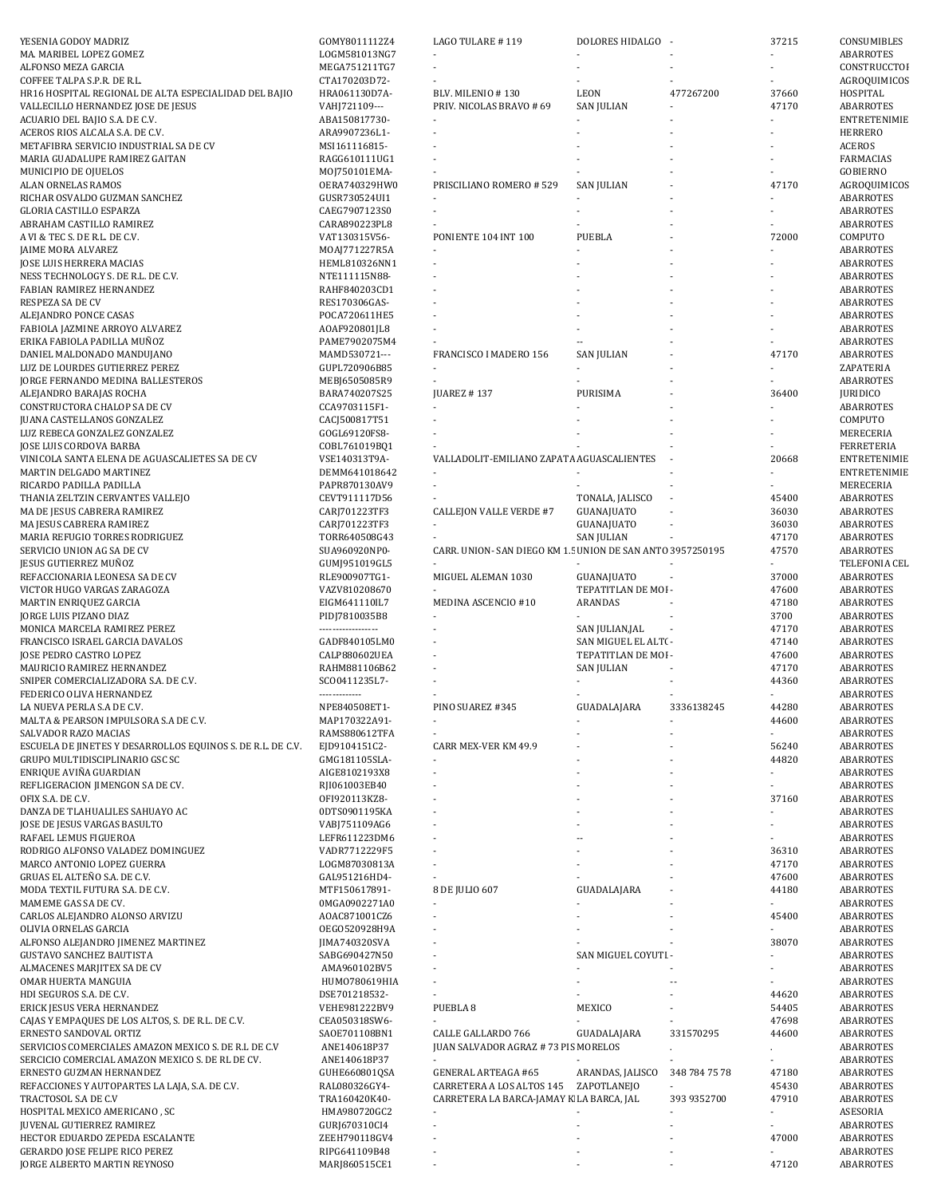| | | | | | | |
|---|---|---|---|---|---|---|
| YESENIA GODOY MADRIZ | GOMY8011112Z4 | LAGO TULARE # 119 | DOLORES HIDALGO | - | 37215 | CONSUMIBLES |
| MA. MARIBEL LOPEZ GOMEZ | LOGM581013NG7 | - | - | - | - | ABARROTES |
| ALFONSO MEZA GARCIA | MEGA751211TG7 | - | - | - | - | CONSTRUCCTOI |
| COFFEE TALPA S.P.R. DE R.L. | CTA170203D72- | - | - | - | - | AGROQUIMICOS |
| HR16 HOSPITAL REGIONAL DE ALTA ESPECIALIDAD DEL BAJIO | HRA061130D7A- | BLV. MILENIO # 130 | LEON | 477267200 | 37660 | HOSPITAL |
| VALLECILLO HERNANDEZ JOSE DE JESUS | VAHJ721109--- | PRIV. NICOLAS BRAVO # 69 | SAN JULIAN | - | 47170 | ABARROTES |
| ACUARIO DEL BAJIO S.A. DE C.V. | ABA150817730- | - | - | - | - | ENTRETENIMIE |
| ACEROS RIOS ALCALA S.A. DE C.V. | ARA9907236L1- | - | - | - | - | HERRERO |
| METAFIBRA SERVICIO INDUSTRIAL SA DE CV | MSI161116815- | - | - | - | - | ACEROS |
| MARIA GUADALUPE RAMIREZ GAITAN | RAGG610111UG1 | - | - | - | - | FARMACIAS |
| MUNICIPIO DE OJUELOS | MOJ750101EMA- | - | - | - | - | GOBIERNO |
| ALAN ORNELAS RAMOS | OERA740329HW0 | PRISCILIANO ROMERO # 529 | SAN JULIAN | - | 47170 | AGROQUIMICOS |
| RICHAR OSVALDO GUZMAN SANCHEZ | GUSR730524UI1 | - | - | - | - | ABARROTES |
| GLORIA CASTILLO ESPARZA | CAEG7907123S0 | - | - | - | - | ABARROTES |
| ABRAHAM CASTILLO RAMIREZ | CARA890223PL8 | - | - | - | - | ABARROTES |
| A VI & TEC S. DE R.L. DE C.V. | VAT130315V56- | PONIENTE 104 INT 100 | PUEBLA | - | 72000 | COMPUTO |
| JAIME MORA ALVAREZ | MOAJ771227R5A | - | - | - | - | ABARROTES |
| JOSE LUIS HERRERA MACIAS | HEML810326NN1 | - | - | - | - | ABARROTES |
| NESS TECHNOLOGY S. DE R.L. DE C.V. | NTE111115N88- | - | - | - | - | ABARROTES |
| FABIAN RAMIREZ HERNANDEZ | RAHF840203CD1 | - | - | - | - | ABARROTES |
| RESPEZA SA DE CV | RES170306GAS- | - | - | - | - | ABARROTES |
| ALEJANDRO PONCE CASAS | POCA720611HE5 | - | - | - | - | ABARROTES |
| FABIOLA JAZMINE ARROYO ALVAREZ | AOAF920801JL8 | - | - | - | - | ABARROTES |
| ERIKA FABIOLA PADILLA MUÑOZ | PAME7902075M4 | - | -- | - | - | ABARROTES |
| DANIEL MALDONADO MANDUJANO | MAMD530721--- | FRANCISCO I MADERO 156 | SAN JULIAN | - | 47170 | ABARROTES |
| LUZ DE LOURDES GUTIERREZ PEREZ | GUPL720906B85 | - | - | - | - | ZAPATERIA |
| JORGE FERNANDO MEDINA BALLESTEROS | MEBJ6505085R9 | - | - | - | - | ABARROTES |
| ALEJANDRO BARAJAS ROCHA | BARA740207S25 | JUAREZ # 137 | PURISIMA | - | 36400 | JURIDICO |
| CONSTRUCTORA CHALOP SA DE CV | CCA9703115F1- | - | - | - | - | ABARROTES |
| JUANA CASTELLANOS GONZALEZ | CACJ500817T51 | - | - | - | - | COMPUTO |
| LUZ REBECA GONZALEZ GONZALEZ | GOGL69120FS8- | - | - | - | - | MERECERIA |
| JOSE LUIS CORDOVA BARBA | COBL761019BQ1 | - | - | - | - | FERRETERIA |
| VINICOLA SANTA ELENA DE AGUASCALIETES SA DE CV | VSE140313T9A- | VALLADOLIT-EMILIANO ZAPATA | AGUASCALIENTES | - | 20668 | ENTRETENIMIE |
| MARTIN DELGADO MARTINEZ | DEMM641018642 | - | - | - | - | ENTRETENIMIE |
| RICARDO PADILLA PADILLA | PAPR870130AV9 | - | - | - | - | MERECERIA |
| THANIA ZELTZIN CERVANTES VALLEJO | CEVT911117D56 | - | TONALA, JALISCO | - | 45400 | ABARROTES |
| MA DE JESUS CABRERA RAMIREZ | CARJ701223TF3 | CALLEJON VALLE VERDE #7 | GUANAJUATO | - | 36030 | ABARROTES |
| MA JESUS CABRERA RAMIREZ | CARJ701223TF3 | - | GUANAJUATO | - | 36030 | ABARROTES |
| MARIA REFUGIO TORRES RODRIGUEZ | TORR640508G43 | - | SAN JULIAN | - | 47170 | ABARROTES |
| SERVICIO UNION AG SA DE CV | SUA960920NP0- | CARR. UNION- SAN DIEGO KM 1.5 | UNION DE SAN ANTO | 3957250195 | 47570 | ABARROTES |
| JESUS GUTIERREZ MUÑOZ | GUMJ951019GL5 | - | - | - | - | TELEFONIA CEL |
| REFACCIONARIA LEONESA SA DE CV | RLE900907TG1- | MIGUEL ALEMAN 1030 | GUANAJUATO | - | 37000 | ABARROTES |
| VICTOR HUGO VARGAS ZARAGOZA | VAZV810208670 | - | TEPATITLAN DE MOI | - | 47600 | ABARROTES |
| MARTIN ENRIQUEZ GARCIA | EIGM641110IL7 | MEDINA ASCENCIO #10 | ARANDAS | - | 47180 | ABARROTES |
| JORGE LUIS PIZANO DIAZ | PIDJ7810035B8 | - | - | - | 3700 | ABARROTES |
| MONICA MARCELA RAMIREZ PEREZ | ------------------ | - | SAN JULIAN,JAL | - | 47170 | ABARROTES |
| FRANCISCO ISRAEL GARCIA DAVALOS | GADF840105LM0 | - | SAN MIGUEL EL ALTO | - | 47140 | ABARROTES |
| JOSE PEDRO CASTRO LOPEZ | CALP880602UEA | - | TEPATITLAN DE MOI | - | 47600 | ABARROTES |
| MAURICIO RAMIREZ HERNANDEZ | RAHM881106B62 | - | SAN JULIAN | - | 47170 | ABARROTES |
| SNIPER COMERCIALIZADORA S.A. DE C.V. | SCO0411235L7- | - | - | - | 44360 | ABARROTES |
| FEDERICO OLIVA HERNANDEZ | ------------- | - | - | - | - | ABARROTES |
| LA NUEVA PERLA S.A DE C.V. | NPE840508ET1- | PINO SUAREZ #345 | GUADALAJARA | 3336138245 | 44280 | ABARROTES |
| MALTA & PEARSON IMPULSORA S.A DE C.V. | MAP170322A91- | - | - | - | 44600 | ABARROTES |
| SALVADOR RAZO MACIAS | RAMS880612TFA | - | - | - | - | ABARROTES |
| ESCUELA DE JINETES Y DESARROLLOS EQUINOS S. DE R.L. DE C.V. | EJD9104151C2- | CARR MEX-VER KM 49.9 | - | - | 56240 | ABARROTES |
| GRUPO MULTIDISCIPLINARIO GSC SC | GMG181105SLA- | - | - | - | 44820 | ABARROTES |
| ENRIQUE AVIÑA GUARDIAN | AIGE8102193X8 | - | - | - | - | ABARROTES |
| REFLIGERACION JIMENGON SA DE CV. | RJI061003EB40 | - | - | - | - | ABARROTES |
| OFIX S.A. DE C.V. | OFI920113KZ8- | - | - | - | 37160 | ABARROTES |
| DANZA DE TLAHUALILES SAHUAYO AC | 0DTS0901195KA | - | - | - | - | ABARROTES |
| JOSE DE JESUS VARGAS BASULTO | VABJ751109AG6 | - | - | - | - | ABARROTES |
| RAFAEL LEMUS FIGUEROA | LEFR611223DM6 | - | -- | - | - | ABARROTES |
| RODRIGO ALFONSO VALADEZ DOMINGUEZ | VADR7712229F5 | - | - | - | 36310 | ABARROTES |
| MARCO ANTONIO LOPEZ GUERRA | LOGM87030813A | - | - | - | 47170 | ABARROTES |
| GRUAS EL ALTEÑO S.A. DE C.V. | GAL951216HD4- | - | - | - | 47600 | ABARROTES |
| MODA TEXTIL FUTURA S.A. DE C.V. | MTF150617891- | 8 DE JULIO 607 | GUADALAJARA | - | 44180 | ABARROTES |
| MAMEME GAS SA DE CV. | 0MGA0902271A0 | - | - | - | - | ABARROTES |
| CARLOS ALEJANDRO ALONSO ARVIZU | AOAC871001CZ6 | - | - | - | 45400 | ABARROTES |
| OLIVIA ORNELAS GARCIA | OEGO520928H9A | - | - | - | - | ABARROTES |
| ALFONSO ALEJANDRO JIMENEZ MARTINEZ | JIMA740320SVA | - | - | - | 38070 | ABARROTES |
| GUSTAVO SANCHEZ BAUTISTA | SABG690427N50 | - | SAN MIGUEL COYUTI | - | - | ABARROTES |
| ALMACENES MARJITEX SA DE CV | AMA960102BV5 | - | - | - | - | ABARROTES |
| OMAR HUERTA MANGUIA | HUMO780619HIA | - | - | -- | - | ABARROTES |
| HDI SEGUROS S.A. DE C.V. | DSE701218532- | - | - | - | 44620 | ABARROTES |
| ERICK JESUS VERA HERNANDEZ | VEHE981222BV9 | PUEBLA 8 | MEXICO | - | 54405 | ABARROTES |
| CAJAS Y EMPAQUES DE LOS ALTOS, S. DE R.L. DE C.V. | CEA050318SW6- | - | - | - | 47698 | ABARROTES |
| ERNESTO SANDOVAL ORTIZ | SAOE701108BN1 | CALLE GALLARDO 766 | GUADALAJARA | 331570295 | 44600 | ABARROTES |
| SERVICIOS COMERCIALES AMAZON MEXICO S. DE R.L DE C.V | ANE140618P37 | JUAN SALVADOR AGRAZ # 73 PIS | MORELOS | . | . | ABARROTES |
| SERCICIO COMERCIAL AMAZON MEXICO S. DE RL DE CV. | ANE140618P37 | - | - | - | - | ABARROTES |
| ERNESTO GUZMAN HERNANDEZ | GUHE660801QSA | GENERAL ARTEAGA #65 | ARANDAS, JALISCO | 348 784 75 78 | 47180 | ABARROTES |
| REFACCIONES Y AUTOPARTES LA LAJA, S.A. DE C.V. | RAL080326GY4- | CARRETERA A LOS ALTOS 145 | ZAPOTLANEJO | - | 45430 | ABARROTES |
| TRACTOSOL S.A DE C.V | TRA160420K40- | CARRETERA LA BARCA-JAMAY K | LA BARCA, JAL | 393 9352700 | 47910 | ABARROTES |
| HOSPITAL MEXICO AMERICANO , SC | HMA980720GC2 | - | - | - | - | ASESORIA |
| JUVENAL GUTIERREZ RAMIREZ | GURJ670310CI4 | - | - | - | - | ABARROTES |
| HECTOR EDUARDO ZEPEDA ESCALANTE | ZEEH790118GV4 | - | - | - | 47000 | ABARROTES |
| GERARDO JOSE FELIPE RICO PEREZ | RIPG641109B48 | - | - | - | - | ABARROTES |
| JORGE ALBERTO MARTIN REYNOSO | MARJ860515CE1 | - | - | - | 47120 | ABARROTES |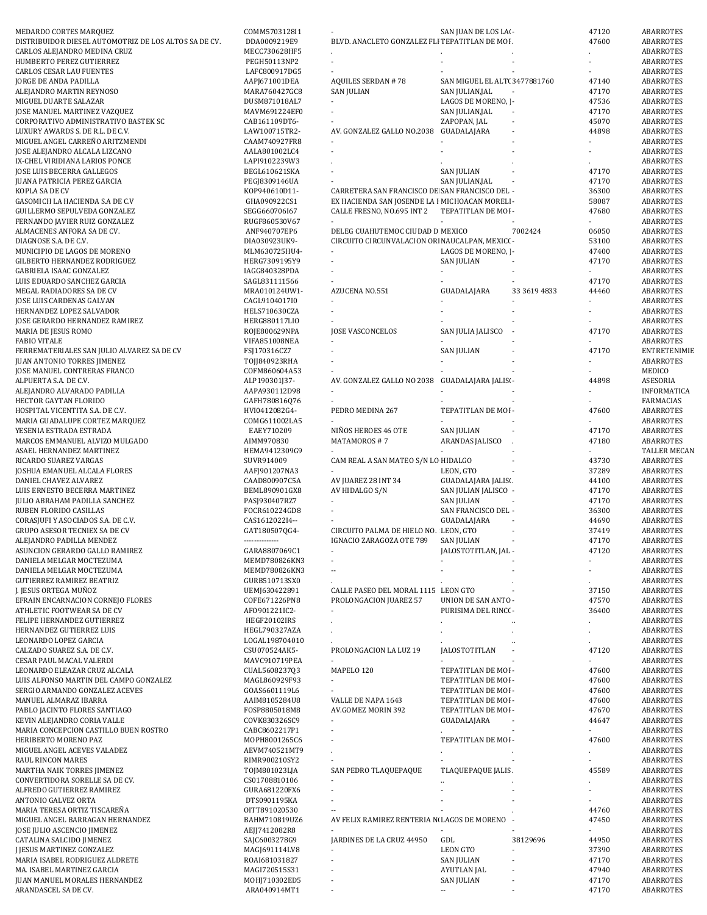| | | | | | | |
|---|---|---|---|---|---|---|
| MEDARDO CORTES MARQUEZ | COMM5703128I1 | - | SAN JUAN DE LOS LA( | - | 47120 | ABARROTES |
| DISTRIBUIDOR DIESEL AUTOMOTRIZ DE LOS ALTOS SA DE CV. | DDA0009219E9 | BLVD. ANACLETO GONZALEZ FLI | TEPATITLAN DE MOI | - | 47600 | ABARROTES |
| CARLOS ALEJANDRO MEDINA CRUZ | MECC730628HF5 | . | . | . | . | ABARROTES |
| HUMBERTO PEREZ GUTIERREZ | PEGH50113NP2 | - | - | - | - | ABARROTES |
| CARLOS CESAR LAU FUENTES | LAFC800917DG5 | - | - | - | - | ABARROTES |
| JORGE DE ANDA PADILLA | AAPJ671001DEA | AQUILES SERDAN # 78 | SAN MIGUEL EL ALTC | 3477881760 | 47140 | ABARROTES |
| ALEJANDRO MARTIN REYNOSO | MARA760427GC8 | SAN JULIAN | SAN JULIAN,JAL | - | 47170 | ABARROTES |
| MIGUEL DUARTE SALAZAR | DUSM871018AL7 | - | LAGOS DE MORENO, J | - | 47536 | ABARROTES |
| JOSE MANUEL MARTINEZ VAZQUEZ | MAVM691224EF0 | - | SAN JULIAN,JAL | - | 47170 | ABARROTES |
| CORPORATIVO ADMINISTRATIVO BASTEK SC | CAB161109DT6- | - | ZAPOPAN, JAL | - | 45070 | ABARROTES |
| LUXURY AWARDS S. DE R.L. DE C.V. | LAW100715TR2- | AV. GONZALEZ GALLO NO.2038 | GUADALAJARA | - | 44898 | ABARROTES |
| MIGUEL ANGEL CARREÑO ARITZMENDI | CAAM740927FR8 | - | - | - | - | ABARROTES |
| JOSE ALEJANDRO ALCALA LIZCANO | AALA801002LC4 | - | - | - | - | ABARROTES |
| IX-CHEL VIRIDIANA LARIOS PONCE | LAPI9102239W3 | . | . | . | . | ABARROTES |
| JOSE LUIS BECERRA GALLEGOS | BEGL610621SKA | - | SAN JULIAN | - | 47170 | ABARROTES |
| JUANA PATRICIA PEREZ GARCIA | PEGJ8309146UA | - | SAN JULIAN,JAL | - | 47170 | ABARROTES |
| KOPLA SA DE CV | KOP940610D11- | CARRETERA SAN FRANCISCO DE | SAN FRANCISCO DEL | - | 36300 | ABARROTES |
| GASOMICH LA HACIENDA S.A DE C.V | GHA090922CS1 | EX HACIENDA SAN JOSENDE LA H | MICHOACAN MORELI | - | 58087 | ABARROTES |
| GUILLERMO SEPULVEDA GONZALEZ | SEGG660706I67 | CALLE FRESNO, NO.695 INT 2 | TEPATITLAN DE MOI | - | 47680 | ABARROTES |
| FERNANDO JAVIER RUIZ GONZALEZ | RUGF860530V67 | - | - | - | - | ABARROTES |
| ALMACENES ANFORA SA DE CV. | ANF940707EP6 | DELEG CUAHUTEMOC CIUDAD D | MEXICO | 7002424 | 06050 | ABARROTES |
| DIAGNOSE S.A. DE C.V. | DIA030923UK9- | CIRCUITO CIRCUNVALACION ORI | NAUCALPAN, MEXICO | - | 53100 | ABARROTES |
| MUNICIPIO DE LAGOS DE MORENO | MLM630725HU4- | - | LAGOS DE MORENO, J | - | 47400 | ABARROTES |
| GILBERTO HERNANDEZ RODRIGUEZ | HERG7309195Y9 | - | SAN JULIAN | - | 47170 | ABARROTES |
| GABRIELA ISAAC GONZALEZ | IAGG840328PDA | - | - | - | - | ABARROTES |
| LUIS EDUARDO SANCHEZ GARCIA | SAGL831111566 | - | - | - | 47170 | ABARROTES |
| MEGAL RADIADORES SA DE CV | MRA010124UW1- | AZUCENA NO.551 | GUADALAJARA | 33 3619 4833 | 44460 | ABARROTES |
| JOSE LUIS CARDENAS GALVAN | CAGL9104017I0 | - | - | - | - | ABARROTES |
| HERNANDEZ LOPEZ SALVADOR | HELS710630CZA | - | - | - | - | ABARROTES |
| JOSE GERARDO HERNANDEZ RAMIREZ | HERG880117LI0 | - | - | - | - | ABARROTES |
| MARIA DE JESUS ROMO | ROJE800629NPA | JOSE VASCONCELOS | SAN JULIA JALISCO | - | 47170 | ABARROTES |
| FABIO VITALE | VIFA851008NEA | - | - | - | - | ABARROTES |
| FERREMATERIALES SAN JULIO ALVAREZ SA DE CV | FSJ170316CZ7 | - | SAN JULIAN | - | 47170 | ENTRETENIMIE |
| JUAN ANTONIO TORRES JIMENEZ | TOJJ840923RHA | - | - | - | - | ABARROTES |
| JOSE MANUEL CONTRERAS FRANCO | COFM860604A53 | - | - | - | - | MEDICO |
| ALPUERTA S.A. DE C.V. | ALP190301J37- | AV. GONZALEZ GALLO NO 2038 | GUADALAJARA JALIS( | - | 44898 | ASESORIA |
| ALEJANDRO ALVARADO PADILLA | AAPA930112D98 | - | - | - | - | INFORMATICA |
| HECTOR GAYTAN FLORIDO | GAFH780816Q76 | - | - | - | - | FARMACIAS |
| HOSPITAL VICENTITA S.A. DE C.V. | HVI0412082G4- | PEDRO MEDINA 267 | TEPATITLAN DE MOI | - | 47600 | ABARROTES |
| MARIA GUADALUPE CORTEZ MARQUEZ | COMG611002LA5 | - | - | - | - | ABARROTES |
| YESENIA ESTRADA ESTRADA | EAEY710209 | NIÑOS HEROES 46 OTE | SAN JULIAN | - | 47170 | ABARROTES |
| MARCOS EMMANUEL ALVIZO MULGADO | AIMM970830 | MATAMOROS # 7 | ARANDAS JALISCO | . | 47180 | ABARROTES |
| ASAEL HERNANDEZ MARTINEZ | HEMA9412309G9 | - | - | - | - | TALLER MECAN |
| RICARDO SUAREZ VARGAS | SUVR914009 | CAM REAL A SAN MATEO S/N LO | HIDALGO | - | 43730 | ABARROTES |
| JOSHUA EMANUEL ALCALA FLORES | AAFJ901207NA3 | - | LEON, GTO | - | 37289 | ABARROTES |
| DANIEL CHAVEZ ALVAREZ | CAAD800907C5A | AV JUAREZ 28 INT 34 | GUADALAJARA JALIS( | - | 44100 | ABARROTES |
| LUIS ERNESTO BECERRA MARTINEZ | BEML890901GX8 | AV HIDALGO S/N | SAN JULIAN JALISCO | - | 47170 | ABARROTES |
| JULIO ABRAHAM PADILLA SANCHEZ | PASJ930407RZ7 | - | SAN JULIAN | - | 47170 | ABARROTES |
| RUBEN FLORIDO CASILLAS | FOCR610224GD8 | - | SAN FRANCISCO DEL | - | 36300 | ABARROTES |
| CORASJUFI Y ASOCIADOS S.A. DE C.V. | CAS1612022I4-- | - | GUADALAJARA | - | 44690 | ABARROTES |
| GRUPO ASESOR TECNIEX SA DE CV | GAT180507QG4- | CIRCUITO PALMA DE HIELO NO. | LEON, GTO | - | 37419 | ABARROTES |
| ALEJANDRO PADILLA MENDEZ | ------------- | IGNACIO ZARAGOZA OTE 789 | SAN JULIAN | - | 47170 | ABARROTES |
| ASUNCION GERARDO GALLO RAMIREZ | GARA8807069C1 | - | JALOSTOTITLAN, JAL | - | 47120 | ABARROTES |
| DANIELA MELGAR MOCTEZUMA | MEMD780826KN3 | - | - | - | - | ABARROTES |
| DANIELA MELGAR MOCTEZUMA | MEMD780826KN3 | -- | - | - | - | ABARROTES |
| GUTIERREZ RAMIREZ BEATRIZ | GURB510713SX0 | . | . | . | . | ABARROTES |
| J. JESUS ORTEGA MUÑOZ | UEMJ630422891 | CALLE PASEO DEL MORAL 1115 | LEON GTO | - | 37150 | ABARROTES |
| EFRAIN ENCARNACION CORNEJO FLORES | COFE671226PN8 | PROLONGACION JUAREZ 57 | UNION DE SAN ANTO | - | 47570 | ABARROTES |
| ATHLETIC FOOTWEAR SA DE CV | AFO9012211C2- | - | PURISIMA DEL RINC( | - | 36400 | ABARROTES |
| FELIPE HERNANDEZ GUTIERREZ | HEGF20102IRS | . | . | .. | . | ABARROTES |
| HERNANDEZ GUTIERREZ LUIS | HEGL790327AZA | . | . | . | . | ABARROTES |
| LEONARDO LOPEZ GARCIA | LOGAL198704010 | . | . | .. | . | ABARROTES |
| CALZADO SUAREZ S.A. DE C.V. | CSU070524AK5- | PROLONGACION LA LUZ 19 | JALOSTOTITLAN | - | 47120 | ABARROTES |
| CESAR PAUL MACAL VALERDI | MAVC910719PEA | - | - | - | - | ABARROTES |
| LEONARDO ELEAZAR CRUZ ALCALA | CUAL5608237Q3 | MAPELO 120 | TEPATITLAN DE MOI | - | 47600 | ABARROTES |
| LUIS ALFONSO MARTIN DEL CAMPO GONZALEZ | MAGL860929F93 | - | TEPATITLAN DE MOI | - | 47600 | ABARROTES |
| SERGIO ARMANDO GONZALEZ ACEVES | GOAS6601119L6 | - | TEPATITLAN DE MOI | - | 47600 | ABARROTES |
| MANUEL ALMARAZ IBARRA | AAIM8105284U8 | VALLE DE NAPA 1643 | TEPATITLAN DE MOI | - | 47600 | ABARROTES |
| PABLO JACINTO FLORES SANTIAGO | FOSP8805018M8 | AV.GOMEZ MORIN 392 | TEPATITLAN DE MOI | - | 47670 | ABARROTES |
| KEVIN ALEJANDRO CORIA VALLE | COVK830326SC9 | - | GUADALAJARA | - | 44647 | ABARROTES |
| MARIA CONCEPCION CASTILLO BUEN ROSTRO | CABC8602217P1 | - | - | - | - | ABARROTES |
| HERIBERTO MORENO PAZ | MOPH8001265C6 | - | TEPATITLAN DE MOI | - | 47600 | ABARROTES |
| MIGUEL ANGEL ACEVES VALADEZ | AEVM740521MT9 | . | . | . | . | ABARROTES |
| RAUL RINCON MARES | RIMR900210SY2 | - | - | - | - | ABARROTES |
| MARTHA NAIK TORRES JIMENEZ | TOJM801023LJA | SAN PEDRO TLAQUEPAQUE | TLAQUEPAQUE JALIS | . | 45589 | ABARROTES |
| CONVERTIDORA SORELLE SA DE CV. | CS01708810106 | - | .. | . | . | ABARROTES |
| ALFREDO GUTIERREZ RAMIREZ | GURA681220FX6 | - | - | - | - | ABARROTES |
| ANTONIO GALVEZ ORTA | DTS0901195KA | - | - | - | - | ABARROTES |
| MARIA TERESA ORTIZ TISCAREÑA | OITT891020530 | -- | - | - | 44760 | ABARROTES |
| MIGUEL ANGEL BARRAGAN HERNANDEZ | BAHM710819UZ6 | AV FELIX RAMIREZ RENTERIA N( | LAGOS DE MORENO | - | 47450 | ABARROTES |
| JOSE JULIO ASCENCIO JIMENEZ | AEJJ7412082R8 | - | - | - | - | ABARROTES |
| CATALINA SALCIDO JIMENEZ | SAJC6003278G9 | JARDINES DE LA CRUZ 44950 | GDL | 38129696 | 44950 | ABARROTES |
| J JESUS MARTINEZ GONZALEZ | MAGJ691114LV8 | - | LEON GTO | - | 37390 | ABARROTES |
| MARIA ISABEL RODRIGUEZ ALDRETE | ROAI681031827 | - | SAN JULIAN | - | 47170 | ABARROTES |
| MA. ISABEL MARTINEZ GARCIA | MAGI720515S31 | - | AYUTLAN JAL | - | 47940 | ABARROTES |
| JUAN MANUEL MORALES HERNANDEZ | MOHJ710302ED5 | - | SAN JULIAN | - | 47170 | ABARROTES |
| ARANDASCEL SA DE CV. | ARA040914MT1 | - | -- | - | 47170 | ABARROTES |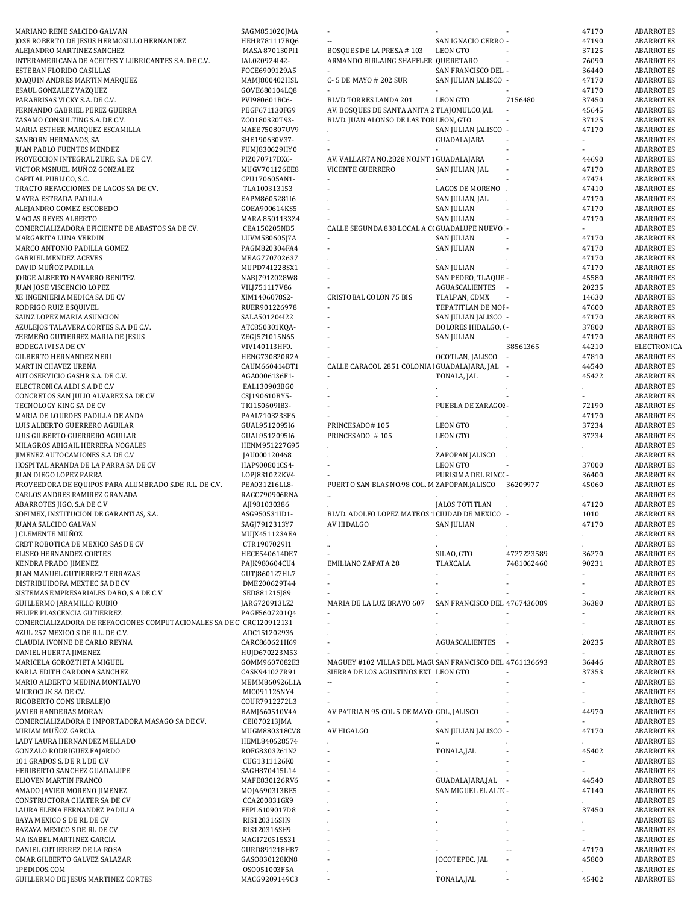| | | | | | | |
|---|---|---|---|---|---|---|
| MARIANO RENE SALCIDO GALVAN | SAGM851020JMA | - | - | - | 47170 | ABARROTES |
| JOSE ROBERTO DE JESUS HERMOSILLO HERNANDEZ | HEHR781117BQ6 | -- | SAN IGNACIO CERRO | - | 47190 | ABARROTES |
| ALEJANDRO MARTINEZ SANCHEZ | MASA870130PI1 | BOSQUES DE LA PRESA # 103 | LEON GTO | - | 37125 | ABARROTES |
| INTERAMERICANA DE ACEITES Y LUBRICANTES S.A. DE C.V. | IAL020924I42- | ARMANDO BIRLAING SHAFFLER | QUERETARO | - | 76090 | ABARROTES |
| ESTEBAN FLORIDO CASILLAS | FOCE6909129A5 | - | SAN FRANCISCO DEL | - | 36440 | ABARROTES |
| JOAQUIN ANDRES MARTIN MARQUEZ | MAMJ800402HSL | C- 5 DE MAYO # 202 SUR | SAN JULIAN JALISCO | - | 47170 | ABARROTES |
| ESAUL GONZALEZ VAZQUEZ | GOVE680104LQ8 | - | - | - | 47170 | ABARROTES |
| PARABRISAS VICKY S.A. DE C.V. | PVI980601BC6- | BLVD TORRES LANDA 201 | LEON GTO | 7156480 | 37450 | ABARROTES |
| FERNANDO GABRIEL PEREZ GUERRA | PEGF671130FG9 | AV. BOSQUES DE SANTA ANITA 2 | TLAJOMULCO.JAL | - | 45645 | ABARROTES |
| ZASAMO CONSULTING S.A. DE C.V. | ZCO180320T93- | BLVD. JUAN ALONSO DE LAS TOR | LEON, GTO | - | 37125 | ABARROTES |
| MARIA ESTHER MARQUEZ ESCAMILLA | MAEE750807UV9 | . | SAN JULIAN JALISCO | - | 47170 | ABARROTES |
| SANBORN HERMANOS, SA | SHE190630V37- | - | GUADALAJARA | - | - | ABARROTES |
| JUAN PABLO FUENTES MENDEZ | FUMJ830629HY0 | - | - | - | - | ABARROTES |
| PROYECCION INTEGRAL ZURE, S.A. DE C.V. | PIZ070717DX6- | AV. VALLARTA NO.2828 NO.INT 1 | GUADALAJARA | - | 44690 | ABARROTES |
| VICTOR MSNUEL MUÑOZ GONZALEZ | MUGV701126EE8 | VICENTE GUERRERO | SAN JULIAN, JAL | - | 47170 | ABARROTES |
| CAPITAL PUBLICO, S.C. | CPU170605AN1- | - | - | - | 47474 | ABARROTES |
| TRACTO REFACCIONES DE LAGOS SA DE CV. | TLA100313153 | - | LAGOS DE MORENO | . | 47410 | ABARROTES |
| MAYRA ESTRADA PADILLA | EAPM860528II6 | . | SAN JULIAN, JAL | . | 47170 | ABARROTES |
| ALEJANDRO GOMEZ ESCOBEDO | GOEA900614KS5 | - | SAN JULIAN | - | 47170 | ABARROTES |
| MACIAS REYES ALBERTO | MARA8501133Z4 | - | SAN JULIAN | - | 47170 | ABARROTES |
| COMERCIALIZADORA EFICIENTE DE ABASTOS SA DE CV. | CEA150205NB5 | CALLE SEGUNDA 838 LOCAL A C | GUADALUPE NUEVO | - | - | ABARROTES |
| MARGARITA LUNA VERDIN | LUVM580605J7A | - | SAN JULIAN | - | 47170 | ABARROTES |
| MARCO ANTONIO PADILLA GOMEZ | PAGM820304FA4 | - | SAN JULIAN | - | 47170 | ABARROTES |
| GABRIEL MENDEZ ACEVES | MEAG770702637 | . | . | . | 47170 | ABARROTES |
| DAVID MUÑOZ PADILLA | MUPD741228SX1 | - | SAN JULIAN | - | 47170 | ABARROTES |
| JORGE ALBERTO NAVARRO BENITEZ | NABJ7912028W8 | - | SAN PEDRO, TLAQUE | - | 45580 | ABARROTES |
| JUAN JOSE VISCENCIO LOPEZ | VILJ751117V86 | - | AGUASCALIENTES | - | 20235 | ABARROTES |
| XE INGENIERIA MEDICA SA DE CV | XIM140607852- | CRISTOBAL COLON 75 BIS | TLALPAN, CDMX | - | 14630 | ABARROTES |
| RODRIGO RUIZ ESQUIVEL | RUER901226978 | - | TEPATITLAN DE MOI | - | 47600 | ABARROTES |
| SAINZ LOPEZ MARIA ASUNCION | SALA501204I22 | - | SAN JULIAN JALISCO | - | 47170 | ABARROTES |
| AZULEJOS TALAVERA CORTES S.A. DE C.V. | ATC850301KQA- | - | DOLORES HIDALGO, ( | - | 37800 | ABARROTES |
| ZERMEÑO GUTIERREZ MARIA DE JESUS | ZEGJ571015N65 | - | SAN JULIAN | - | 47170 | ABARROTES |
| BODEGA IVI SA DE CV | VIV140113HF0. | - | - | 38561365 | 44210 | ELECTRONICA |
| GILBERTO HERNANDEZ NERI | HENG730820R2A | - | OCOTLAN, JALISCO | - | 47810 | ABARROTES |
| MARTIN CHAVEZ UREÑA | CAUM660414BT1 | CALLE CARACOL 2851 COLONIA I | GUADALAJARA, JAL | - | 44540 | ABARROTES |
| AUTOSERVICIO GASHR S.A. DE C.V. | AGA0006136F1- | - | TONALA, JAL | - | 45422 | ABARROTES |
| ELECTRONICA ALDI S.A DE C.V | EAL130903BG0 | . | . | . | . | ABARROTES |
| CONCRETOS SAN JULIO ALVAREZ SA DE CV | CSJ190610BY5- | - | - | - | - | ABARROTES |
| TECNOLOGY KING SA DE CV | TKI150609IB3- | - | PUEBLA DE ZARAGOZ | - | 72190 | ABARROTES |
| MARIA DE LOURDES PADILLA DE ANDA | PAAL710323SF6 | - | - | - | 47170 | ABARROTES |
| LUIS ALBERTO GUERRERO AGUILAR | GUAL951209SI6 | PRINCESADO# 105 | LEON GTO | . | 37234 | ABARROTES |
| LUIS GILBERTO GUERRERO AGUILAR | GUAL951209SI6 | PRINCESADO # 105 | LEON GTO | . | 37234 | ABARROTES |
| MILAGROS ABIGAIL HERRERA NOGALES | HENM951227G95 | . | . | . | . | ABARROTES |
| JIMENEZ AUTOCAMIONES S.A DE C.V | JAU000120468 | . | ZAPOPAN JALISCO | . | . | ABARROTES |
| HOSPITAL ARANDA DE LA PARRA SA DE CV | HAP900801CS4- | - | LEON GTO | - | 37000 | ABARROTES |
| JUAN DIEGO LOPEZ PARRA | LOPJ831022KV4 | - | PURISIMA DEL RINC( | - | 36400 | ABARROTES |
| PROVEEDORA DE EQUIPOS PARA ALUMBRADO S.DE R.L. DE C.V. | PEA031216LL8- | PUERTO SAN BLAS NO.98 COL. M | ZAPOPAN.JALISCO | 36209977 | 45060 | ABARROTES |
| CARLOS ANDRES RAMIREZ GRANADA | RAGC790906RNA | ... | . | . | . | ABARROTES |
| ABARROTES JIGO, S.A DE C.V | AJI981030386 | . | JALOS TOTITLAN | . | 47120 | ABARROTES |
| SOFIMEX, INSTITUCION DE GARANTIAS, S.A. | ASG950531ID1- | BLVD. ADOLFO LOPEZ MATEOS 1 | CIUDAD DE MEXICO | - | 1010 | ABARROTES |
| JUANA SALCIDO GALVAN | SAGJ7912313Y7 | AV HIDALGO | SAN JULIAN | . | 47170 | ABARROTES |
| J CLEMENTE MUÑOZ | MUJX451123AEA | . | . | . | . | ABARROTES |
| CRBT ROBOTICA DE MEXICO SAS DE CV | CTR1907029I1 | .. | . | . | . | ABARROTES |
| ELISEO HERNANDEZ CORTES | HECE540614DE7 | - | SILAO, GTO | 4727223589 | 36270 | ABARROTES |
| KENDRA PRADO JIMENEZ | PAJK980604CU4 | EMILIANO ZAPATA 28 | TLAXCALA | 7481062460 | 90231 | ABARROTES |
| JUAN MANUEL GUTIERREZ TERRAZAS | GUTJ860127HL7 | - | - | - | - | ABARROTES |
| DISTRIBUIDORA MEXTEC SA DE CV | DME200629T44 | - | - | - | - | ABARROTES |
| SISTEMAS EMPRESARIALES DABO, S.A DE C.V | SED881215J89 | - | - | - | - | ABARROTES |
| GUILLERMO JARAMILLO RUBIO | JARG720913LZ2 | MARIA DE LA LUZ BRAVO 607 | SAN FRANCISCO DEL | 4767436089 | 36380 | ABARROTES |
| FELIPE PLASCENCIA GUTIERREZ | PAGF5607201Q4 | - | - | - | - | ABARROTES |
| COMERCIALIZADORA DE REFACCIONES COMPUTACIONALES SA DE C | CRC120912131 | - | - | - | - | ABARROTES |
| AZUL 257 MEXICO S DE R.L. DE C.V. | ADC151202936 | . | . | . | . | ABARROTES |
| CLAUDIA IVONNE DE CARLO REYNA | CARC860621H69 | - | AGUASCALIENTES | - | 20235 | ABARROTES |
| DANIEL HUERTA JIMENEZ | HUJD670223M53 | - | - | - | - | ABARROTES |
| MARICELA GOROZTIETA MIGUEL | GOMM9607082E3 | MAGUEY #102 VILLAS DEL MAGU | SAN FRANCISCO DEL | 4761136693 | 36446 | ABARROTES |
| KARLA EDITH CARDONA SANCHEZ | CASK941027R91 | SIERRA DE LOS AGUSTINOS EXT | LEON GTO | - | 37353 | ABARROTES |
| MARIO ALBERTO MEDINA MONTALVO | MEMM860926L1A | -- | - | - | - | ABARROTES |
| MICROCLIK SA DE CV. | MIC091126NY4 | - | - | - | - | ABARROTES |
| RIGOBERTO CONS URBALEJO | COUR7912272L3 | - | - | - | - | ABARROTES |
| JAVIER BANDERAS MORAN | BAMJ660510V4A | AV PATRIA N 95 COL 5 DE MAYO | GDL, JALISCO | - | 44970 | ABARROTES |
| COMERCIALIZADORA E IMPORTADORA MASAGO SA DE CV. | CEI070213JMA | - | - | - | - | ABARROTES |
| MIRIAM MUÑOZ GARCIA | MUGM880318CV8 | AV HIGALGO | SAN JULIAN JALISCO | - | 47170 | ABARROTES |
| LADY LAURA HERNANDEZ MELLADO | HEML840628574 | . | .. | . | . | ABARROTES |
| GONZALO RODRIGUEZ FAJARDO | ROFG8303261N2 | - | TONALA,JAL | - | 45402 | ABARROTES |
| 101 GRADOS S. DE R L DE C.V | CUG1311126K0 | - | - | - | - | ABARROTES |
| HERIBERTO SANCHEZ GUADALUPE | SAGH870415L14 | - | - | - | - | ABARROTES |
| ELIOVEN MARTIN FRANCO | MAFE830126RV6 | - | GUADALAJARA,JAL | - | 44540 | ABARROTES |
| AMADO JAVIER MORENO JIMENEZ | MOJA690313BE5 | - | SAN MIGUEL EL ALT( | - | 47140 | ABARROTES |
| CONSTRUCTORA CHATER SA DE CV | CCA200831GX9 | . | . | . | . | ABARROTES |
| LAURA ELENA FERNANDEZ PADILLA | FEPL6109017D8 | - | - | - | 37450 | ABARROTES |
| BAYA MEXICO S DE RL DE CV | RIS120316SH9 | . | . | . | . | ABARROTES |
| BAZAYA MEXICO S DE RL DE CV | RIS120316SH9 | . | . | . | . | ABARROTES |
| MA ISABEL MARTINEZ GARCIA | MAGI720515S31 | - | - | - | - | ABARROTES |
| DANIEL GUTIERREZ DE LA ROSA | GURD891218HB7 | - | - | -- | 47170 | ABARROTES |
| OMAR GILBERTO GALVEZ SALAZAR | GASO830128KN8 | - | JOCOTEPEC, JAL | - | 45800 | ABARROTES |
| 1PEDIDOS.COM | OSO051003F5A | . | . | . | . | ABARROTES |
| GUILLERMO DE JESUS MARTINEZ CORTES | MACG9209149C3 | - | TONALA,JAL | - | 45402 | ABARROTES |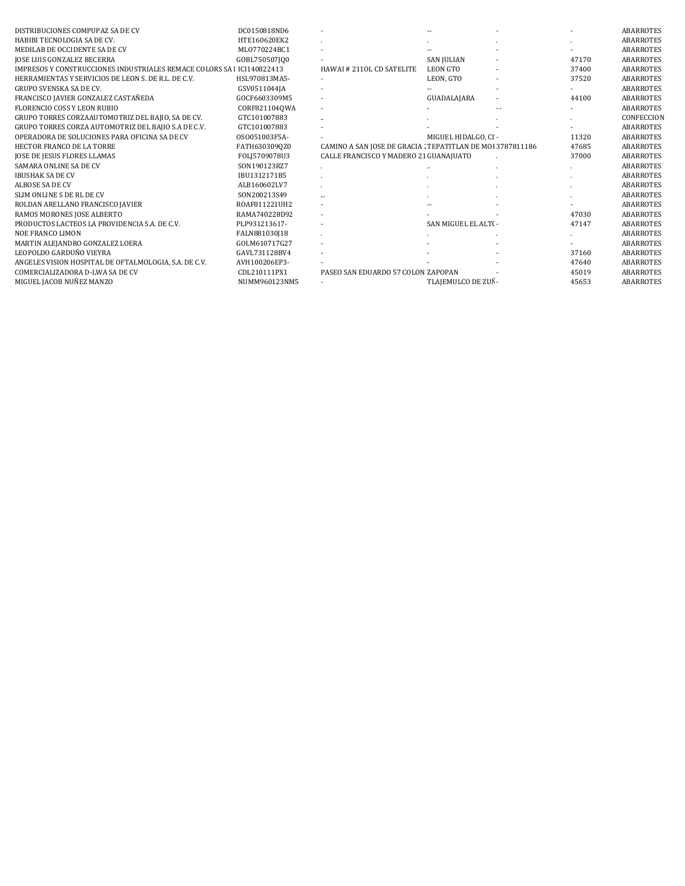| | | | | | | |
|---|---|---|---|---|---|---|
| DISTRIBUCIONES COMPUPAZ SA DE CV | DC0150818ND6 | - | -- | - | - | ABARROTES |
| HABIBI TECNOLOGIA SA DE CV. | HTE160620EK2 | . | . | . | . | ABARROTES |
| MEDILAB DE OCCIDENTE SA DE CV | MLO770224BC1 | - | -- | - | - | ABARROTES |
| JOSE LUIS GONZALEZ BECERRA | GOBL750507JQ0 | - | SAN JULIAN | - | 47170 | ABARROTES |
| IMPRESOS Y CONSTRUCCIONES INDUSTRIALES REMACE COLORS SA I | ICI140822413 | HAWAI # 211OL CD SATELITE | LEON GTO | - | 37400 | ABARROTES |
| HERRAMIENTAS Y SERVICIOS DE LEON S. DE R.L. DE C.V. | HSL970813MA5- | - | LEON, GTO | - | 37520 | ABARROTES |
| GRUPO SVENSKA SA DE CV. | GSV0511044JA | - | -- | - | - | ABARROTES |
| FRANCISCO JAVIER GONZALEZ CASTAÑEDA | GOCF6603309M5 | - | GUADALAJARA | - | 44100 | ABARROTES |
| FLORENCIO COSS Y LEON RUBIO | CORF821104QWA | - | - | -- | - | ABARROTES |
| GRUPO TORRES CORZAAUTOMOTRIZ DEL BAJIO, SA DE CV. | GTC101007883 | .. | . | . | . | CONFECCION |
| GRUPO TORRES CORZA AUTOMOTRIZ DEL BAJIO S.A DE C.V. | GTC101007883 | - | - | - | - | ABARROTES |
| OPERADORA DE SOLUCIONES PARA OFICINA SA DE CV | OSO051003F5A- | - | MIGUEL HIDALGO, CI - | | 11320 | ABARROTES |
| HECTOR FRANCO DE LA TORRE | FATH630309QZ0 | CAMINO A SAN JOSE DE GRACIA : | TEPATITLAN DE MOI | 3787811186 | 47685 | ABARROTES |
| JOSE DE JESUS FLORES LLAMAS | FOLJ5709078U3 | CALLE FRANCISCO Y MADERO 21 | GUANAJUATO | . | 37000 | ABARROTES |
| SAMARA ONLINE SA DE CV | SON190123RZ7 | . | .. | . | . | ABARROTES |
| IBUSHAK SA DE CV | IBU1312171B5 | . | . | . | . | ABARROTES |
| ALBOSE SA DE CV | ALB160602LV7 | . | . | . | . | ABARROTES |
| SLIM ONLINE S DE RL DE CV | SON200213S49 | ... | . | . | . | ABARROTES |
| ROLDAN ARELLANO FRANCISCO JAVIER | ROAF811221UH2 | - | -- | - | - | ABARROTES |
| RAMOS MORONES JOSE ALBERTO | RAMA740228D92 | - | - | - | 47030 | ABARROTES |
| PRODUCTOS LACTEOS LA PROVIDENCIA S.A. DE C.V. | PLP931213617- | - | SAN MIGUEL EL ALT( - | | 47147 | ABARROTES |
| NOE FRANCO LIMON | FALN881030J18 | . | . | . | . | ABARROTES |
| MARTIN ALEJANDRO GONZALEZ LOERA | GOLM610717G27 | - | - | - | - | ABARROTES |
| LEOPOLDO GARDUÑO VIEYRA | GAVL731128BV4 | - | - | - | 37160 | ABARROTES |
| ANGELES VISION HOSPITAL DE OFTALMOLOGIA, S.A. DE C.V. | AVH100206EP3- | - | - | - | 47640 | ABARROTES |
| COMERCIALIZADORA D-LWA SA DE CV | CDL210111PX1 | PASEO SAN EDUARDO 57 COLON | ZAPOPAN | - | 45019 | ABARROTES |
| MIGUEL JACOB NUÑEZ MANZO | NUMM960123NM5 | - | TLAJEMULCO DE ZUÑ - | | 45653 | ABARROTES |